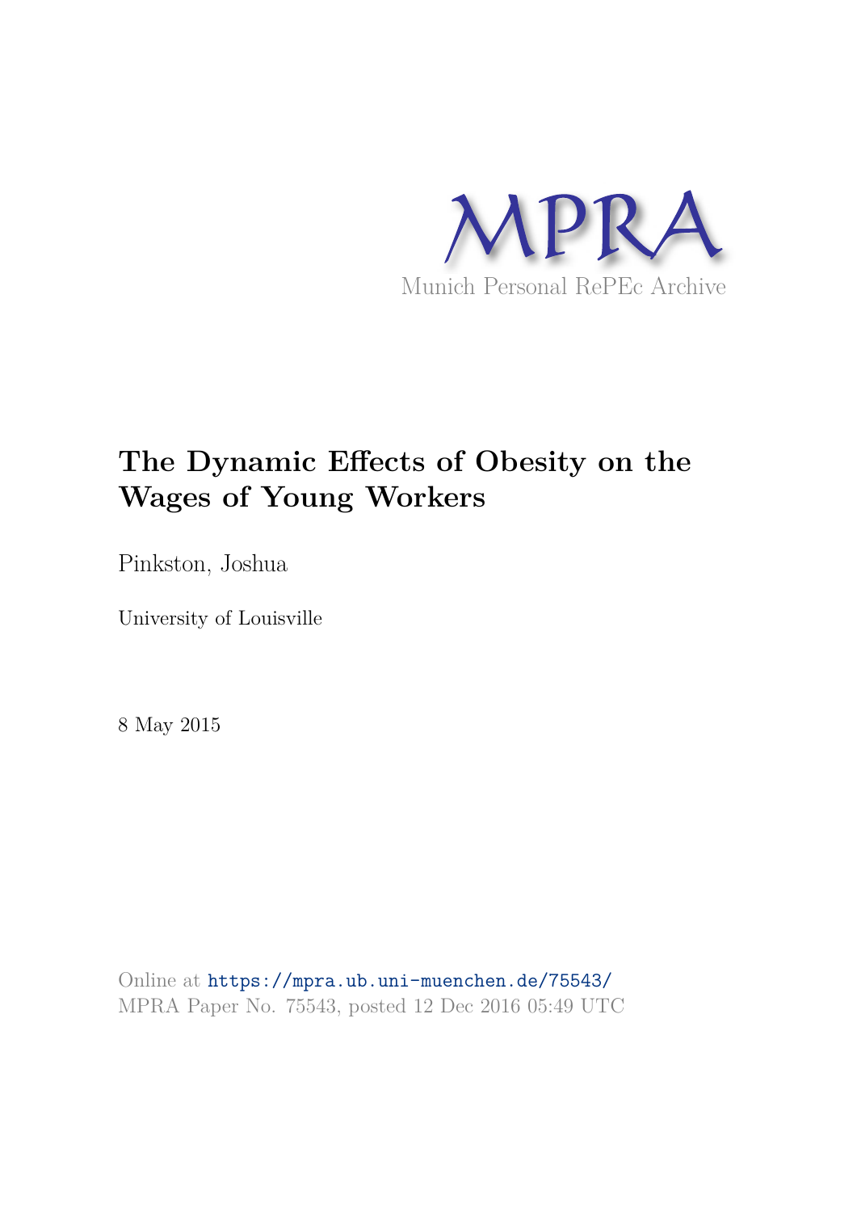MPRA

Munich Personal RePEc Archive

# The Dynamic Effects of Obesity on the Wages of Young Workers

Pinkston, Joshua

University of Louisville

8 May 2015

Online at https://mpra.ub.uni-muenchen.de/75543/
MPRA Paper No. 75543, posted 12 Dec 2016 05:49 UTC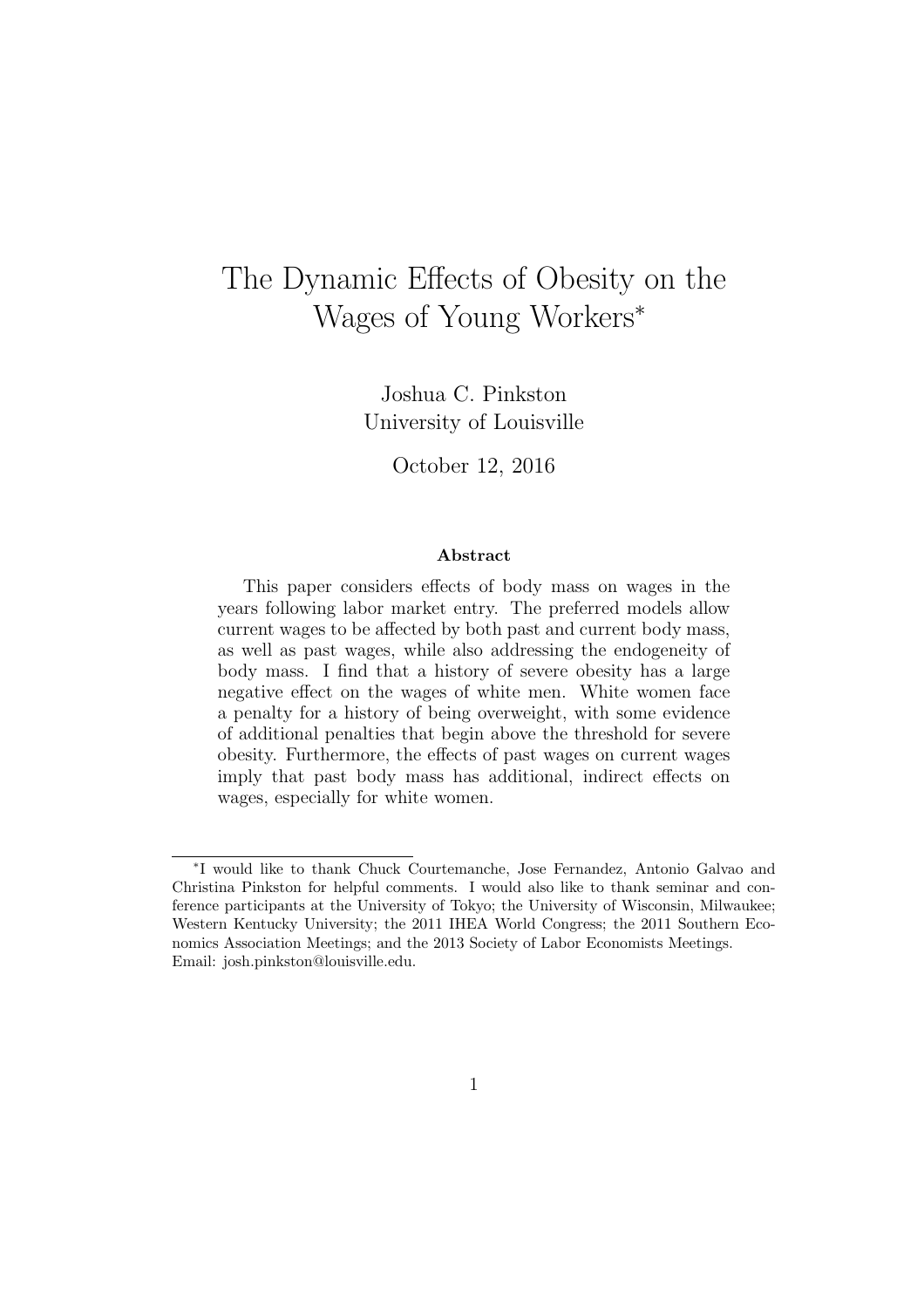# The Dynamic Effects of Obesity on the Wages of Young Workers*

Joshua C. Pinkston
University of Louisville

October 12, 2016

**Abstract**

This paper considers effects of body mass on wages in the years following labor market entry. The preferred models allow current wages to be affected by both past and current body mass, as well as past wages, while also addressing the endogeneity of body mass. I find that a history of severe obesity has a large negative effect on the wages of white men. White women face a penalty for a history of being overweight, with some evidence of additional penalties that begin above the threshold for severe obesity. Furthermore, the effects of past wages on current wages imply that past body mass has additional, indirect effects on wages, especially for white women.

---

*I would like to thank Chuck Courtemanche, Jose Fernandez, Antonio Galvao and Christina Pinkston for helpful comments. I would also like to thank seminar and conference participants at the University of Tokyo; the University of Wisconsin, Milwaukee; Western Kentucky University; the 2011 IHEA World Congress; the 2011 Southern Economics Association Meetings; and the 2013 Society of Labor Economists Meetings. Email: josh.pinkston@louisville.edu.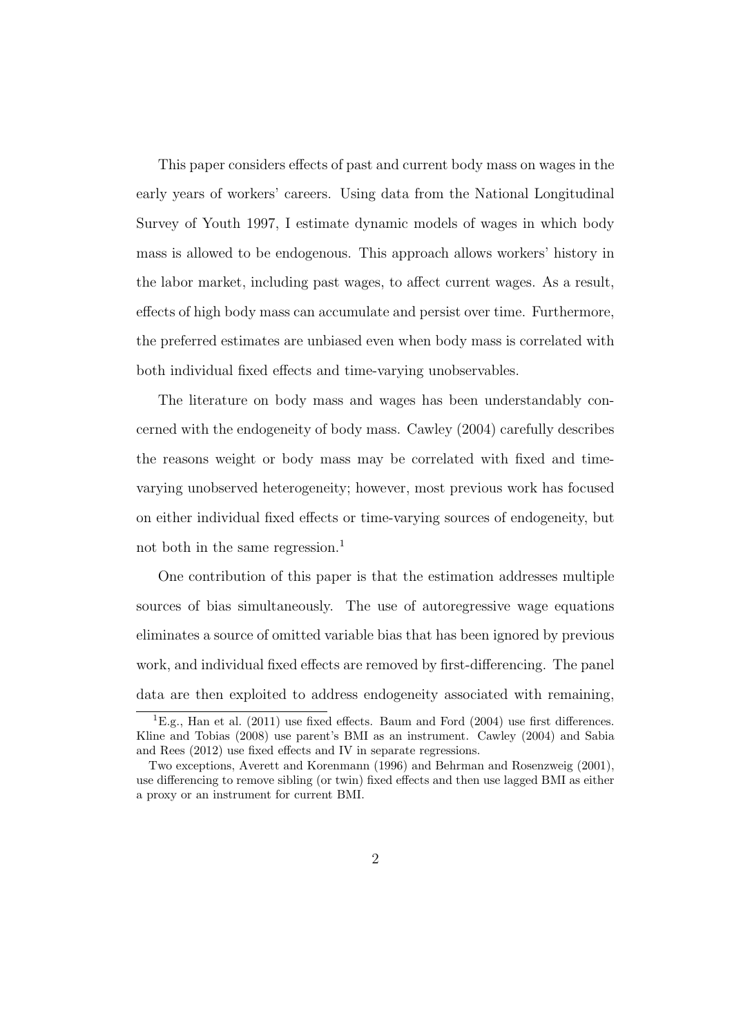This paper considers effects of past and current body mass on wages in the early years of workers' careers. Using data from the National Longitudinal Survey of Youth 1997, I estimate dynamic models of wages in which body mass is allowed to be endogenous. This approach allows workers' history in the labor market, including past wages, to affect current wages. As a result, effects of high body mass can accumulate and persist over time. Furthermore, the preferred estimates are unbiased even when body mass is correlated with both individual fixed effects and time-varying unobservables.

The literature on body mass and wages has been understandably concerned with the endogeneity of body mass. Cawley (2004) carefully describes the reasons weight or body mass may be correlated with fixed and time-varying unobserved heterogeneity; however, most previous work has focused on either individual fixed effects or time-varying sources of endogeneity, but not both in the same regression.[1]

One contribution of this paper is that the estimation addresses multiple sources of bias simultaneously. The use of autoregressive wage equations eliminates a source of omitted variable bias that has been ignored by previous work, and individual fixed effects are removed by first-differencing. The panel data are then exploited to address endogeneity associated with remaining,

[1] E.g., Han et al. (2011) use fixed effects. Baum and Ford (2004) use first differences. Kline and Tobias (2008) use parent's BMI as an instrument. Cawley (2004) and Sabia and Rees (2012) use fixed effects and IV in separate regressions.

Two exceptions, Averett and Korenmann (1996) and Behrman and Rosenzweig (2001), use differencing to remove sibling (or twin) fixed effects and then use lagged BMI as either a proxy or an instrument for current BMI.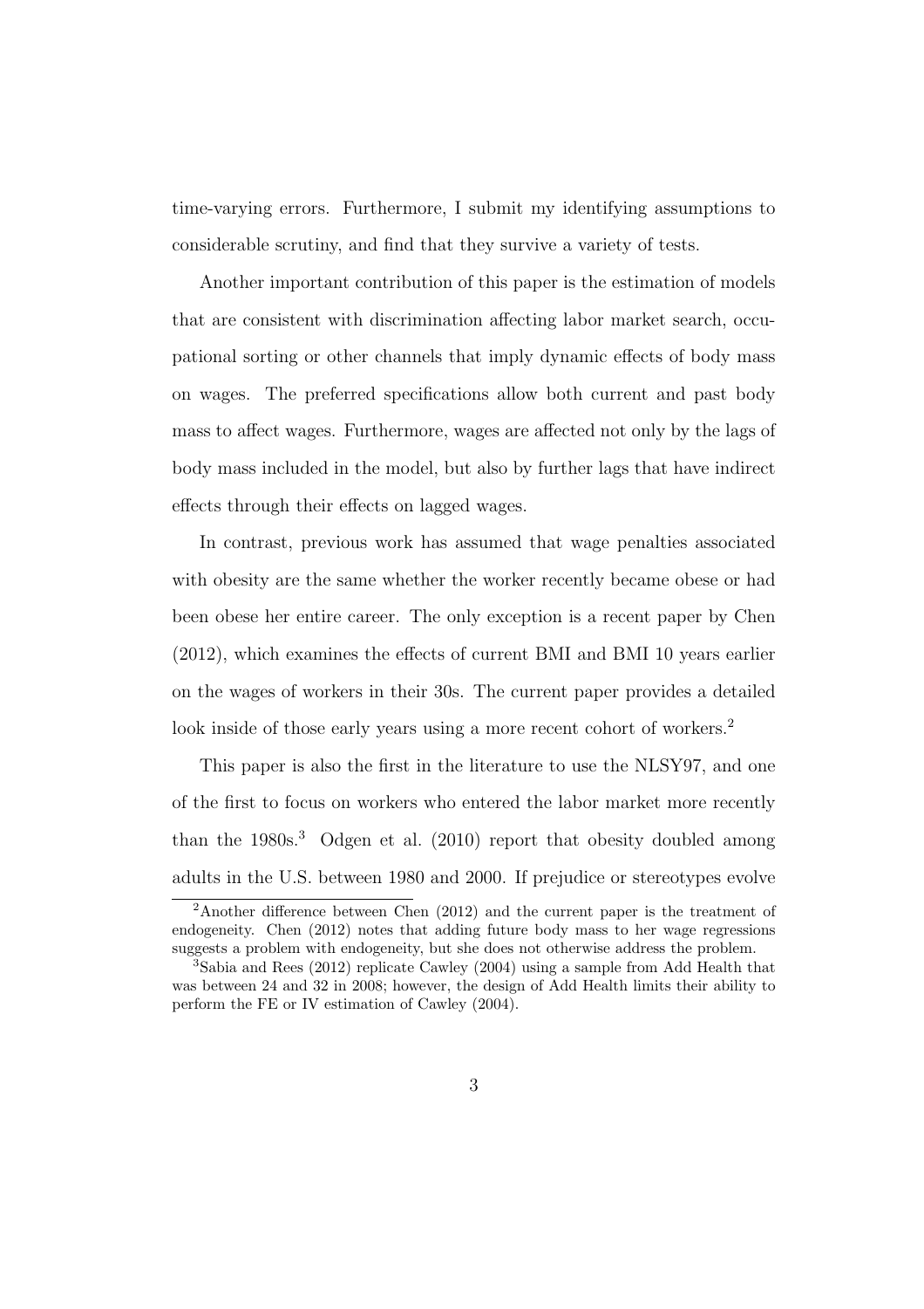time-varying errors. Furthermore, I submit my identifying assumptions to considerable scrutiny, and find that they survive a variety of tests.

Another important contribution of this paper is the estimation of models that are consistent with discrimination affecting labor market search, occupational sorting or other channels that imply dynamic effects of body mass on wages. The preferred specifications allow both current and past body mass to affect wages. Furthermore, wages are affected not only by the lags of body mass included in the model, but also by further lags that have indirect effects through their effects on lagged wages.

In contrast, previous work has assumed that wage penalties associated with obesity are the same whether the worker recently became obese or had been obese her entire career. The only exception is a recent paper by Chen (2012), which examines the effects of current BMI and BMI 10 years earlier on the wages of workers in their 30s. The current paper provides a detailed look inside of those early years using a more recent cohort of workers.[2]

This paper is also the first in the literature to use the NLSY97, and one of the first to focus on workers who entered the labor market more recently than the 1980s.[3] Odgen et al. (2010) report that obesity doubled among adults in the U.S. between 1980 and 2000. If prejudice or stereotypes evolve

[2]Another difference between Chen (2012) and the current paper is the treatment of endogeneity. Chen (2012) notes that adding future body mass to her wage regressions suggests a problem with endogeneity, but she does not otherwise address the problem.

[3]Sabia and Rees (2012) replicate Cawley (2004) using a sample from Add Health that was between 24 and 32 in 2008; however, the design of Add Health limits their ability to perform the FE or IV estimation of Cawley (2004).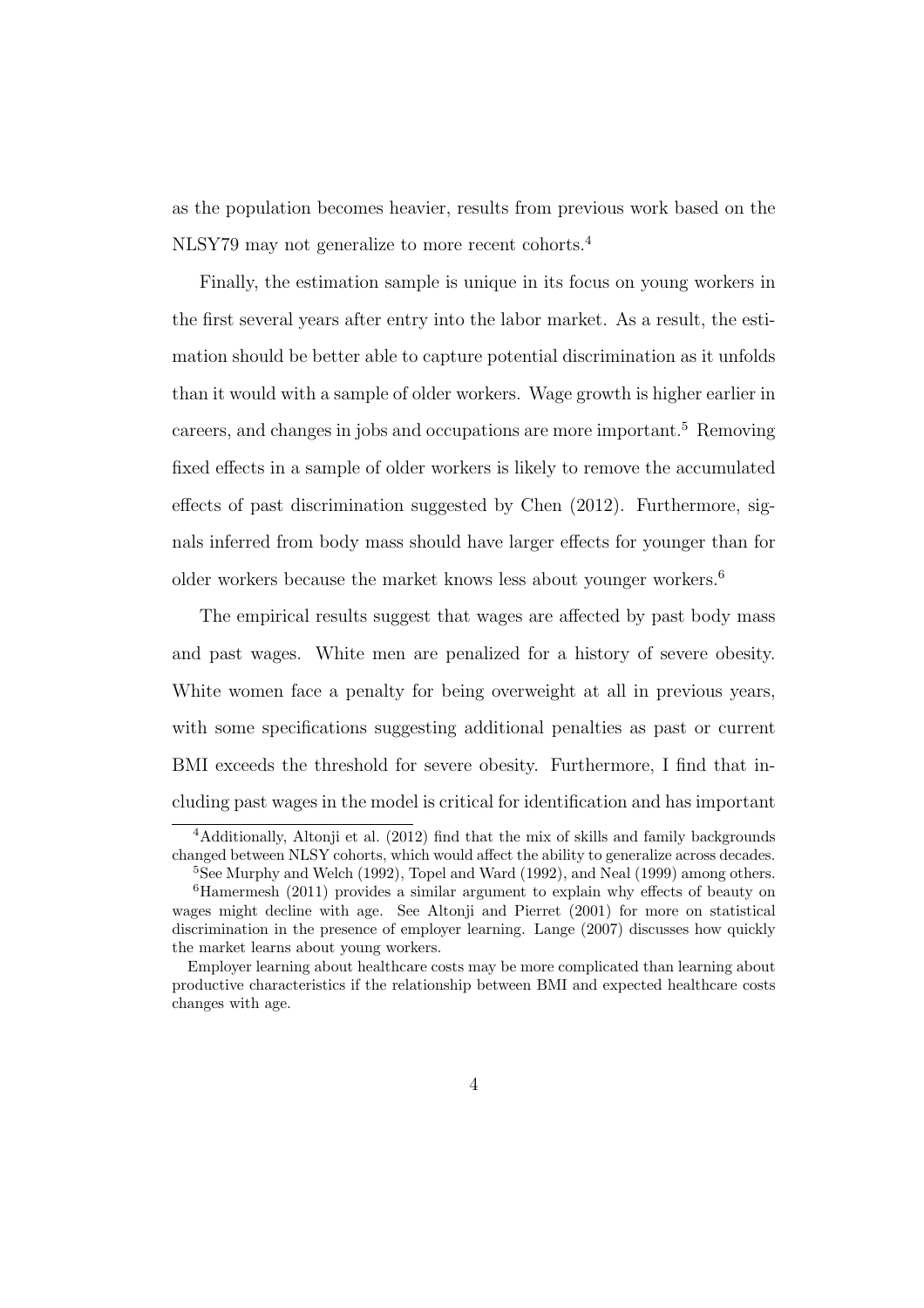as the population becomes heavier, results from previous work based on the NLSY79 may not generalize to more recent cohorts.[4]

Finally, the estimation sample is unique in its focus on young workers in the first several years after entry into the labor market. As a result, the estimation should be better able to capture potential discrimination as it unfolds than it would with a sample of older workers. Wage growth is higher earlier in careers, and changes in jobs and occupations are more important.[5] Removing fixed effects in a sample of older workers is likely to remove the accumulated effects of past discrimination suggested by Chen (2012). Furthermore, signals inferred from body mass should have larger effects for younger than for older workers because the market knows less about younger workers.[6]

The empirical results suggest that wages are affected by past body mass and past wages. White men are penalized for a history of severe obesity. White women face a penalty for being overweight at all in previous years, with some specifications suggesting additional penalties as past or current BMI exceeds the threshold for severe obesity. Furthermore, I find that including past wages in the model is critical for identification and has important

[4]Additionally, Altonji et al. (2012) find that the mix of skills and family backgrounds changed between NLSY cohorts, which would affect the ability to generalize across decades.

[5]See Murphy and Welch (1992), Topel and Ward (1992), and Neal (1999) among others.

[6]Hamermesh (2011) provides a similar argument to explain why effects of beauty on wages might decline with age. See Altonji and Pierret (2001) for more on statistical discrimination in the presence of employer learning. Lange (2007) discusses how quickly the market learns about young workers.

Employer learning about healthcare costs may be more complicated than learning about productive characteristics if the relationship between BMI and expected healthcare costs changes with age.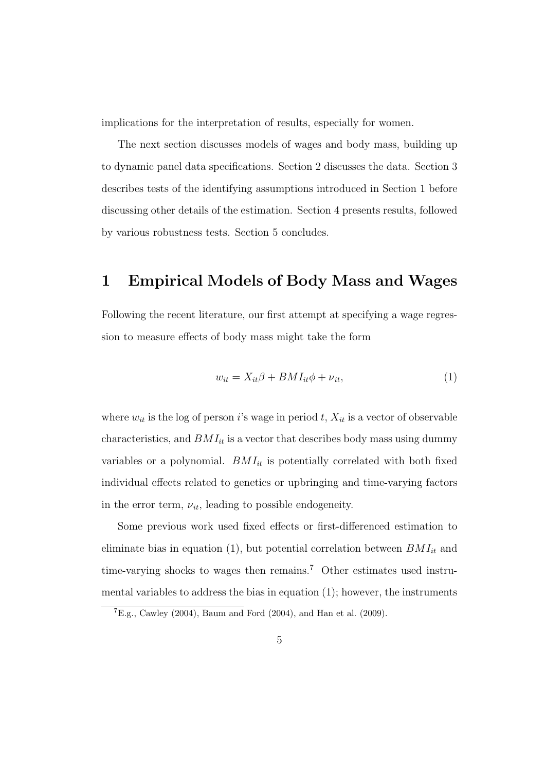implications for the interpretation of results, especially for women.

The next section discusses models of wages and body mass, building up to dynamic panel data specifications. Section 2 discusses the data. Section 3 describes tests of the identifying assumptions introduced in Section 1 before discussing other details of the estimation. Section 4 presents results, followed by various robustness tests. Section 5 concludes.

# 1 Empirical Models of Body Mass and Wages

Following the recent literature, our first attempt at specifying a wage regression to measure effects of body mass might take the form

$$w_{it} = X_{it}\beta + BMI_{it}\phi + \nu_{it}, \tag{1}$$

where $w_{it}$ is the log of person $i$'s wage in period $t$, $X_{it}$ is a vector of observable characteristics, and $BMI_{it}$ is a vector that describes body mass using dummy variables or a polynomial. $BMI_{it}$ is potentially correlated with both fixed individual effects related to genetics or upbringing and time-varying factors in the error term, $\nu_{it}$, leading to possible endogeneity.

Some previous work used fixed effects or first-differenced estimation to eliminate bias in equation (1), but potential correlation between $BMI_{it}$ and time-varying shocks to wages then remains.[7] Other estimates used instrumental variables to address the bias in equation (1); however, the instruments

[7] E.g., Cawley (2004), Baum and Ford (2004), and Han et al. (2009).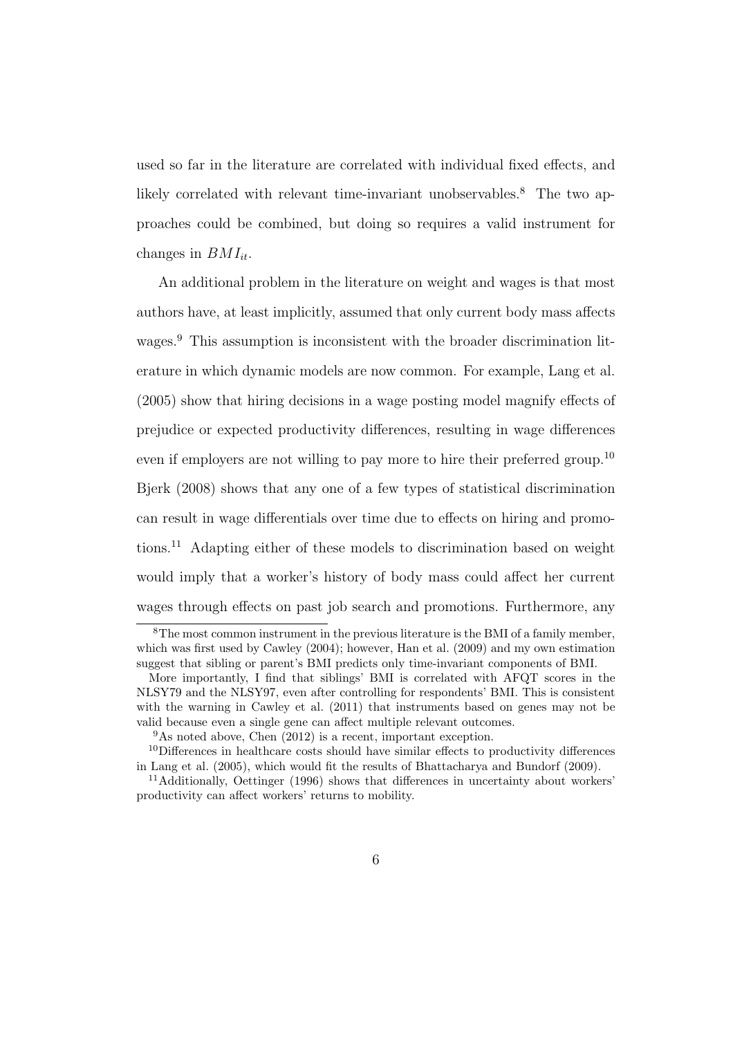used so far in the literature are correlated with individual fixed effects, and likely correlated with relevant time-invariant unobservables.[8] The two approaches could be combined, but doing so requires a valid instrument for changes in $BMI_{it}$.

An additional problem in the literature on weight and wages is that most authors have, at least implicitly, assumed that only current body mass affects wages.[9] This assumption is inconsistent with the broader discrimination literature in which dynamic models are now common. For example, Lang et al. (2005) show that hiring decisions in a wage posting model magnify effects of prejudice or expected productivity differences, resulting in wage differences even if employers are not willing to pay more to hire their preferred group.[10] Bjerk (2008) shows that any one of a few types of statistical discrimination can result in wage differentials over time due to effects on hiring and promotions.[11] Adapting either of these models to discrimination based on weight would imply that a worker's history of body mass could affect her current wages through effects on past job search and promotions. Furthermore, any

---

[8] The most common instrument in the previous literature is the BMI of a family member, which was first used by Cawley (2004); however, Han et al. (2009) and my own estimation suggest that sibling or parent's BMI predicts only time-invariant components of BMI.

More importantly, I find that siblings' BMI is correlated with AFQT scores in the NLSY79 and the NLSY97, even after controlling for respondents' BMI. This is consistent with the warning in Cawley et al. (2011) that instruments based on genes may not be valid because even a single gene can affect multiple relevant outcomes.

[9] As noted above, Chen (2012) is a recent, important exception.

[10] Differences in healthcare costs should have similar effects to productivity differences in Lang et al. (2005), which would fit the results of Bhattacharya and Bundorf (2009).

[11] Additionally, Oettinger (1996) shows that differences in uncertainty about workers' productivity can affect workers' returns to mobility.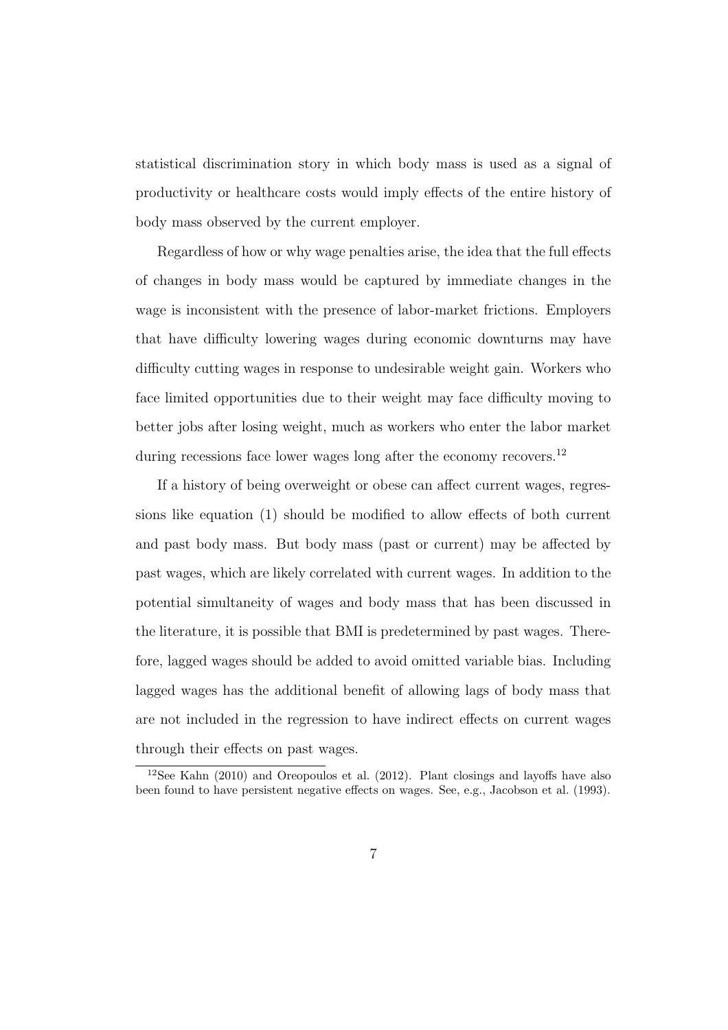statistical discrimination story in which body mass is used as a signal of productivity or healthcare costs would imply effects of the entire history of body mass observed by the current employer.

Regardless of how or why wage penalties arise, the idea that the full effects of changes in body mass would be captured by immediate changes in the wage is inconsistent with the presence of labor-market frictions. Employers that have difficulty lowering wages during economic downturns may have difficulty cutting wages in response to undesirable weight gain. Workers who face limited opportunities due to their weight may face difficulty moving to better jobs after losing weight, much as workers who enter the labor market during recessions face lower wages long after the economy recovers.[12]

If a history of being overweight or obese can affect current wages, regressions like equation (1) should be modified to allow effects of both current and past body mass. But body mass (past or current) may be affected by past wages, which are likely correlated with current wages. In addition to the potential simultaneity of wages and body mass that has been discussed in the literature, it is possible that BMI is predetermined by past wages. Therefore, lagged wages should be added to avoid omitted variable bias. Including lagged wages has the additional benefit of allowing lags of body mass that are not included in the regression to have indirect effects on current wages through their effects on past wages.

[12] See Kahn (2010) and Oreopoulos et al. (2012). Plant closings and layoffs have also been found to have persistent negative effects on wages. See, e.g., Jacobson et al. (1993).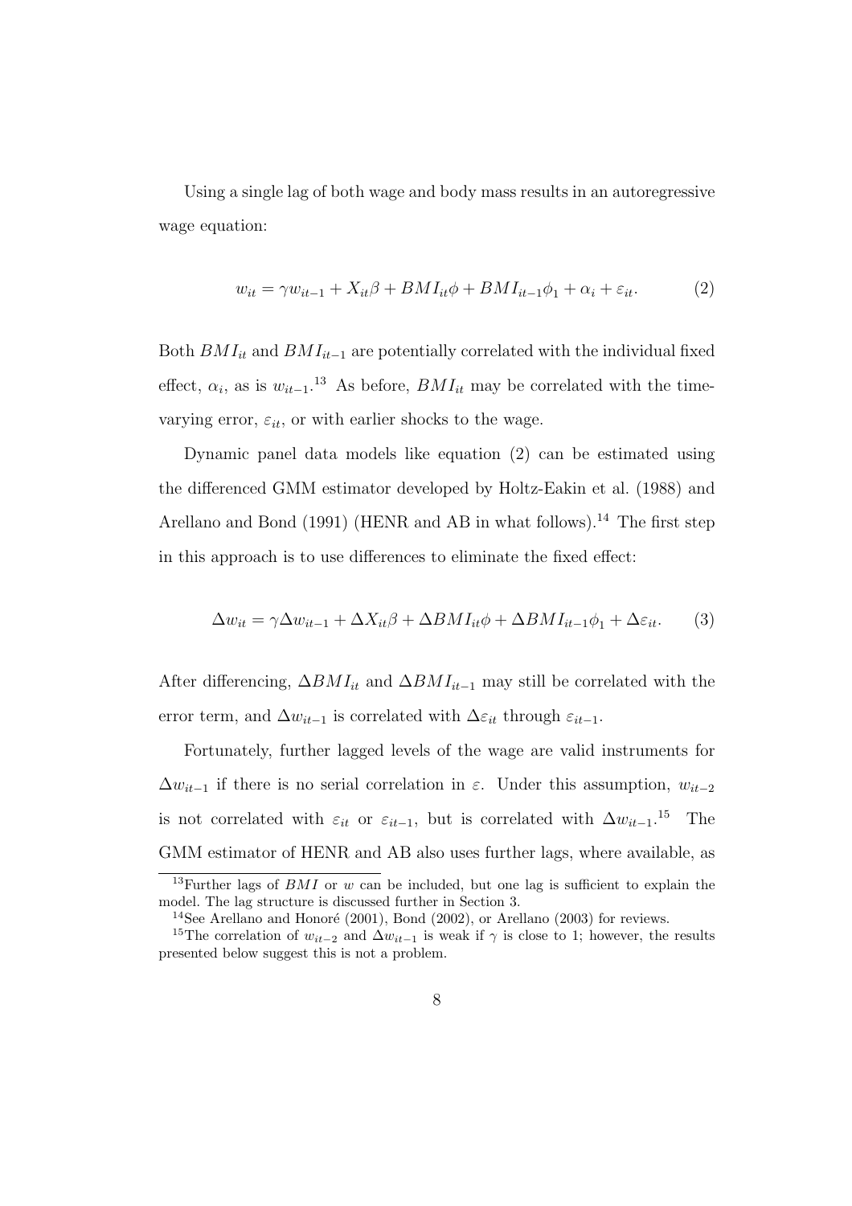Using a single lag of both wage and body mass results in an autoregressive wage equation:

$$w_{it} = \gamma w_{it-1} + X_{it}\beta + BMI_{it}\phi + BMI_{it-1}\phi_1 + \alpha_i + \varepsilon_{it}. \tag{2}$$

Both $BMI_{it}$ and $BMI_{it-1}$ are potentially correlated with the individual fixed effect, $\alpha_i$, as is $w_{it-1}$.[13] As before, $BMI_{it}$ may be correlated with the time-varying error, $\varepsilon_{it}$, or with earlier shocks to the wage.

Dynamic panel data models like equation (2) can be estimated using the differenced GMM estimator developed by Holtz-Eakin et al. (1988) and Arellano and Bond (1991) (HENR and AB in what follows).[14] The first step in this approach is to use differences to eliminate the fixed effect:

$$\Delta w_{it} = \gamma \Delta w_{it-1} + \Delta X_{it}\beta + \Delta BMI_{it}\phi + \Delta BMI_{it-1}\phi_1 + \Delta\varepsilon_{it}. \tag{3}$$

After differencing, $\Delta BMI_{it}$ and $\Delta BMI_{it-1}$ may still be correlated with the error term, and $\Delta w_{it-1}$ is correlated with $\Delta\varepsilon_{it}$ through $\varepsilon_{it-1}$.

Fortunately, further lagged levels of the wage are valid instruments for $\Delta w_{it-1}$ if there is no serial correlation in $\varepsilon$. Under this assumption, $w_{it-2}$ is not correlated with $\varepsilon_{it}$ or $\varepsilon_{it-1}$, but is correlated with $\Delta w_{it-1}$.[15] The GMM estimator of HENR and AB also uses further lags, where available, as

[13] Further lags of $BMI$ or $w$ can be included, but one lag is sufficient to explain the model. The lag structure is discussed further in Section 3.

[14] See Arellano and Honoré (2001), Bond (2002), or Arellano (2003) for reviews.

[15] The correlation of $w_{it-2}$ and $\Delta w_{it-1}$ is weak if $\gamma$ is close to 1; however, the results presented below suggest this is not a problem.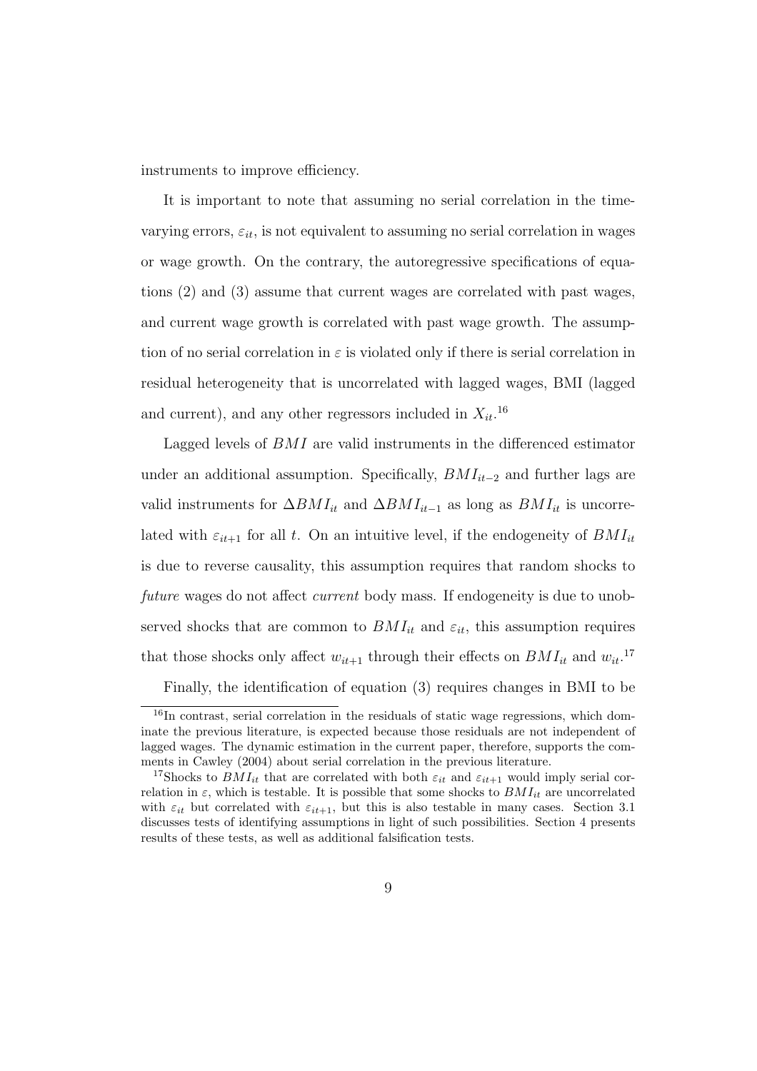instruments to improve efficiency.

It is important to note that assuming no serial correlation in the time-varying errors, $\varepsilon_{it}$, is not equivalent to assuming no serial correlation in wages or wage growth. On the contrary, the autoregressive specifications of equations (2) and (3) assume that current wages are correlated with past wages, and current wage growth is correlated with past wage growth. The assumption of no serial correlation in $\varepsilon$ is violated only if there is serial correlation in residual heterogeneity that is uncorrelated with lagged wages, BMI (lagged and current), and any other regressors included in $X_{it}$.[16]

Lagged levels of $BMI$ are valid instruments in the differenced estimator under an additional assumption. Specifically, $BMI_{it-2}$ and further lags are valid instruments for $\Delta BMI_{it}$ and $\Delta BMI_{it-1}$ as long as $BMI_{it}$ is uncorrelated with $\varepsilon_{it+1}$ for all $t$. On an intuitive level, if the endogeneity of $BMI_{it}$ is due to reverse causality, this assumption requires that random shocks to *future* wages do not affect *current* body mass. If endogeneity is due to unobserved shocks that are common to $BMI_{it}$ and $\varepsilon_{it}$, this assumption requires that those shocks only affect $w_{it+1}$ through their effects on $BMI_{it}$ and $w_{it}$.[17]

Finally, the identification of equation (3) requires changes in BMI to be

[16] In contrast, serial correlation in the residuals of static wage regressions, which dominate the previous literature, is expected because those residuals are not independent of lagged wages. The dynamic estimation in the current paper, therefore, supports the comments in Cawley (2004) about serial correlation in the previous literature.

[17] Shocks to $BMI_{it}$ that are correlated with both $\varepsilon_{it}$ and $\varepsilon_{it+1}$ would imply serial correlation in $\varepsilon$, which is testable. It is possible that some shocks to $BMI_{it}$ are uncorrelated with $\varepsilon_{it}$ but correlated with $\varepsilon_{it+1}$, but this is also testable in many cases. Section 3.1 discusses tests of identifying assumptions in light of such possibilities. Section 4 presents results of these tests, as well as additional falsification tests.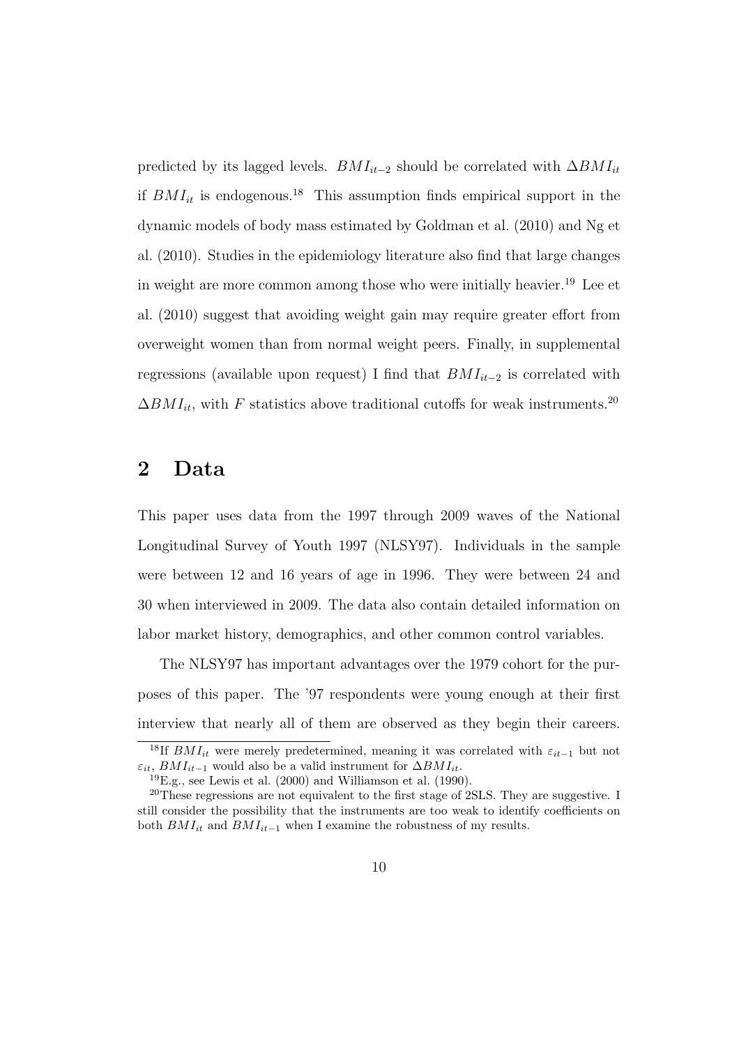predicted by its lagged levels. $BMI_{it-2}$ should be correlated with $\Delta BMI_{it}$ if $BMI_{it}$ is endogenous.[18] This assumption finds empirical support in the dynamic models of body mass estimated by Goldman et al. (2010) and Ng et al. (2010). Studies in the epidemiology literature also find that large changes in weight are more common among those who were initially heavier.[19] Lee et al. (2010) suggest that avoiding weight gain may require greater effort from overweight women than from normal weight peers. Finally, in supplemental regressions (available upon request) I find that $BMI_{it-2}$ is correlated with $\Delta BMI_{it}$, with $F$ statistics above traditional cutoffs for weak instruments.[20]

## 2 Data

This paper uses data from the 1997 through 2009 waves of the National Longitudinal Survey of Youth 1997 (NLSY97). Individuals in the sample were between 12 and 16 years of age in 1996. They were between 24 and 30 when interviewed in 2009. The data also contain detailed information on labor market history, demographics, and other common control variables.

The NLSY97 has important advantages over the 1979 cohort for the purposes of this paper. The '97 respondents were young enough at their first interview that nearly all of them are observed as they begin their careers.

[18] If $BMI_{it}$ were merely predetermined, meaning it was correlated with $\varepsilon_{it-1}$ but not $\varepsilon_{it}$, $BMI_{it-1}$ would also be a valid instrument for $\Delta BMI_{it}$.

[19] E.g., see Lewis et al. (2000) and Williamson et al. (1990).

[20] These regressions are not equivalent to the first stage of 2SLS. They are suggestive. I still consider the possibility that the instruments are too weak to identify coefficients on both $BMI_{it}$ and $BMI_{it-1}$ when I examine the robustness of my results.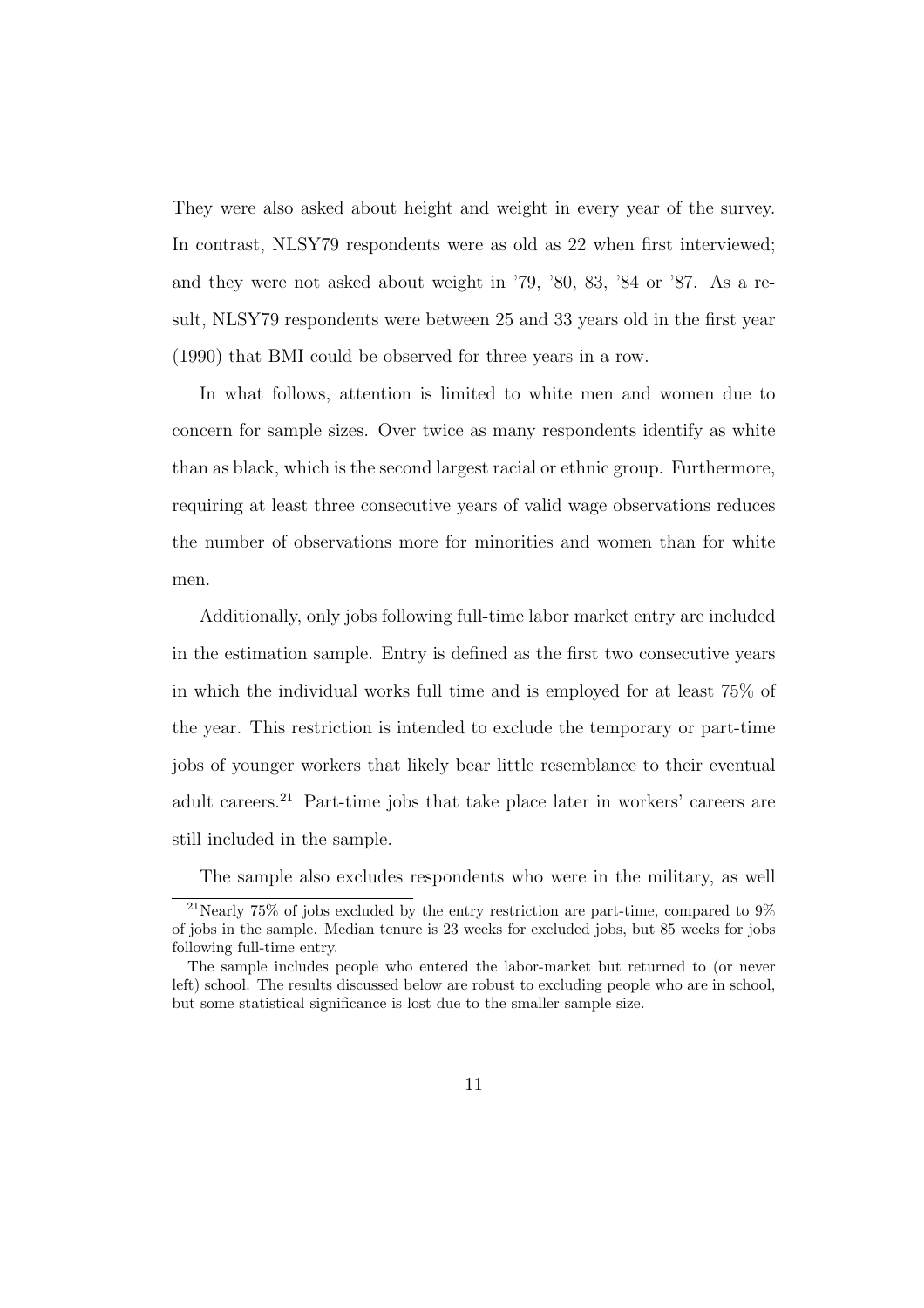They were also asked about height and weight in every year of the survey. In contrast, NLSY79 respondents were as old as 22 when first interviewed; and they were not asked about weight in '79, '80, 83, '84 or '87. As a result, NLSY79 respondents were between 25 and 33 years old in the first year (1990) that BMI could be observed for three years in a row.

In what follows, attention is limited to white men and women due to concern for sample sizes. Over twice as many respondents identify as white than as black, which is the second largest racial or ethnic group. Furthermore, requiring at least three consecutive years of valid wage observations reduces the number of observations more for minorities and women than for white men.

Additionally, only jobs following full-time labor market entry are included in the estimation sample. Entry is defined as the first two consecutive years in which the individual works full time and is employed for at least 75% of the year. This restriction is intended to exclude the temporary or part-time jobs of younger workers that likely bear little resemblance to their eventual adult careers.[21] Part-time jobs that take place later in workers' careers are still included in the sample.

The sample also excludes respondents who were in the military, as well

[21] Nearly 75% of jobs excluded by the entry restriction are part-time, compared to 9% of jobs in the sample. Median tenure is 23 weeks for excluded jobs, but 85 weeks for jobs following full-time entry.

The sample includes people who entered the labor-market but returned to (or never left) school. The results discussed below are robust to excluding people who are in school, but some statistical significance is lost due to the smaller sample size.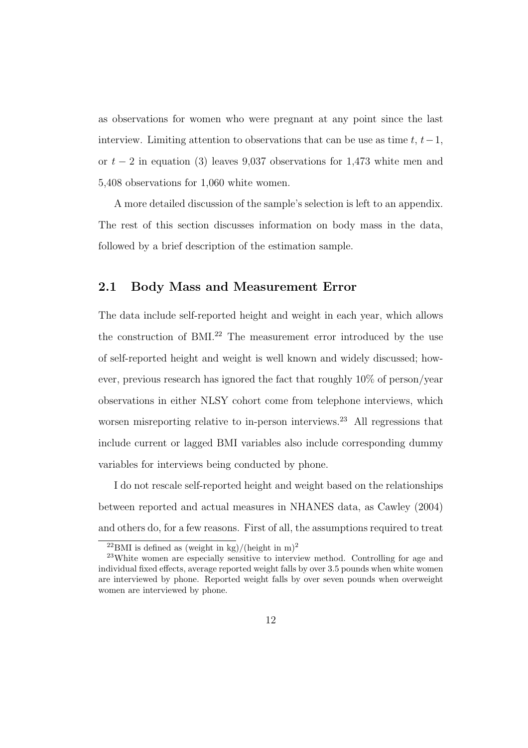as observations for women who were pregnant at any point since the last interview. Limiting attention to observations that can be use as time $t$, $t-1$, or $t-2$ in equation (3) leaves 9,037 observations for 1,473 white men and 5,408 observations for 1,060 white women.

A more detailed discussion of the sample's selection is left to an appendix. The rest of this section discusses information on body mass in the data, followed by a brief description of the estimation sample.

## 2.1 Body Mass and Measurement Error

The data include self-reported height and weight in each year, which allows the construction of BMI.[22] The measurement error introduced by the use of self-reported height and weight is well known and widely discussed; however, previous research has ignored the fact that roughly 10% of person/year observations in either NLSY cohort come from telephone interviews, which worsen misreporting relative to in-person interviews.[23] All regressions that include current or lagged BMI variables also include corresponding dummy variables for interviews being conducted by phone.

I do not rescale self-reported height and weight based on the relationships between reported and actual measures in NHANES data, as Cawley (2004) and others do, for a few reasons. First of all, the assumptions required to treat

[22] BMI is defined as (weight in kg)/(height in m)$^2$

[23] White women are especially sensitive to interview method. Controlling for age and individual fixed effects, average reported weight falls by over 3.5 pounds when white women are interviewed by phone. Reported weight falls by over seven pounds when overweight women are interviewed by phone.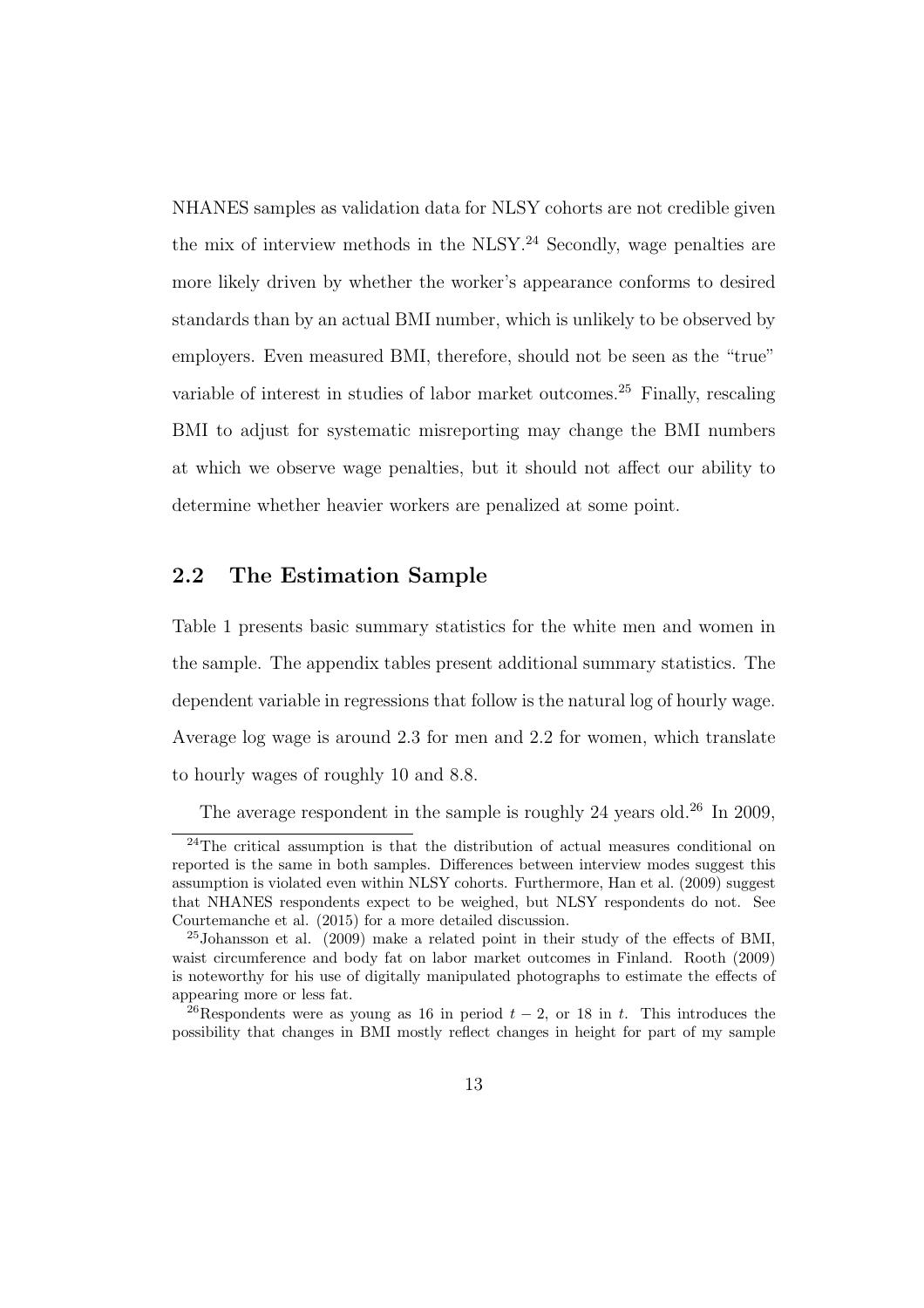NHANES samples as validation data for NLSY cohorts are not credible given the mix of interview methods in the NLSY.[24] Secondly, wage penalties are more likely driven by whether the worker's appearance conforms to desired standards than by an actual BMI number, which is unlikely to be observed by employers. Even measured BMI, therefore, should not be seen as the "true" variable of interest in studies of labor market outcomes.[25] Finally, rescaling BMI to adjust for systematic misreporting may change the BMI numbers at which we observe wage penalties, but it should not affect our ability to determine whether heavier workers are penalized at some point.

## 2.2 The Estimation Sample

Table 1 presents basic summary statistics for the white men and women in the sample. The appendix tables present additional summary statistics. The dependent variable in regressions that follow is the natural log of hourly wage. Average log wage is around 2.3 for men and 2.2 for women, which translate to hourly wages of roughly 10 and 8.8.

The average respondent in the sample is roughly 24 years old.[26] In 2009,

[24] The critical assumption is that the distribution of actual measures conditional on reported is the same in both samples. Differences between interview modes suggest this assumption is violated even within NLSY cohorts. Furthermore, Han et al. (2009) suggest that NHANES respondents expect to be weighed, but NLSY respondents do not. See Courtemanche et al. (2015) for a more detailed discussion.

[25] Johansson et al. (2009) make a related point in their study of the effects of BMI, waist circumference and body fat on labor market outcomes in Finland. Rooth (2009) is noteworthy for his use of digitally manipulated photographs to estimate the effects of appearing more or less fat.

[26] Respondents were as young as 16 in period $t-2$, or 18 in $t$. This introduces the possibility that changes in BMI mostly reflect changes in height for part of my sample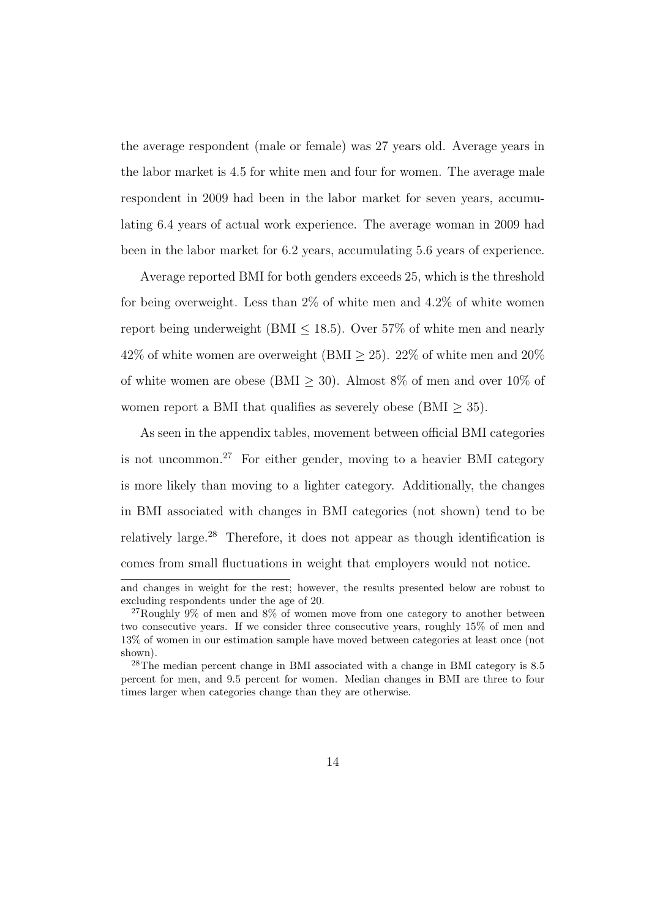the average respondent (male or female) was 27 years old. Average years in the labor market is 4.5 for white men and four for women. The average male respondent in 2009 had been in the labor market for seven years, accumulating 6.4 years of actual work experience. The average woman in 2009 had been in the labor market for 6.2 years, accumulating 5.6 years of experience.

Average reported BMI for both genders exceeds 25, which is the threshold for being overweight. Less than 2% of white men and 4.2% of white women report being underweight (BMI $\leq$ 18.5). Over 57% of white men and nearly 42% of white women are overweight (BMI $\geq$ 25). 22% of white men and 20% of white women are obese (BMI $\geq$ 30). Almost 8% of men and over 10% of women report a BMI that qualifies as severely obese (BMI $\geq$ 35).

As seen in the appendix tables, movement between official BMI categories is not uncommon.[27] For either gender, moving to a heavier BMI category is more likely than moving to a lighter category. Additionally, the changes in BMI associated with changes in BMI categories (not shown) tend to be relatively large.[28] Therefore, it does not appear as though identification is comes from small fluctuations in weight that employers would not notice.

---

and changes in weight for the rest; however, the results presented below are robust to excluding respondents under the age of 20.

[27] Roughly 9% of men and 8% of women move from one category to another between two consecutive years. If we consider three consecutive years, roughly 15% of men and 13% of women in our estimation sample have moved between categories at least once (not shown).

[28] The median percent change in BMI associated with a change in BMI category is 8.5 percent for men, and 9.5 percent for women. Median changes in BMI are three to four times larger when categories change than they are otherwise.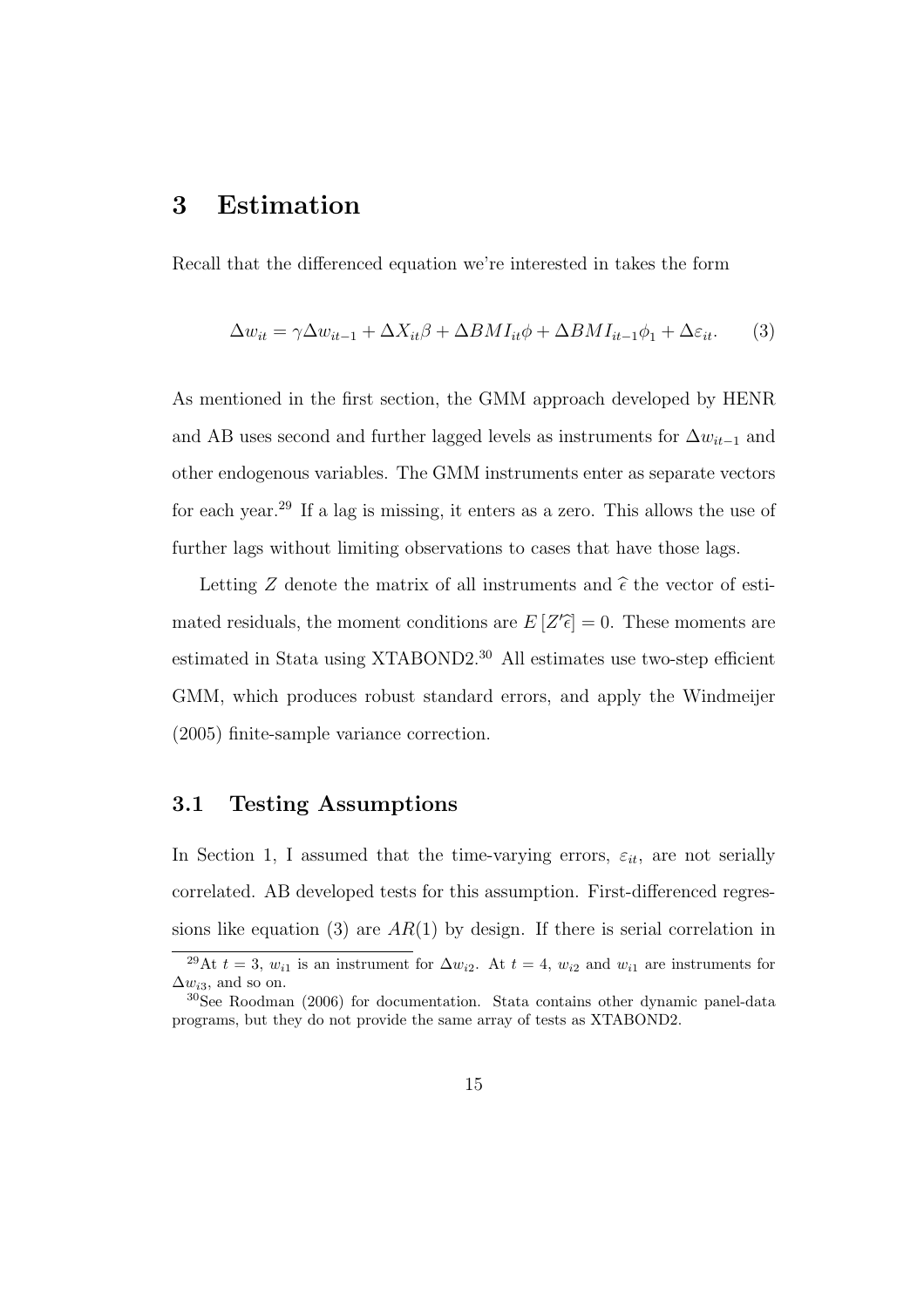# 3 Estimation

Recall that the differenced equation we're interested in takes the form

$$\Delta w_{it} = \gamma \Delta w_{it-1} + \Delta X_{it}\beta + \Delta BMI_{it}\phi + \Delta BMI_{it-1}\phi_1 + \Delta\varepsilon_{it}. \quad (3)$$

As mentioned in the first section, the GMM approach developed by HENR and AB uses second and further lagged levels as instruments for $\Delta w_{it-1}$ and other endogenous variables. The GMM instruments enter as separate vectors for each year.[29] If a lag is missing, it enters as a zero. This allows the use of further lags without limiting observations to cases that have those lags.

Letting $Z$ denote the matrix of all instruments and $\widehat{\epsilon}$ the vector of estimated residuals, the moment conditions are $E\left[Z'\widehat{\epsilon}\right] = 0$. These moments are estimated in Stata using XTABOND2.[30] All estimates use two-step efficient GMM, which produces robust standard errors, and apply the Windmeijer (2005) finite-sample variance correction.

## 3.1 Testing Assumptions

In Section 1, I assumed that the time-varying errors, $\varepsilon_{it}$, are not serially correlated. AB developed tests for this assumption. First-differenced regressions like equation (3) are $AR(1)$ by design. If there is serial correlation in

---

[29] At $t = 3$, $w_{i1}$ is an instrument for $\Delta w_{i2}$. At $t = 4$, $w_{i2}$ and $w_{i1}$ are instruments for $\Delta w_{i3}$, and so on.

[30] See Roodman (2006) for documentation. Stata contains other dynamic panel-data programs, but they do not provide the same array of tests as XTABOND2.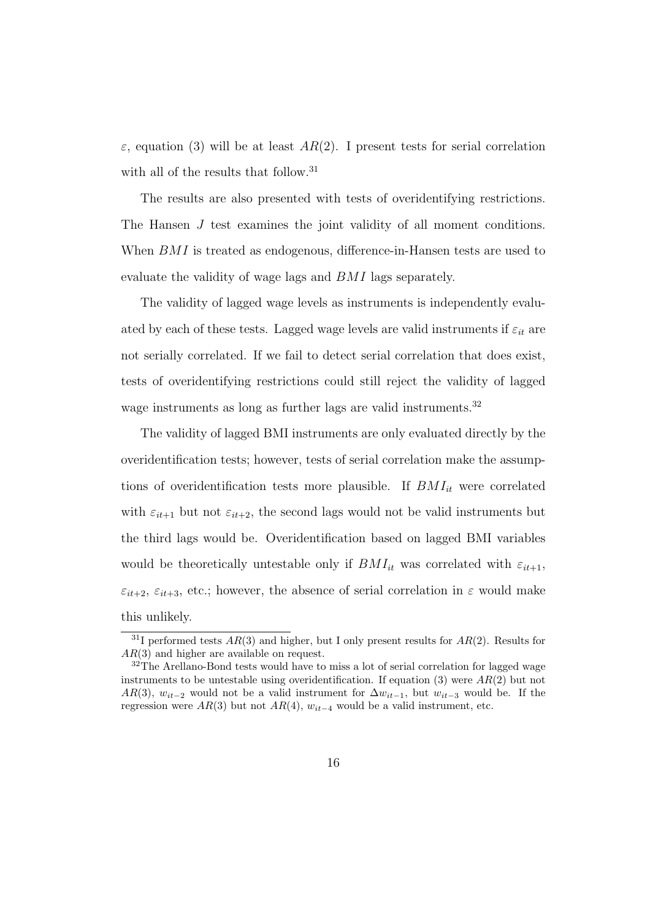$\varepsilon$, equation (3) will be at least $AR(2)$. I present tests for serial correlation with all of the results that follow.[31]

The results are also presented with tests of overidentifying restrictions. The Hansen $J$ test examines the joint validity of all moment conditions. When $BMI$ is treated as endogenous, difference-in-Hansen tests are used to evaluate the validity of wage lags and $BMI$ lags separately.

The validity of lagged wage levels as instruments is independently evaluated by each of these tests. Lagged wage levels are valid instruments if $\varepsilon_{it}$ are not serially correlated. If we fail to detect serial correlation that does exist, tests of overidentifying restrictions could still reject the validity of lagged wage instruments as long as further lags are valid instruments.[32]

The validity of lagged BMI instruments are only evaluated directly by the overidentification tests; however, tests of serial correlation make the assumptions of overidentification tests more plausible. If $BMI_{it}$ were correlated with $\varepsilon_{it+1}$ but not $\varepsilon_{it+2}$, the second lags would not be valid instruments but the third lags would be. Overidentification based on lagged BMI variables would be theoretically untestable only if $BMI_{it}$ was correlated with $\varepsilon_{it+1}$, $\varepsilon_{it+2}$, $\varepsilon_{it+3}$, etc.; however, the absence of serial correlation in $\varepsilon$ would make this unlikely.

[31] I performed tests $AR(3)$ and higher, but I only present results for $AR(2)$. Results for $AR(3)$ and higher are available on request.

[32] The Arellano-Bond tests would have to miss a lot of serial correlation for lagged wage instruments to be untestable using overidentification. If equation (3) were $AR(2)$ but not $AR(3)$, $w_{it-2}$ would not be a valid instrument for $\Delta w_{it-1}$, but $w_{it-3}$ would be. If the regression were $AR(3)$ but not $AR(4)$, $w_{it-4}$ would be a valid instrument, etc.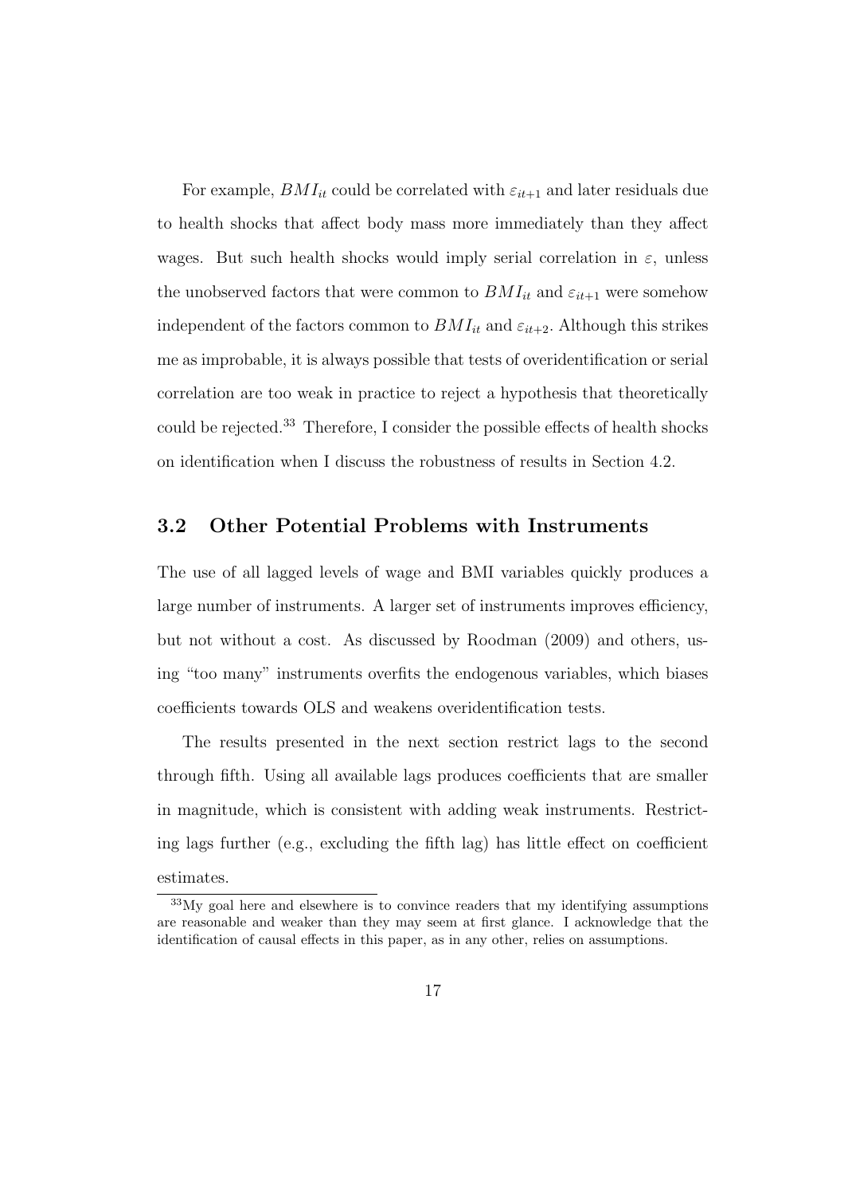For example, $BMI_{it}$ could be correlated with $\varepsilon_{it+1}$ and later residuals due to health shocks that affect body mass more immediately than they affect wages. But such health shocks would imply serial correlation in $\varepsilon$, unless the unobserved factors that were common to $BMI_{it}$ and $\varepsilon_{it+1}$ were somehow independent of the factors common to $BMI_{it}$ and $\varepsilon_{it+2}$. Although this strikes me as improbable, it is always possible that tests of overidentification or serial correlation are too weak in practice to reject a hypothesis that theoretically could be rejected.[33] Therefore, I consider the possible effects of health shocks on identification when I discuss the robustness of results in Section 4.2.

### 3.2 Other Potential Problems with Instruments

The use of all lagged levels of wage and BMI variables quickly produces a large number of instruments. A larger set of instruments improves efficiency, but not without a cost. As discussed by Roodman (2009) and others, using "too many" instruments overfits the endogenous variables, which biases coefficients towards OLS and weakens overidentification tests.

The results presented in the next section restrict lags to the second through fifth. Using all available lags produces coefficients that are smaller in magnitude, which is consistent with adding weak instruments. Restricting lags further (e.g., excluding the fifth lag) has little effect on coefficient estimates.

[33] My goal here and elsewhere is to convince readers that my identifying assumptions are reasonable and weaker than they may seem at first glance. I acknowledge that the identification of causal effects in this paper, as in any other, relies on assumptions.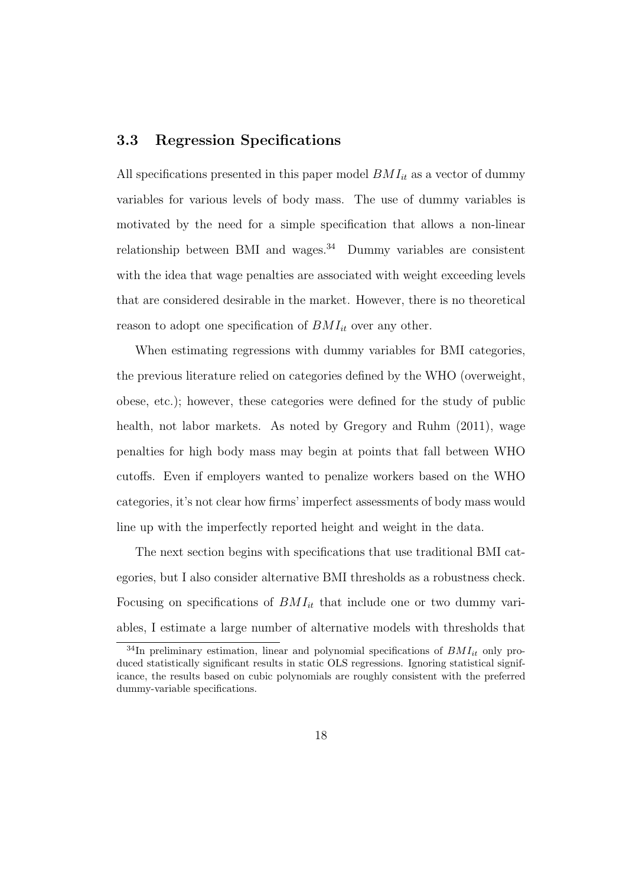### 3.3 Regression Specifications

All specifications presented in this paper model $BMI_{it}$ as a vector of dummy variables for various levels of body mass. The use of dummy variables is motivated by the need for a simple specification that allows a non-linear relationship between BMI and wages.[34] Dummy variables are consistent with the idea that wage penalties are associated with weight exceeding levels that are considered desirable in the market. However, there is no theoretical reason to adopt one specification of $BMI_{it}$ over any other.

When estimating regressions with dummy variables for BMI categories, the previous literature relied on categories defined by the WHO (overweight, obese, etc.); however, these categories were defined for the study of public health, not labor markets. As noted by Gregory and Ruhm (2011), wage penalties for high body mass may begin at points that fall between WHO cutoffs. Even if employers wanted to penalize workers based on the WHO categories, it's not clear how firms' imperfect assessments of body mass would line up with the imperfectly reported height and weight in the data.

The next section begins with specifications that use traditional BMI categories, but I also consider alternative BMI thresholds as a robustness check. Focusing on specifications of $BMI_{it}$ that include one or two dummy variables, I estimate a large number of alternative models with thresholds that

[34] In preliminary estimation, linear and polynomial specifications of $BMI_{it}$ only produced statistically significant results in static OLS regressions. Ignoring statistical significance, the results based on cubic polynomials are roughly consistent with the preferred dummy-variable specifications.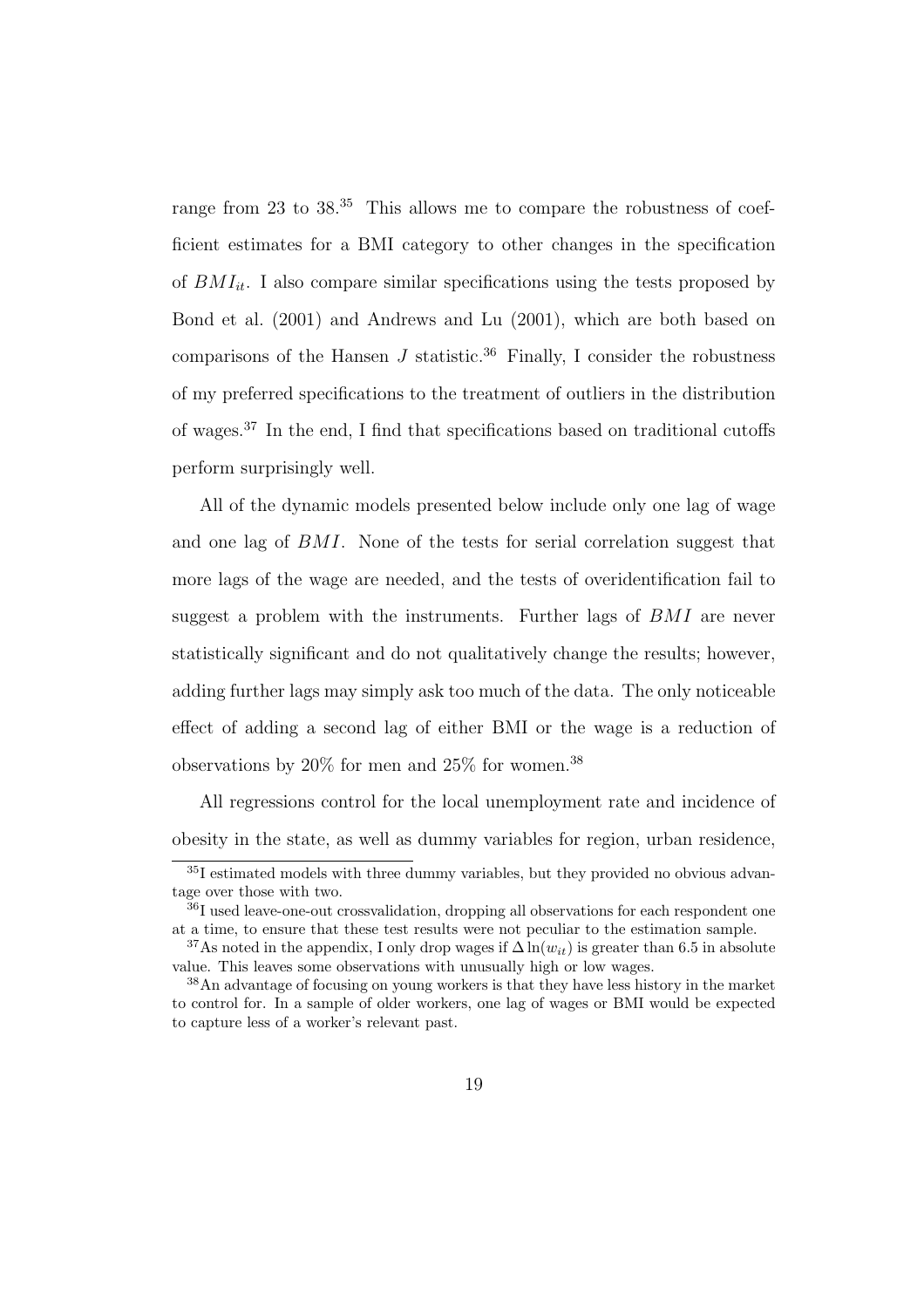range from 23 to 38.[35] This allows me to compare the robustness of coefficient estimates for a BMI category to other changes in the specification of $BMI_{it}$. I also compare similar specifications using the tests proposed by Bond et al. (2001) and Andrews and Lu (2001), which are both based on comparisons of the Hansen $J$ statistic.[36] Finally, I consider the robustness of my preferred specifications to the treatment of outliers in the distribution of wages.[37] In the end, I find that specifications based on traditional cutoffs perform surprisingly well.

All of the dynamic models presented below include only one lag of wage and one lag of $BMI$. None of the tests for serial correlation suggest that more lags of the wage are needed, and the tests of overidentification fail to suggest a problem with the instruments. Further lags of $BMI$ are never statistically significant and do not qualitatively change the results; however, adding further lags may simply ask too much of the data. The only noticeable effect of adding a second lag of either BMI or the wage is a reduction of observations by 20% for men and 25% for women.[38]

All regressions control for the local unemployment rate and incidence of obesity in the state, as well as dummy variables for region, urban residence,

[35] I estimated models with three dummy variables, but they provided no obvious advantage over those with two.

[36] I used leave-one-out crossvalidation, dropping all observations for each respondent one at a time, to ensure that these test results were not peculiar to the estimation sample.

[37] As noted in the appendix, I only drop wages if $\Delta \ln(w_{it})$ is greater than 6.5 in absolute value. This leaves some observations with unusually high or low wages.

[38] An advantage of focusing on young workers is that they have less history in the market to control for. In a sample of older workers, one lag of wages or BMI would be expected to capture less of a worker's relevant past.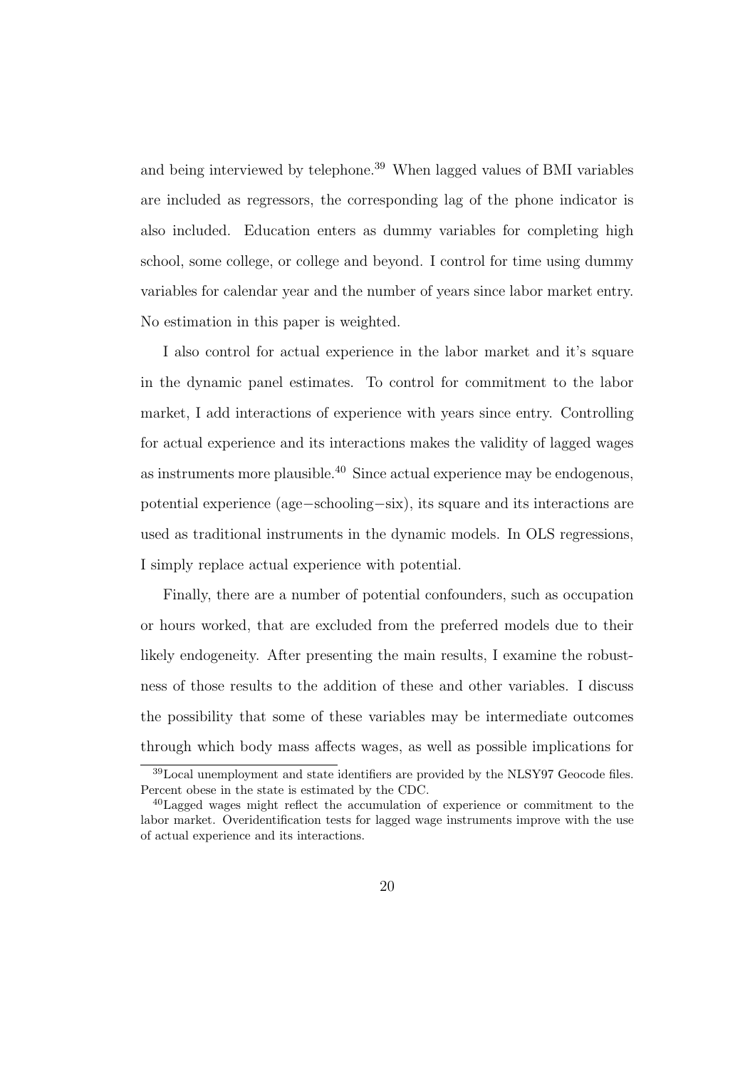and being interviewed by telephone.[39] When lagged values of BMI variables are included as regressors, the corresponding lag of the phone indicator is also included. Education enters as dummy variables for completing high school, some college, or college and beyond. I control for time using dummy variables for calendar year and the number of years since labor market entry. No estimation in this paper is weighted.

I also control for actual experience in the labor market and it's square in the dynamic panel estimates. To control for commitment to the labor market, I add interactions of experience with years since entry. Controlling for actual experience and its interactions makes the validity of lagged wages as instruments more plausible.[40] Since actual experience may be endogenous, potential experience (age−schooling−six), its square and its interactions are used as traditional instruments in the dynamic models. In OLS regressions, I simply replace actual experience with potential.

Finally, there are a number of potential confounders, such as occupation or hours worked, that are excluded from the preferred models due to their likely endogeneity. After presenting the main results, I examine the robustness of those results to the addition of these and other variables. I discuss the possibility that some of these variables may be intermediate outcomes through which body mass affects wages, as well as possible implications for

[39] Local unemployment and state identifiers are provided by the NLSY97 Geocode files. Percent obese in the state is estimated by the CDC.

[40] Lagged wages might reflect the accumulation of experience or commitment to the labor market. Overidentification tests for lagged wage instruments improve with the use of actual experience and its interactions.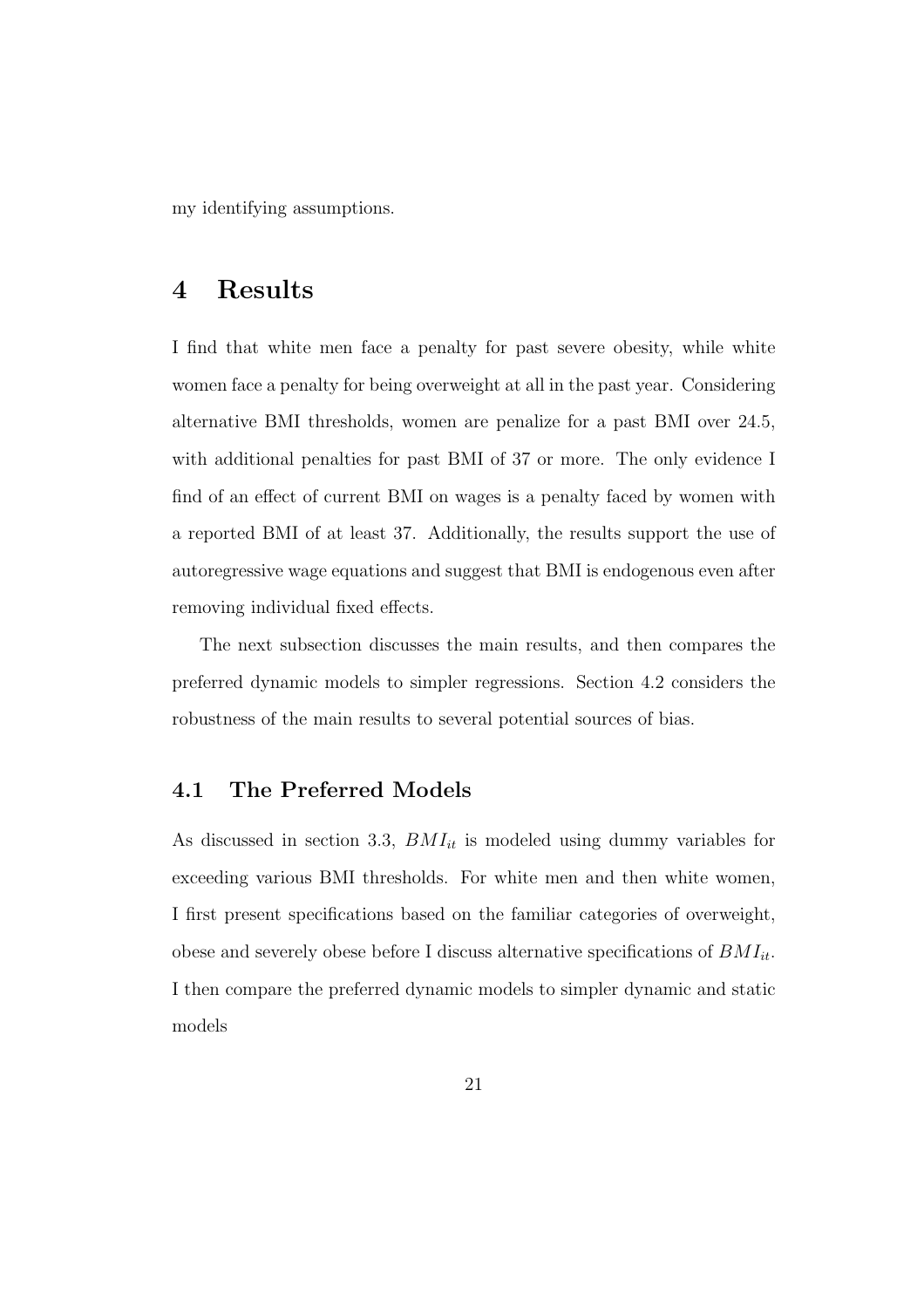my identifying assumptions.

# 4 Results

I find that white men face a penalty for past severe obesity, while white women face a penalty for being overweight at all in the past year. Considering alternative BMI thresholds, women are penalize for a past BMI over 24.5, with additional penalties for past BMI of 37 or more. The only evidence I find of an effect of current BMI on wages is a penalty faced by women with a reported BMI of at least 37. Additionally, the results support the use of autoregressive wage equations and suggest that BMI is endogenous even after removing individual fixed effects.

The next subsection discusses the main results, and then compares the preferred dynamic models to simpler regressions. Section 4.2 considers the robustness of the main results to several potential sources of bias.

## 4.1 The Preferred Models

As discussed in section 3.3, $BMI_{it}$ is modeled using dummy variables for exceeding various BMI thresholds. For white men and then white women, I first present specifications based on the familiar categories of overweight, obese and severely obese before I discuss alternative specifications of $BMI_{it}$. I then compare the preferred dynamic models to simpler dynamic and static models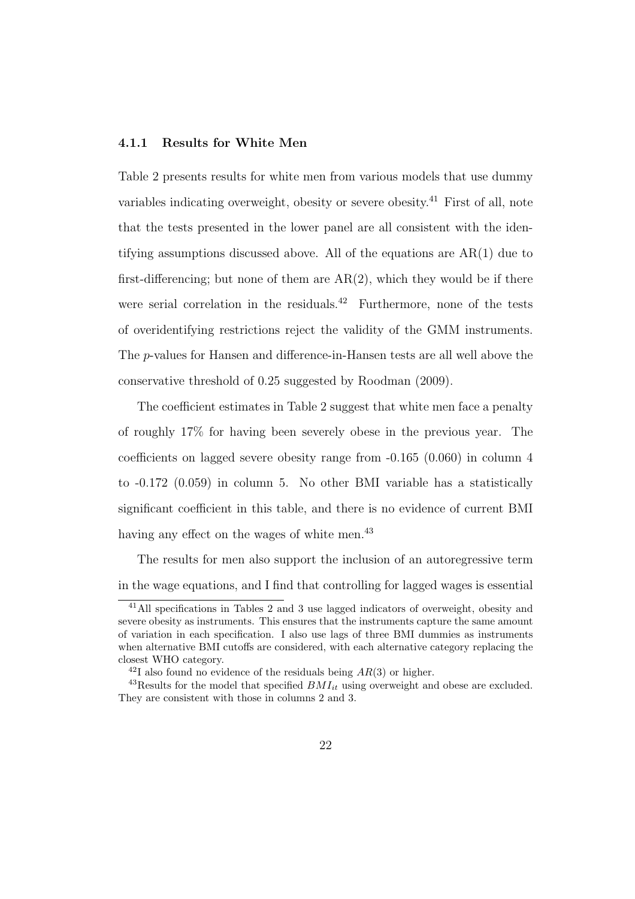### 4.1.1 Results for White Men

Table 2 presents results for white men from various models that use dummy variables indicating overweight, obesity or severe obesity.[41] First of all, note that the tests presented in the lower panel are all consistent with the identifying assumptions discussed above. All of the equations are AR(1) due to first-differencing; but none of them are AR(2), which they would be if there were serial correlation in the residuals.[42] Furthermore, none of the tests of overidentifying restrictions reject the validity of the GMM instruments. The *p*-values for Hansen and difference-in-Hansen tests are all well above the conservative threshold of 0.25 suggested by Roodman (2009).

The coefficient estimates in Table 2 suggest that white men face a penalty of roughly 17% for having been severely obese in the previous year. The coefficients on lagged severe obesity range from -0.165 (0.060) in column 4 to -0.172 (0.059) in column 5. No other BMI variable has a statistically significant coefficient in this table, and there is no evidence of current BMI having any effect on the wages of white men.[43]

The results for men also support the inclusion of an autoregressive term in the wage equations, and I find that controlling for lagged wages is essential

---

[41] All specifications in Tables 2 and 3 use lagged indicators of overweight, obesity and severe obesity as instruments. This ensures that the instruments capture the same amount of variation in each specification. I also use lags of three BMI dummies as instruments when alternative BMI cutoffs are considered, with each alternative category replacing the closest WHO category.

[42] I also found no evidence of the residuals being $AR(3)$ or higher.

[43] Results for the model that specified $BMI_{it}$ using overweight and obese are excluded. They are consistent with those in columns 2 and 3.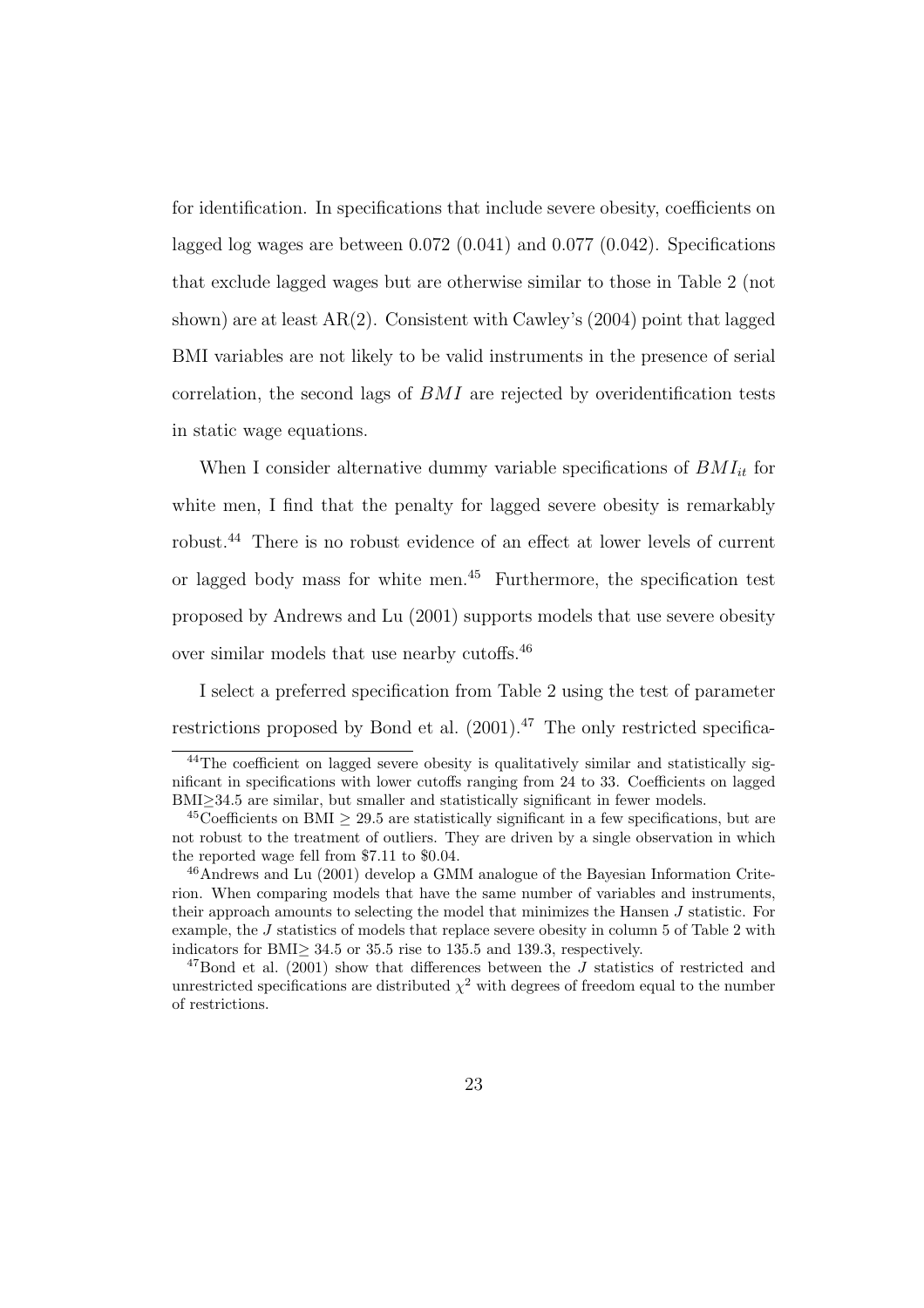for identification. In specifications that include severe obesity, coefficients on lagged log wages are between 0.072 (0.041) and 0.077 (0.042). Specifications that exclude lagged wages but are otherwise similar to those in Table 2 (not shown) are at least AR(2). Consistent with Cawley's (2004) point that lagged BMI variables are not likely to be valid instruments in the presence of serial correlation, the second lags of $BMI$ are rejected by overidentification tests in static wage equations.

When I consider alternative dummy variable specifications of $BMI_{it}$ for white men, I find that the penalty for lagged severe obesity is remarkably robust.[44] There is no robust evidence of an effect at lower levels of current or lagged body mass for white men.[45] Furthermore, the specification test proposed by Andrews and Lu (2001) supports models that use severe obesity over similar models that use nearby cutoffs.[46]

I select a preferred specification from Table 2 using the test of parameter restrictions proposed by Bond et al. (2001).[47] The only restricted specifica-

---

[44]The coefficient on lagged severe obesity is qualitatively similar and statistically significant in specifications with lower cutoffs ranging from 24 to 33. Coefficients on lagged BMI$\geq$34.5 are similar, but smaller and statistically significant in fewer models.

[45]Coefficients on BMI $\geq$ 29.5 are statistically significant in a few specifications, but are not robust to the treatment of outliers. They are driven by a single observation in which the reported wage fell from \$7.11 to \$0.04.

[46]Andrews and Lu (2001) develop a GMM analogue of the Bayesian Information Criterion. When comparing models that have the same number of variables and instruments, their approach amounts to selecting the model that minimizes the Hansen $J$ statistic. For example, the $J$ statistics of models that replace severe obesity in column 5 of Table 2 with indicators for BMI$\geq$ 34.5 or 35.5 rise to 135.5 and 139.3, respectively.

[47]Bond et al. (2001) show that differences between the $J$ statistics of restricted and unrestricted specifications are distributed $\chi^2$ with degrees of freedom equal to the number of restrictions.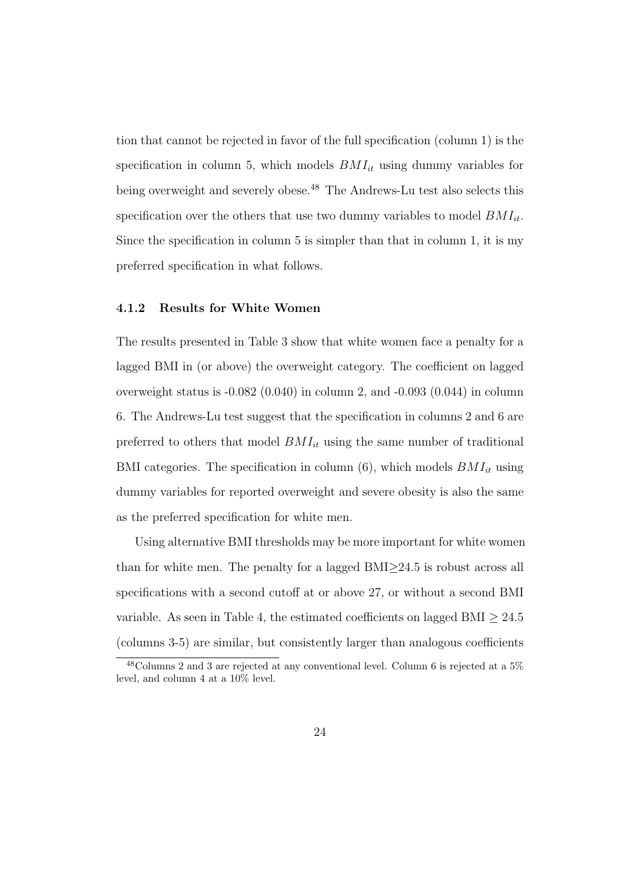tion that cannot be rejected in favor of the full specification (column 1) is the specification in column 5, which models $BMI_{it}$ using dummy variables for being overweight and severely obese.[48] The Andrews-Lu test also selects this specification over the others that use two dummy variables to model $BMI_{it}$. Since the specification in column 5 is simpler than that in column 1, it is my preferred specification in what follows.

### 4.1.2 Results for White Women

The results presented in Table 3 show that white women face a penalty for a lagged BMI in (or above) the overweight category. The coefficient on lagged overweight status is -0.082 (0.040) in column 2, and -0.093 (0.044) in column 6. The Andrews-Lu test suggest that the specification in columns 2 and 6 are preferred to others that model $BMI_{it}$ using the same number of traditional BMI categories. The specification in column (6), which models $BMI_{it}$ using dummy variables for reported overweight and severe obesity is also the same as the preferred specification for white men.

Using alternative BMI thresholds may be more important for white women than for white men. The penalty for a lagged BMI$\geq$24.5 is robust across all specifications with a second cutoff at or above 27, or without a second BMI variable. As seen in Table 4, the estimated coefficients on lagged BMI $\geq$ 24.5 (columns 3-5) are similar, but consistently larger than analogous coefficients

[48] Columns 2 and 3 are rejected at any conventional level. Column 6 is rejected at a 5% level, and column 4 at a 10% level.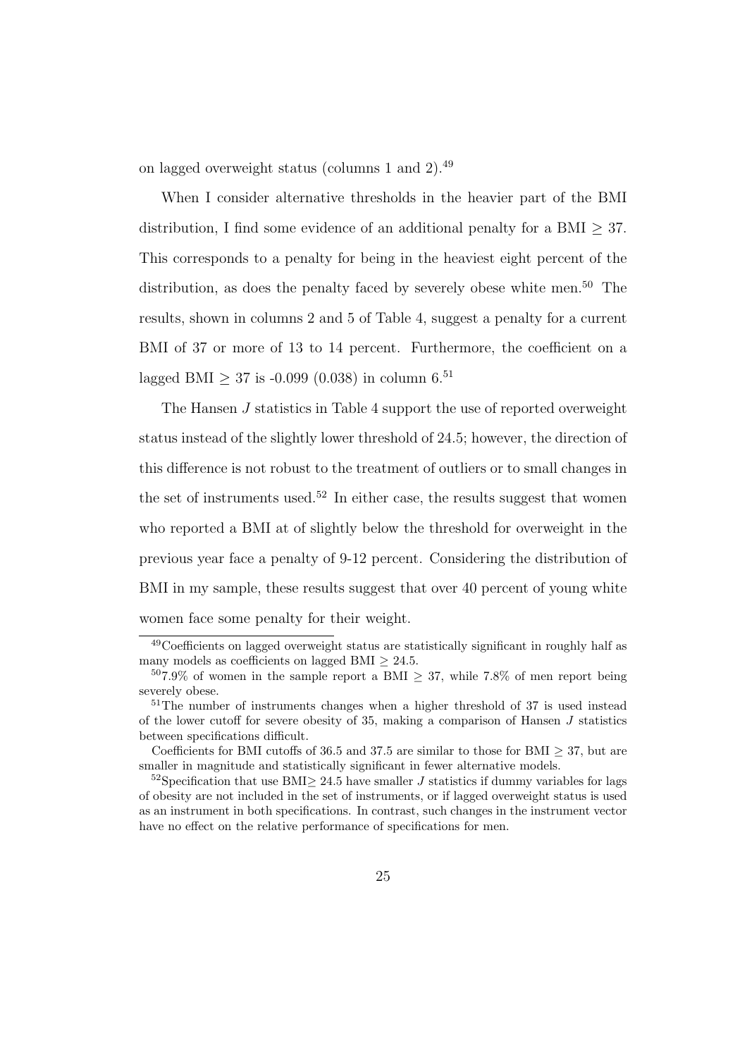on lagged overweight status (columns 1 and 2).[49]

When I consider alternative thresholds in the heavier part of the BMI distribution, I find some evidence of an additional penalty for a BMI $\geq 37$. This corresponds to a penalty for being in the heaviest eight percent of the distribution, as does the penalty faced by severely obese white men.[50] The results, shown in columns 2 and 5 of Table 4, suggest a penalty for a current BMI of 37 or more of 13 to 14 percent. Furthermore, the coefficient on a lagged BMI $\geq 37$ is -0.099 (0.038) in column 6.[51]

The Hansen $J$ statistics in Table 4 support the use of reported overweight status instead of the slightly lower threshold of 24.5; however, the direction of this difference is not robust to the treatment of outliers or to small changes in the set of instruments used.[52] In either case, the results suggest that women who reported a BMI at of slightly below the threshold for overweight in the previous year face a penalty of 9-12 percent. Considering the distribution of BMI in my sample, these results suggest that over 40 percent of young white women face some penalty for their weight.

---

[49] Coefficients on lagged overweight status are statistically significant in roughly half as many models as coefficients on lagged BMI $\geq 24.5$.

[50] 7.9% of women in the sample report a BMI $\geq 37$, while 7.8% of men report being severely obese.

[51] The number of instruments changes when a higher threshold of 37 is used instead of the lower cutoff for severe obesity of 35, making a comparison of Hansen $J$ statistics between specifications difficult.

Coefficients for BMI cutoffs of 36.5 and 37.5 are similar to those for BMI $\geq 37$, but are smaller in magnitude and statistically significant in fewer alternative models.

[52] Specification that use BMI$\geq 24.5$ have smaller $J$ statistics if dummy variables for lags of obesity are not included in the set of instruments, or if lagged overweight status is used as an instrument in both specifications. In contrast, such changes in the instrument vector have no effect on the relative performance of specifications for men.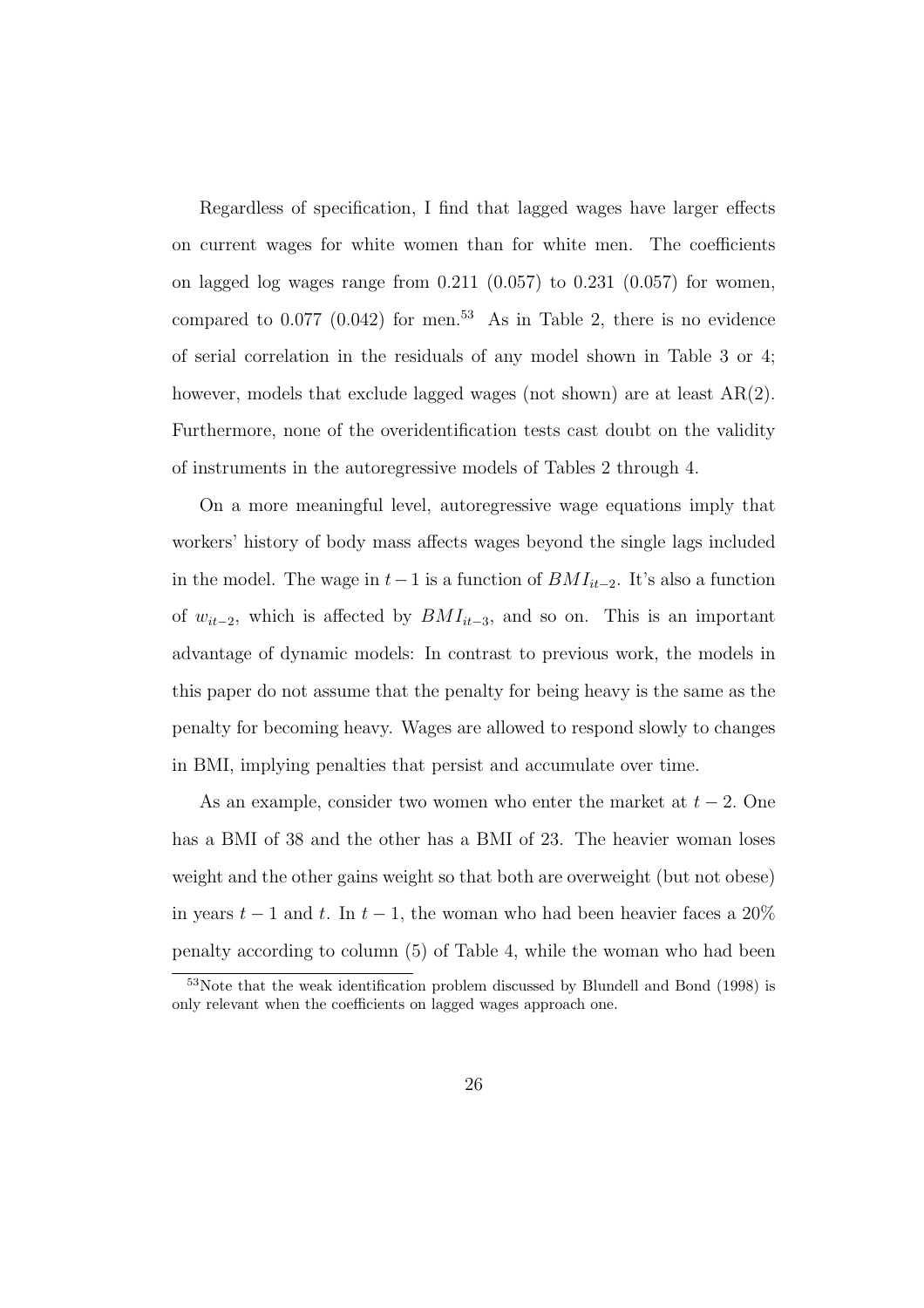Regardless of specification, I find that lagged wages have larger effects on current wages for white women than for white men. The coefficients on lagged log wages range from 0.211 (0.057) to 0.231 (0.057) for women, compared to 0.077 (0.042) for men.[53] As in Table 2, there is no evidence of serial correlation in the residuals of any model shown in Table 3 or 4; however, models that exclude lagged wages (not shown) are at least AR(2). Furthermore, none of the overidentification tests cast doubt on the validity of instruments in the autoregressive models of Tables 2 through 4.

On a more meaningful level, autoregressive wage equations imply that workers' history of body mass affects wages beyond the single lags included in the model. The wage in $t-1$ is a function of $BMI_{it-2}$. It's also a function of $w_{it-2}$, which is affected by $BMI_{it-3}$, and so on. This is an important advantage of dynamic models: In contrast to previous work, the models in this paper do not assume that the penalty for being heavy is the same as the penalty for becoming heavy. Wages are allowed to respond slowly to changes in BMI, implying penalties that persist and accumulate over time.

As an example, consider two women who enter the market at $t-2$. One has a BMI of 38 and the other has a BMI of 23. The heavier woman loses weight and the other gains weight so that both are overweight (but not obese) in years $t-1$ and $t$. In $t-1$, the woman who had been heavier faces a 20% penalty according to column (5) of Table 4, while the woman who had been

[53] Note that the weak identification problem discussed by Blundell and Bond (1998) is only relevant when the coefficients on lagged wages approach one.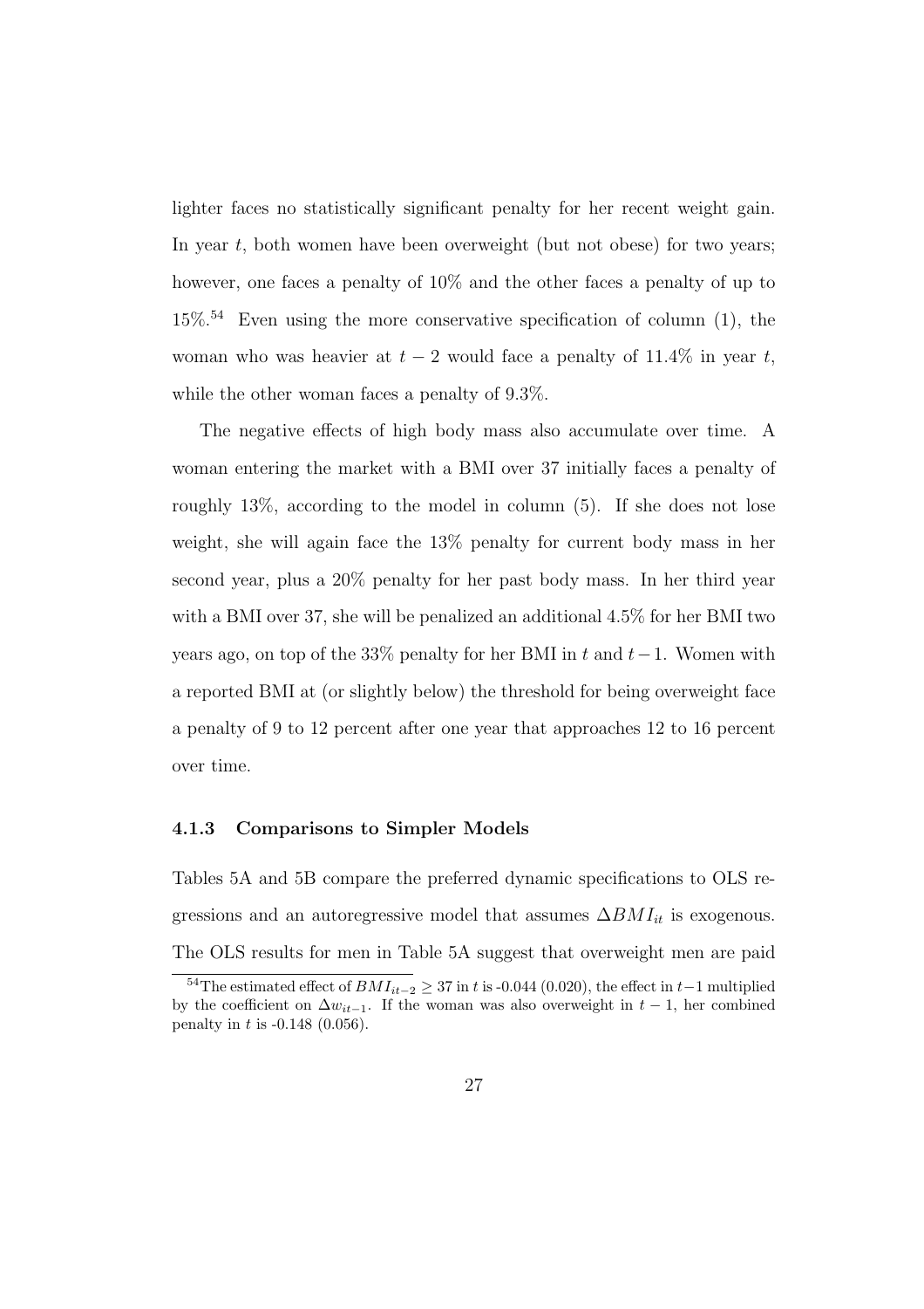lighter faces no statistically significant penalty for her recent weight gain. In year $t$, both women have been overweight (but not obese) for two years; however, one faces a penalty of 10% and the other faces a penalty of up to 15%.[54] Even using the more conservative specification of column (1), the woman who was heavier at $t-2$ would face a penalty of 11.4% in year $t$, while the other woman faces a penalty of 9.3%.

The negative effects of high body mass also accumulate over time. A woman entering the market with a BMI over 37 initially faces a penalty of roughly 13%, according to the model in column (5). If she does not lose weight, she will again face the 13% penalty for current body mass in her second year, plus a 20% penalty for her past body mass. In her third year with a BMI over 37, she will be penalized an additional 4.5% for her BMI two years ago, on top of the 33% penalty for her BMI in $t$ and $t-1$. Women with a reported BMI at (or slightly below) the threshold for being overweight face a penalty of 9 to 12 percent after one year that approaches 12 to 16 percent over time.

### 4.1.3 Comparisons to Simpler Models

Tables 5A and 5B compare the preferred dynamic specifications to OLS regressions and an autoregressive model that assumes $\Delta BMI_{it}$ is exogenous. The OLS results for men in Table 5A suggest that overweight men are paid

[54] The estimated effect of $BMI_{it-2} \geq 37$ in $t$ is -0.044 (0.020), the effect in $t-1$ multiplied by the coefficient on $\Delta w_{it-1}$. If the woman was also overweight in $t-1$, her combined penalty in $t$ is -0.148 (0.056).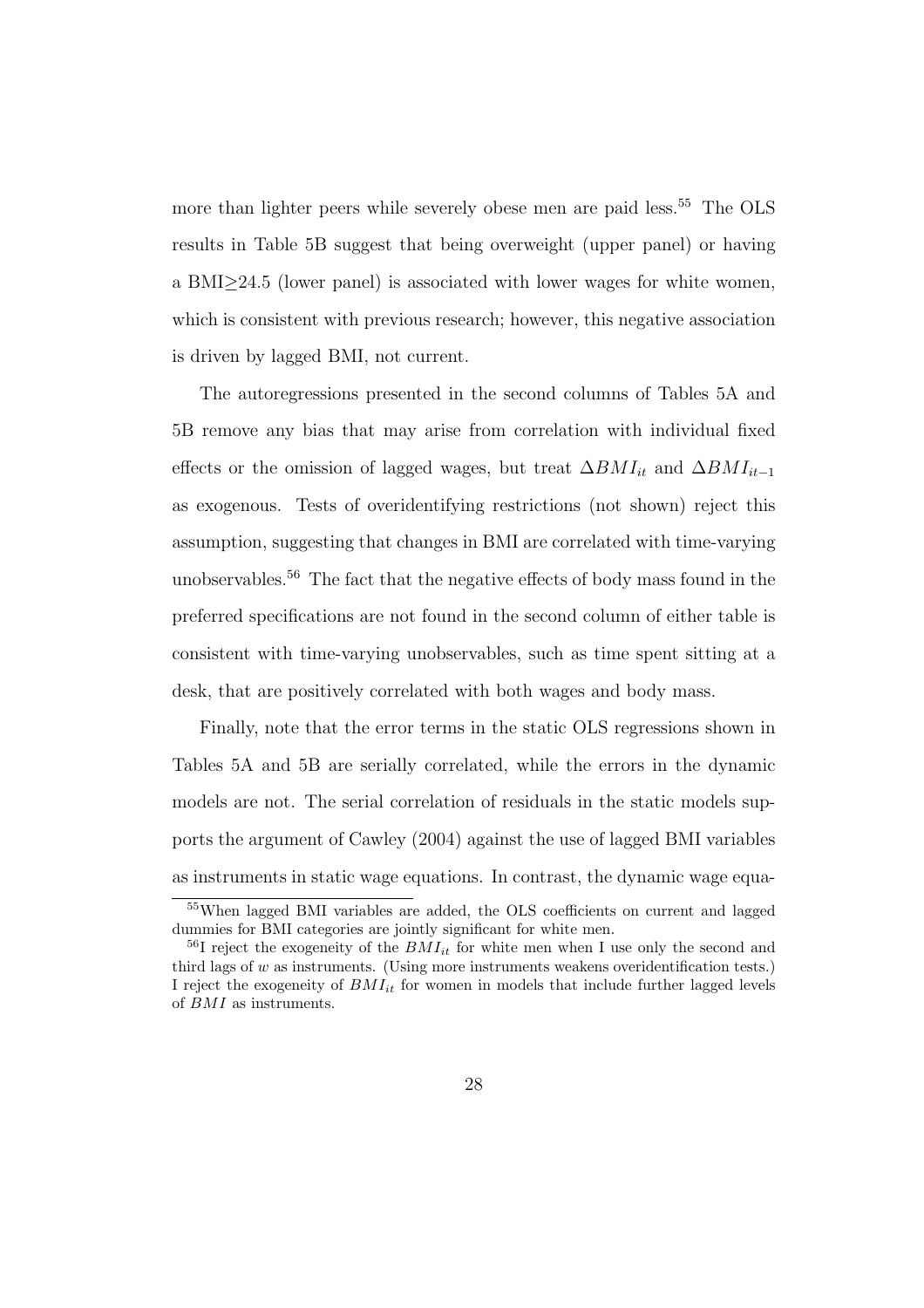more than lighter peers while severely obese men are paid less.[55] The OLS results in Table 5B suggest that being overweight (upper panel) or having a BMI≥24.5 (lower panel) is associated with lower wages for white women, which is consistent with previous research; however, this negative association is driven by lagged BMI, not current.

The autoregressions presented in the second columns of Tables 5A and 5B remove any bias that may arise from correlation with individual fixed effects or the omission of lagged wages, but treat $\Delta BMI_{it}$ and $\Delta BMI_{it-1}$ as exogenous. Tests of overidentifying restrictions (not shown) reject this assumption, suggesting that changes in BMI are correlated with time-varying unobservables.[56] The fact that the negative effects of body mass found in the preferred specifications are not found in the second column of either table is consistent with time-varying unobservables, such as time spent sitting at a desk, that are positively correlated with both wages and body mass.

Finally, note that the error terms in the static OLS regressions shown in Tables 5A and 5B are serially correlated, while the errors in the dynamic models are not. The serial correlation of residuals in the static models supports the argument of Cawley (2004) against the use of lagged BMI variables as instruments in static wage equations. In contrast, the dynamic wage equa-

[55] When lagged BMI variables are added, the OLS coefficients on current and lagged dummies for BMI categories are jointly significant for white men.

[56] I reject the exogeneity of the $BMI_{it}$ for white men when I use only the second and third lags of $w$ as instruments. (Using more instruments weakens overidentification tests.) I reject the exogeneity of $BMI_{it}$ for women in models that include further lagged levels of $BMI$ as instruments.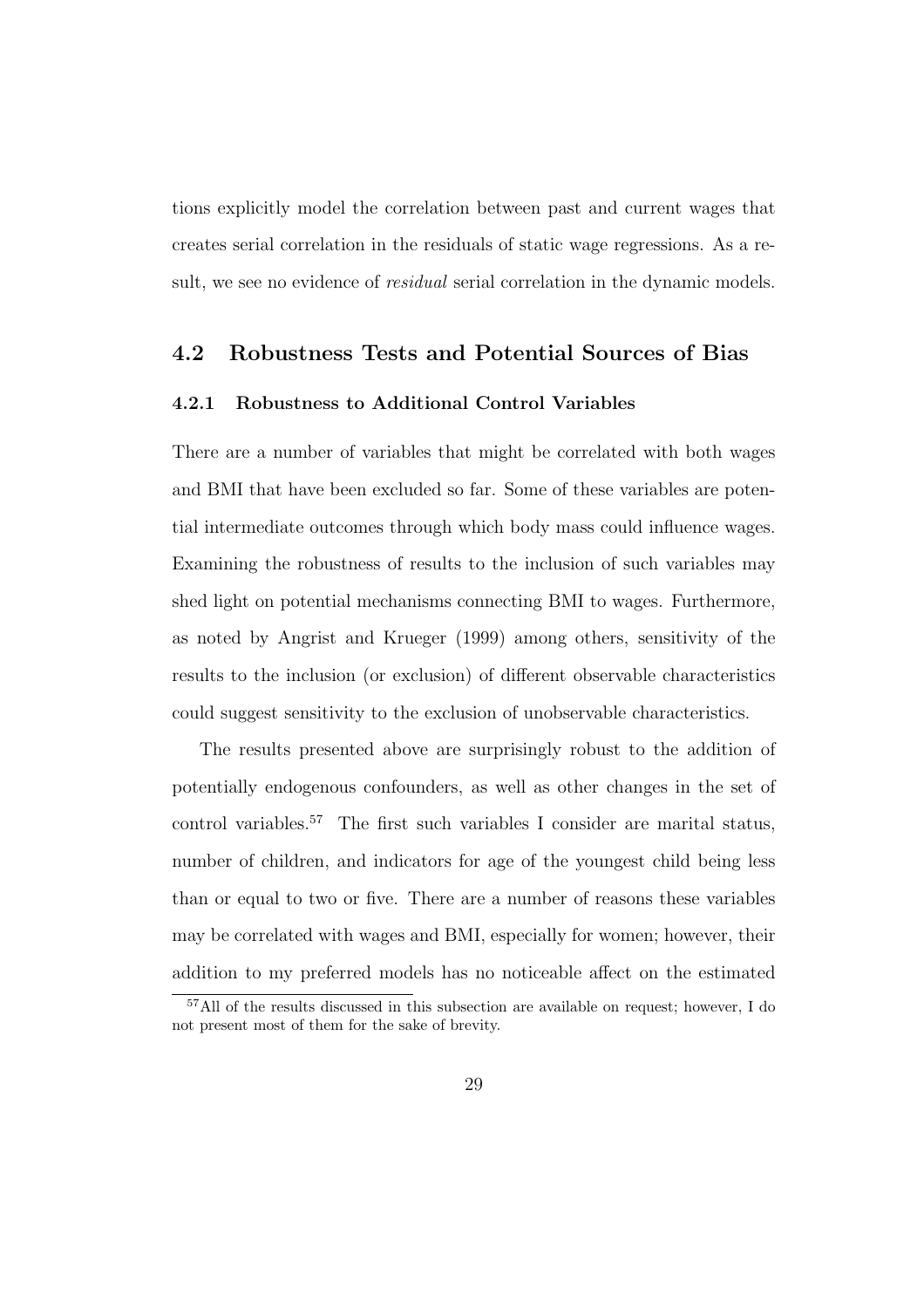tions explicitly model the correlation between past and current wages that creates serial correlation in the residuals of static wage regressions. As a result, we see no evidence of *residual* serial correlation in the dynamic models.

## 4.2 Robustness Tests and Potential Sources of Bias

### 4.2.1 Robustness to Additional Control Variables

There are a number of variables that might be correlated with both wages and BMI that have been excluded so far. Some of these variables are potential intermediate outcomes through which body mass could influence wages. Examining the robustness of results to the inclusion of such variables may shed light on potential mechanisms connecting BMI to wages. Furthermore, as noted by Angrist and Krueger (1999) among others, sensitivity of the results to the inclusion (or exclusion) of different observable characteristics could suggest sensitivity to the exclusion of unobservable characteristics.

The results presented above are surprisingly robust to the addition of potentially endogenous confounders, as well as other changes in the set of control variables.[57] The first such variables I consider are marital status, number of children, and indicators for age of the youngest child being less than or equal to two or five. There are a number of reasons these variables may be correlated with wages and BMI, especially for women; however, their addition to my preferred models has no noticeable affect on the estimated

[57]All of the results discussed in this subsection are available on request; however, I do not present most of them for the sake of brevity.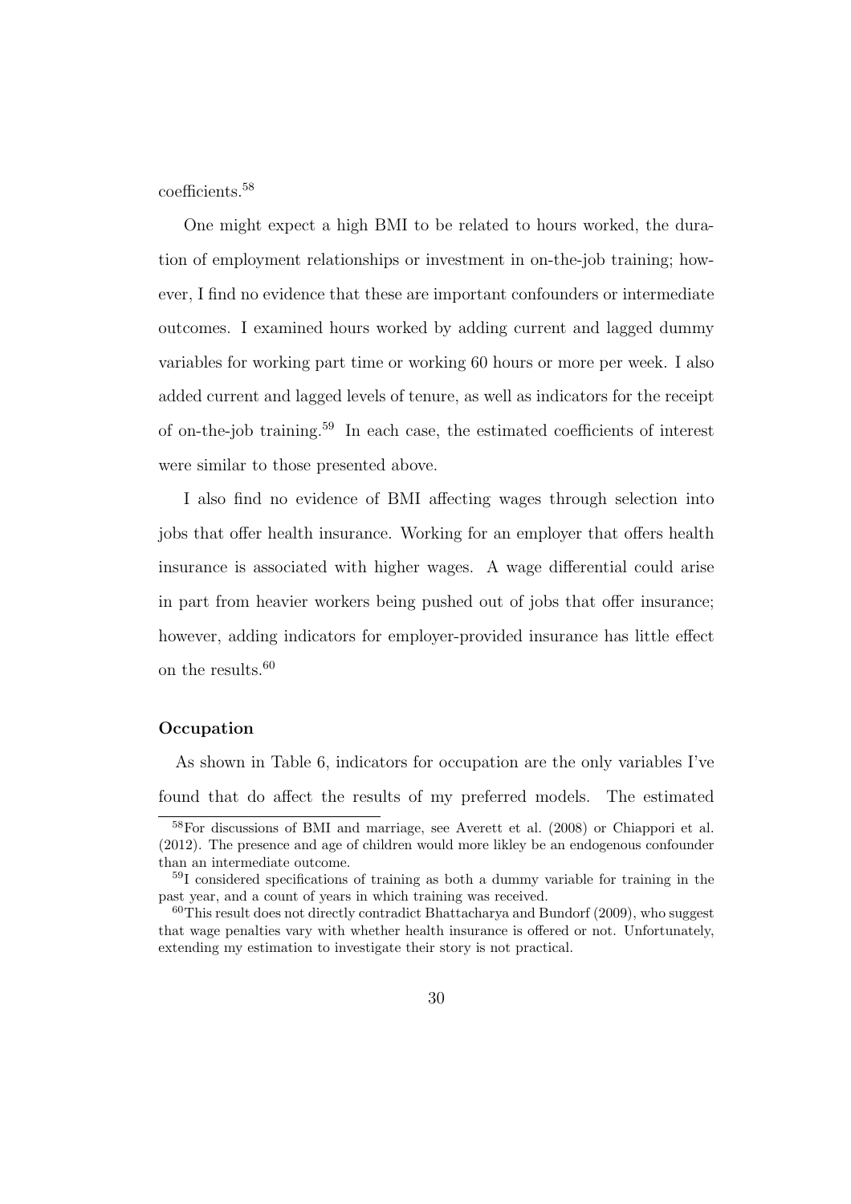coefficients.[58]

One might expect a high BMI to be related to hours worked, the duration of employment relationships or investment in on-the-job training; however, I find no evidence that these are important confounders or intermediate outcomes. I examined hours worked by adding current and lagged dummy variables for working part time or working 60 hours or more per week. I also added current and lagged levels of tenure, as well as indicators for the receipt of on-the-job training.[59] In each case, the estimated coefficients of interest were similar to those presented above.

I also find no evidence of BMI affecting wages through selection into jobs that offer health insurance. Working for an employer that offers health insurance is associated with higher wages. A wage differential could arise in part from heavier workers being pushed out of jobs that offer insurance; however, adding indicators for employer-provided insurance has little effect on the results.[60]

**Occupation**

As shown in Table 6, indicators for occupation are the only variables I've found that do affect the results of my preferred models. The estimated

---

[58] For discussions of BMI and marriage, see Averett et al. (2008) or Chiappori et al. (2012). The presence and age of children would more likley be an endogenous confounder than an intermediate outcome.

[59] I considered specifications of training as both a dummy variable for training in the past year, and a count of years in which training was received.

[60] This result does not directly contradict Bhattacharya and Bundorf (2009), who suggest that wage penalties vary with whether health insurance is offered or not. Unfortunately, extending my estimation to investigate their story is not practical.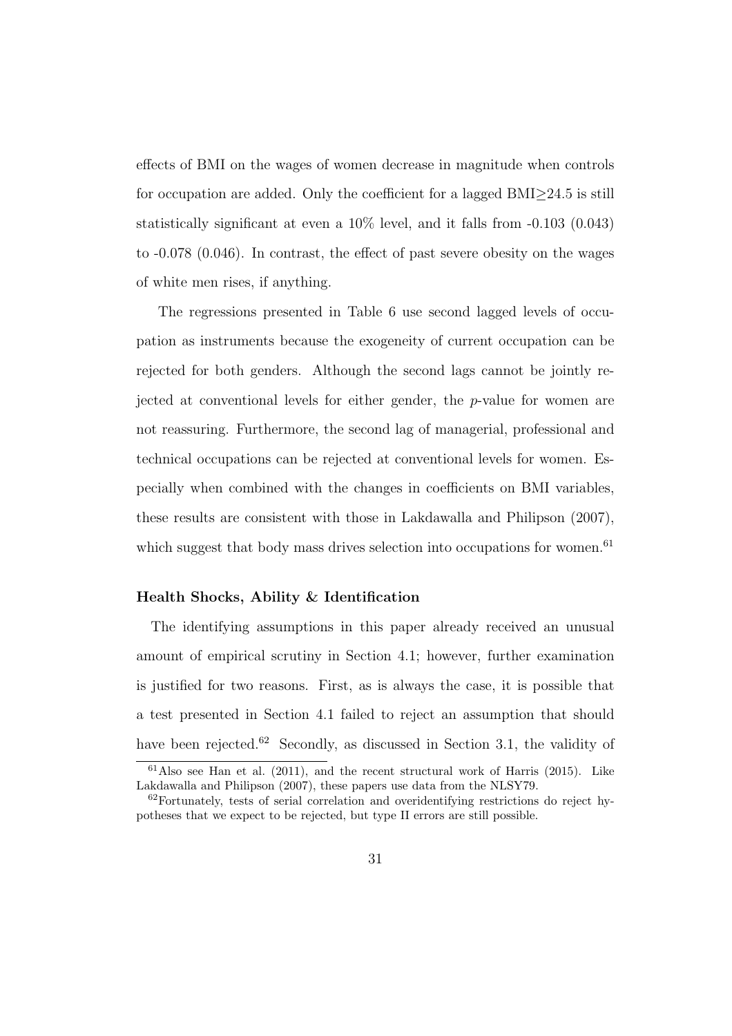effects of BMI on the wages of women decrease in magnitude when controls for occupation are added. Only the coefficient for a lagged BMI≥24.5 is still statistically significant at even a 10% level, and it falls from -0.103 (0.043) to -0.078 (0.046). In contrast, the effect of past severe obesity on the wages of white men rises, if anything.

The regressions presented in Table 6 use second lagged levels of occupation as instruments because the exogeneity of current occupation can be rejected for both genders. Although the second lags cannot be jointly rejected at conventional levels for either gender, the *p*-value for women are not reassuring. Furthermore, the second lag of managerial, professional and technical occupations can be rejected at conventional levels for women. Especially when combined with the changes in coefficients on BMI variables, these results are consistent with those in Lakdawalla and Philipson (2007), which suggest that body mass drives selection into occupations for women.[61]

### Health Shocks, Ability & Identification

The identifying assumptions in this paper already received an unusual amount of empirical scrutiny in Section 4.1; however, further examination is justified for two reasons. First, as is always the case, it is possible that a test presented in Section 4.1 failed to reject an assumption that should have been rejected.[62] Secondly, as discussed in Section 3.1, the validity of

[61] Also see Han et al. (2011), and the recent structural work of Harris (2015). Like Lakdawalla and Philipson (2007), these papers use data from the NLSY79.

[62] Fortunately, tests of serial correlation and overidentifying restrictions do reject hypotheses that we expect to be rejected, but type II errors are still possible.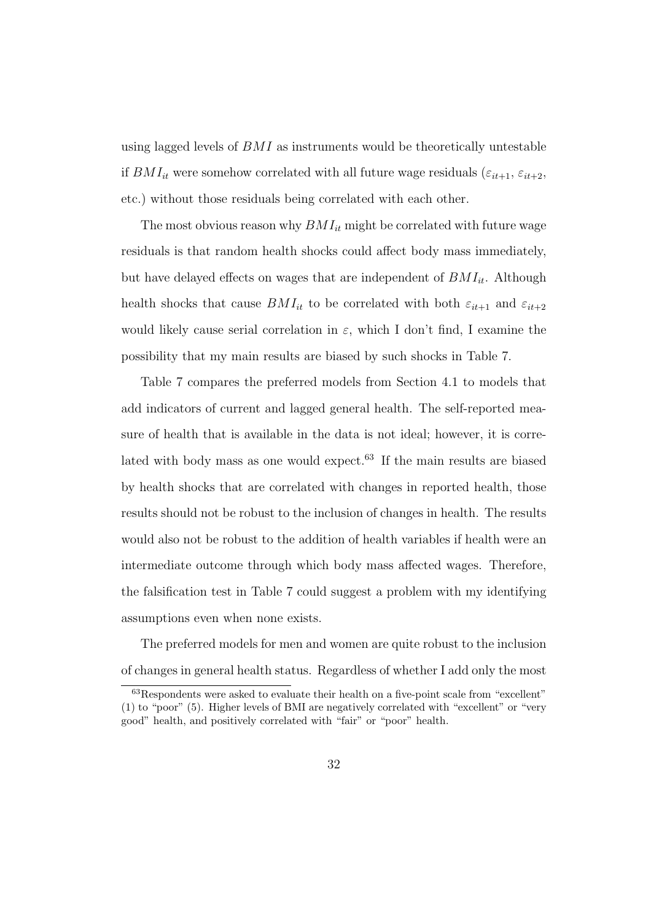using lagged levels of $BMI$ as instruments would be theoretically untestable if $BMI_{it}$ were somehow correlated with all future wage residuals ($\varepsilon_{it+1}$, $\varepsilon_{it+2}$, etc.) without those residuals being correlated with each other.

The most obvious reason why $BMI_{it}$ might be correlated with future wage residuals is that random health shocks could affect body mass immediately, but have delayed effects on wages that are independent of $BMI_{it}$. Although health shocks that cause $BMI_{it}$ to be correlated with both $\varepsilon_{it+1}$ and $\varepsilon_{it+2}$ would likely cause serial correlation in $\varepsilon$, which I don't find, I examine the possibility that my main results are biased by such shocks in Table 7.

Table 7 compares the preferred models from Section 4.1 to models that add indicators of current and lagged general health. The self-reported measure of health that is available in the data is not ideal; however, it is correlated with body mass as one would expect.[63] If the main results are biased by health shocks that are correlated with changes in reported health, those results should not be robust to the inclusion of changes in health. The results would also not be robust to the addition of health variables if health were an intermediate outcome through which body mass affected wages. Therefore, the falsification test in Table 7 could suggest a problem with my identifying assumptions even when none exists.

The preferred models for men and women are quite robust to the inclusion of changes in general health status. Regardless of whether I add only the most

[63] Respondents were asked to evaluate their health on a five-point scale from "excellent" (1) to "poor" (5). Higher levels of BMI are negatively correlated with "excellent" or "very good" health, and positively correlated with "fair" or "poor" health.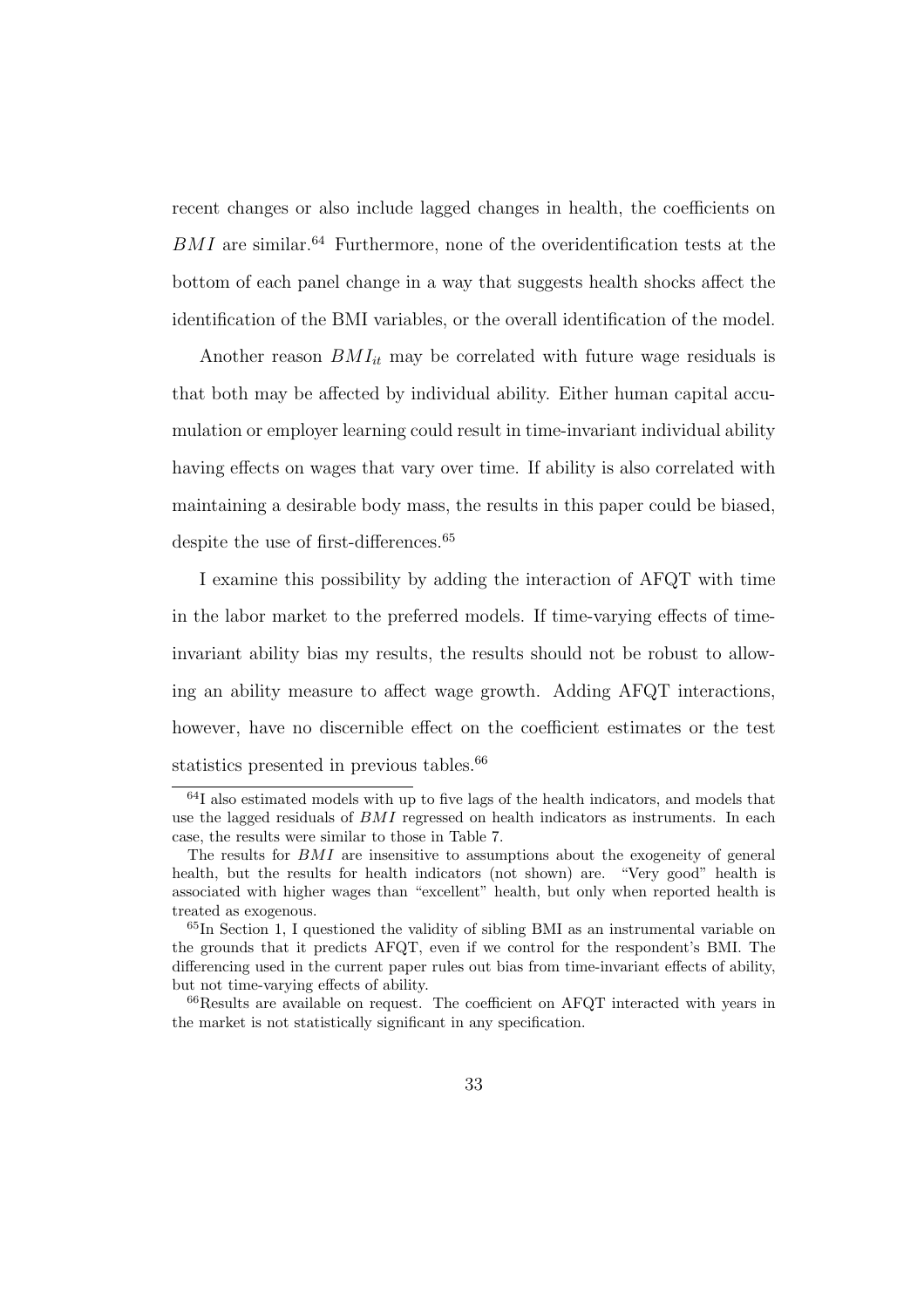recent changes or also include lagged changes in health, the coefficients on $BMI$ are similar.[64] Furthermore, none of the overidentification tests at the bottom of each panel change in a way that suggests health shocks affect the identification of the BMI variables, or the overall identification of the model.

Another reason $BMI_{it}$ may be correlated with future wage residuals is that both may be affected by individual ability. Either human capital accumulation or employer learning could result in time-invariant individual ability having effects on wages that vary over time. If ability is also correlated with maintaining a desirable body mass, the results in this paper could be biased, despite the use of first-differences.[65]

I examine this possibility by adding the interaction of AFQT with time in the labor market to the preferred models. If time-varying effects of time-invariant ability bias my results, the results should not be robust to allowing an ability measure to affect wage growth. Adding AFQT interactions, however, have no discernible effect on the coefficient estimates or the test statistics presented in previous tables.[66]

---

[64] I also estimated models with up to five lags of the health indicators, and models that use the lagged residuals of $BMI$ regressed on health indicators as instruments. In each case, the results were similar to those in Table 7.

The results for $BMI$ are insensitive to assumptions about the exogeneity of general health, but the results for health indicators (not shown) are. "Very good" health is associated with higher wages than "excellent" health, but only when reported health is treated as exogenous.

[65] In Section 1, I questioned the validity of sibling BMI as an instrumental variable on the grounds that it predicts AFQT, even if we control for the respondent's BMI. The differencing used in the current paper rules out bias from time-invariant effects of ability, but not time-varying effects of ability.

[66] Results are available on request. The coefficient on AFQT interacted with years in the market is not statistically significant in any specification.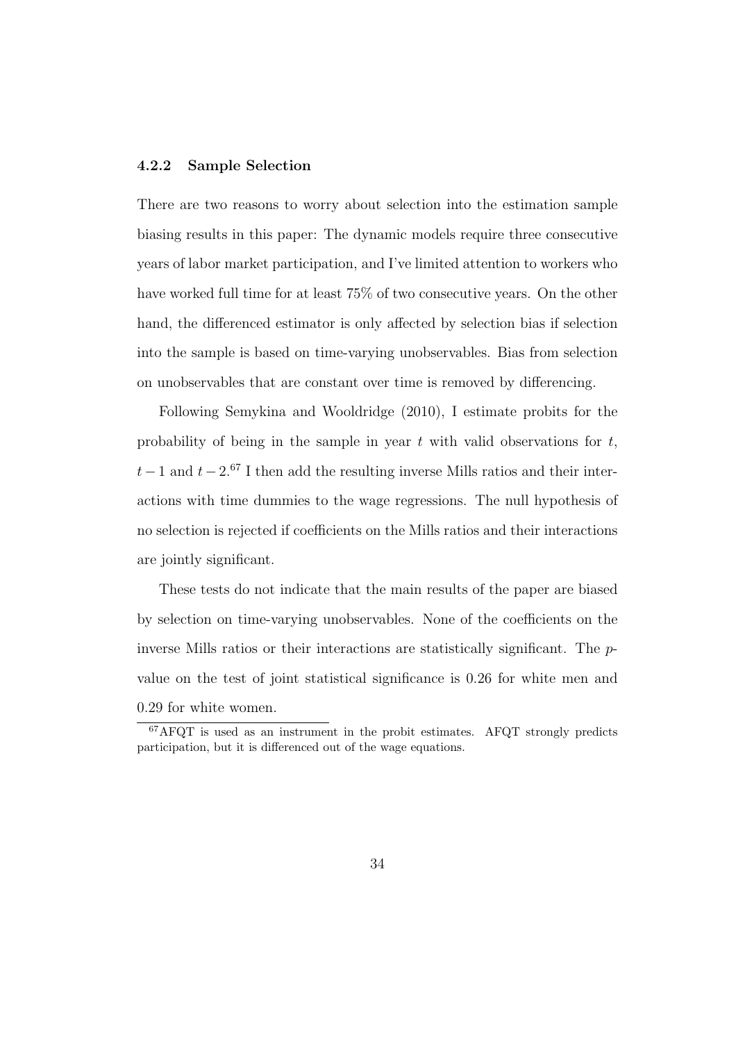### 4.2.2 Sample Selection

There are two reasons to worry about selection into the estimation sample biasing results in this paper: The dynamic models require three consecutive years of labor market participation, and I've limited attention to workers who have worked full time for at least 75% of two consecutive years. On the other hand, the differenced estimator is only affected by selection bias if selection into the sample is based on time-varying unobservables. Bias from selection on unobservables that are constant over time is removed by differencing.

Following Semykina and Wooldridge (2010), I estimate probits for the probability of being in the sample in year $t$ with valid observations for $t$, $t-1$ and $t-2$.[67] I then add the resulting inverse Mills ratios and their interactions with time dummies to the wage regressions. The null hypothesis of no selection is rejected if coefficients on the Mills ratios and their interactions are jointly significant.

These tests do not indicate that the main results of the paper are biased by selection on time-varying unobservables. None of the coefficients on the inverse Mills ratios or their interactions are statistically significant. The $p$-value on the test of joint statistical significance is 0.26 for white men and 0.29 for white women.

[67] AFQT is used as an instrument in the probit estimates. AFQT strongly predicts participation, but it is differenced out of the wage equations.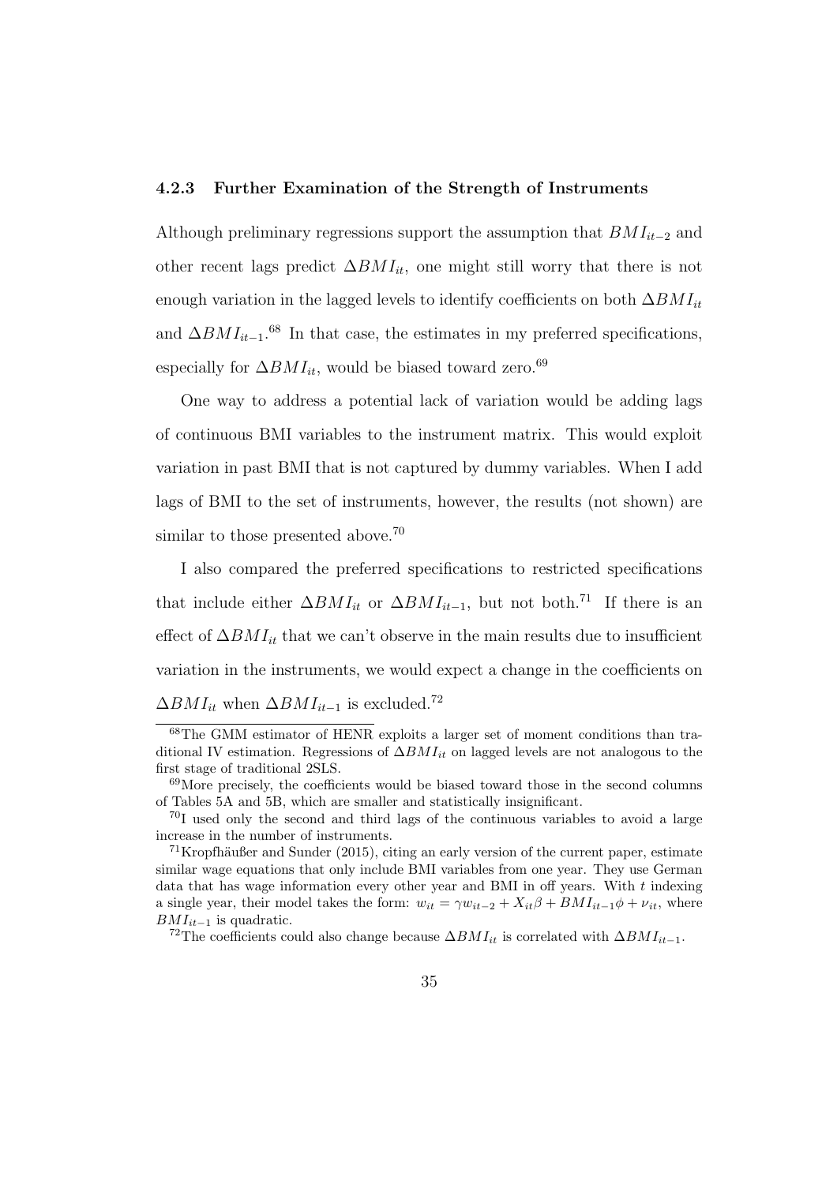### 4.2.3 Further Examination of the Strength of Instruments

Although preliminary regressions support the assumption that $BMI_{it-2}$ and other recent lags predict $\Delta BMI_{it}$, one might still worry that there is not enough variation in the lagged levels to identify coefficients on both $\Delta BMI_{it}$ and $\Delta BMI_{it-1}$.[68] In that case, the estimates in my preferred specifications, especially for $\Delta BMI_{it}$, would be biased toward zero.[69]

One way to address a potential lack of variation would be adding lags of continuous BMI variables to the instrument matrix. This would exploit variation in past BMI that is not captured by dummy variables. When I add lags of BMI to the set of instruments, however, the results (not shown) are similar to those presented above.[70]

I also compared the preferred specifications to restricted specifications that include either $\Delta BMI_{it}$ or $\Delta BMI_{it-1}$, but not both.[71] If there is an effect of $\Delta BMI_{it}$ that we can't observe in the main results due to insufficient variation in the instruments, we would expect a change in the coefficients on $\Delta BMI_{it}$ when $\Delta BMI_{it-1}$ is excluded.[72]

---

[68] The GMM estimator of HENR exploits a larger set of moment conditions than traditional IV estimation. Regressions of $\Delta BMI_{it}$ on lagged levels are not analogous to the first stage of traditional 2SLS.

[69] More precisely, the coefficients would be biased toward those in the second columns of Tables 5A and 5B, which are smaller and statistically insignificant.

[70] I used only the second and third lags of the continuous variables to avoid a large increase in the number of instruments.

[71] Kropfhäußer and Sunder (2015), citing an early version of the current paper, estimate similar wage equations that only include BMI variables from one year. They use German data that has wage information every other year and BMI in off years. With $t$ indexing a single year, their model takes the form: $w_{it} = \gamma w_{it-2} + X_{it}\beta + BMI_{it-1}\phi + \nu_{it}$, where $BMI_{it-1}$ is quadratic.

[72] The coefficients could also change because $\Delta BMI_{it}$ is correlated with $\Delta BMI_{it-1}$.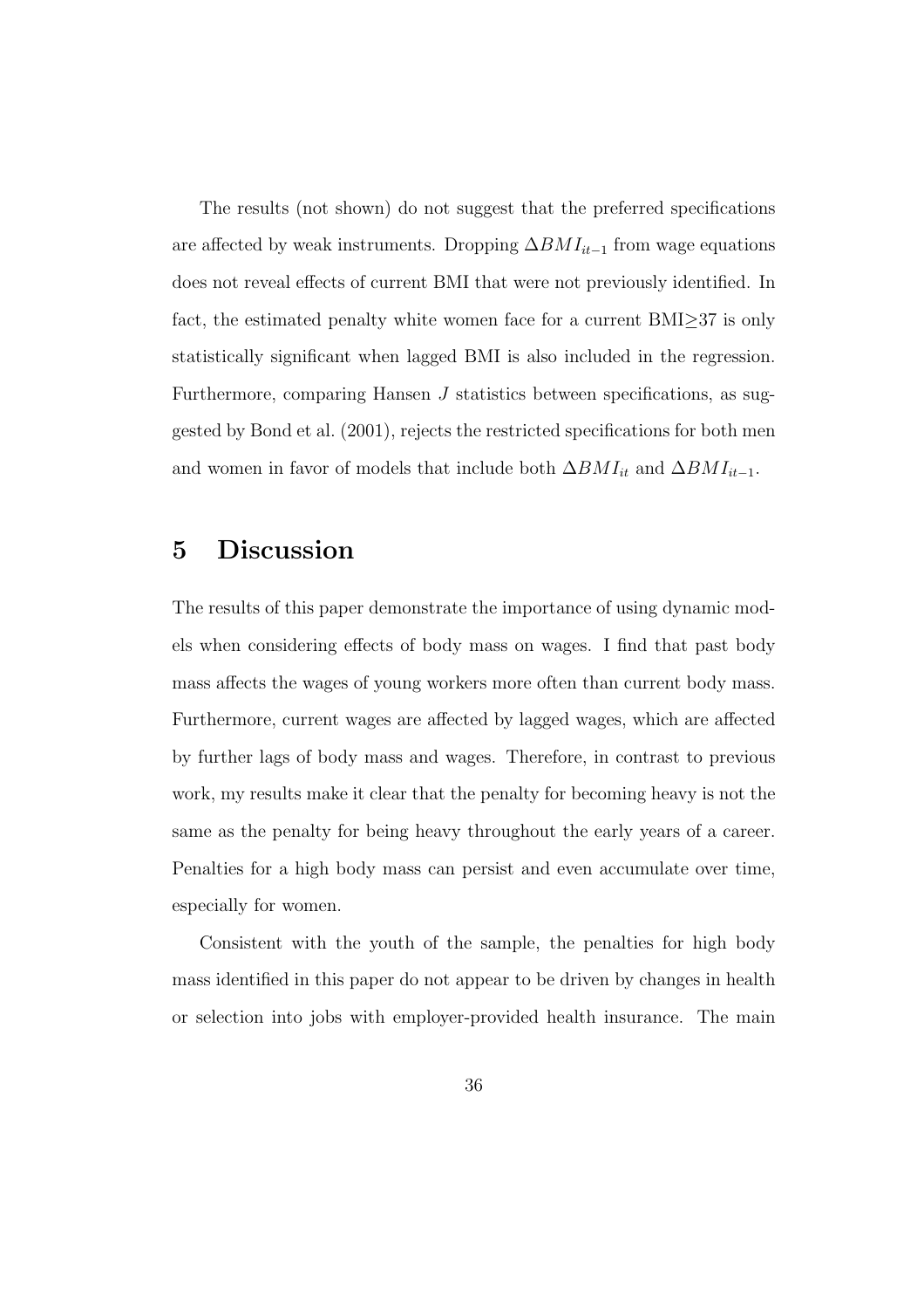The results (not shown) do not suggest that the preferred specifications are affected by weak instruments. Dropping $\Delta BMI_{it-1}$ from wage equations does not reveal effects of current BMI that were not previously identified. In fact, the estimated penalty white women face for a current BMI$\geq$37 is only statistically significant when lagged BMI is also included in the regression. Furthermore, comparing Hansen $J$ statistics between specifications, as suggested by Bond et al. (2001), rejects the restricted specifications for both men and women in favor of models that include both $\Delta BMI_{it}$ and $\Delta BMI_{it-1}$.

# 5 Discussion

The results of this paper demonstrate the importance of using dynamic models when considering effects of body mass on wages. I find that past body mass affects the wages of young workers more often than current body mass. Furthermore, current wages are affected by lagged wages, which are affected by further lags of body mass and wages. Therefore, in contrast to previous work, my results make it clear that the penalty for becoming heavy is not the same as the penalty for being heavy throughout the early years of a career. Penalties for a high body mass can persist and even accumulate over time, especially for women.

Consistent with the youth of the sample, the penalties for high body mass identified in this paper do not appear to be driven by changes in health or selection into jobs with employer-provided health insurance. The main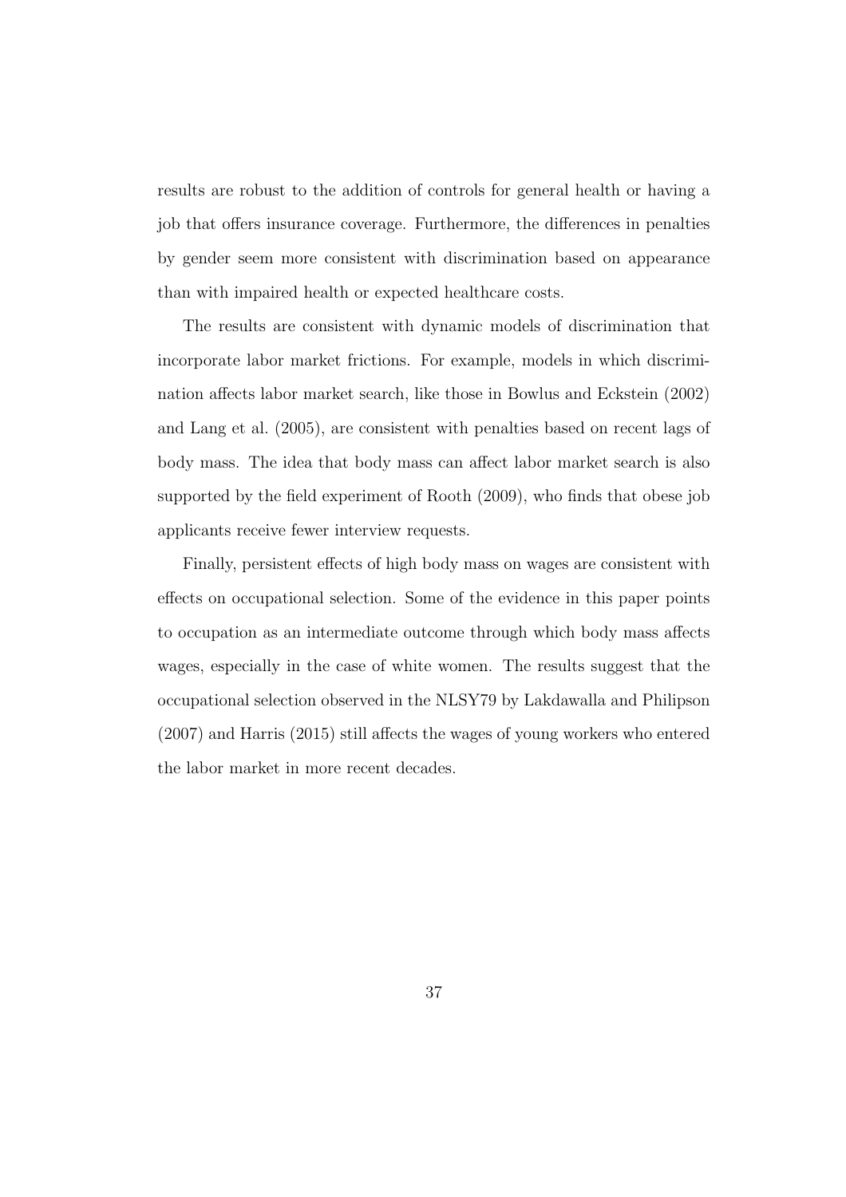results are robust to the addition of controls for general health or having a job that offers insurance coverage. Furthermore, the differences in penalties by gender seem more consistent with discrimination based on appearance than with impaired health or expected healthcare costs.

The results are consistent with dynamic models of discrimination that incorporate labor market frictions. For example, models in which discrimination affects labor market search, like those in Bowlus and Eckstein (2002) and Lang et al. (2005), are consistent with penalties based on recent lags of body mass. The idea that body mass can affect labor market search is also supported by the field experiment of Rooth (2009), who finds that obese job applicants receive fewer interview requests.

Finally, persistent effects of high body mass on wages are consistent with effects on occupational selection. Some of the evidence in this paper points to occupation as an intermediate outcome through which body mass affects wages, especially in the case of white women. The results suggest that the occupational selection observed in the NLSY79 by Lakdawalla and Philipson (2007) and Harris (2015) still affects the wages of young workers who entered the labor market in more recent decades.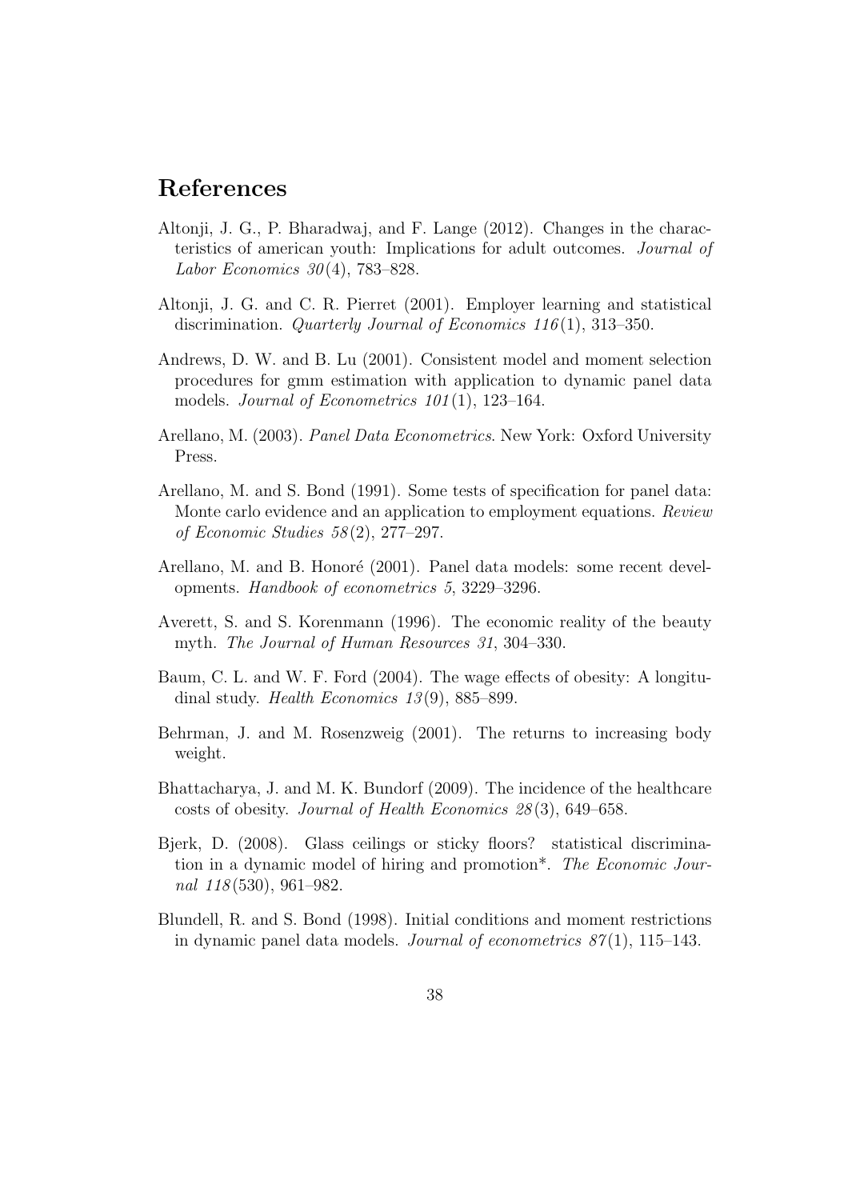## References

Altonji, J. G., P. Bharadwaj, and F. Lange (2012). Changes in the characteristics of american youth: Implications for adult outcomes. *Journal of Labor Economics 30*(4), 783–828.

Altonji, J. G. and C. R. Pierret (2001). Employer learning and statistical discrimination. *Quarterly Journal of Economics 116*(1), 313–350.

Andrews, D. W. and B. Lu (2001). Consistent model and moment selection procedures for gmm estimation with application to dynamic panel data models. *Journal of Econometrics 101*(1), 123–164.

Arellano, M. (2003). *Panel Data Econometrics*. New York: Oxford University Press.

Arellano, M. and S. Bond (1991). Some tests of specification for panel data: Monte carlo evidence and an application to employment equations. *Review of Economic Studies 58*(2), 277–297.

Arellano, M. and B. Honoré (2001). Panel data models: some recent developments. *Handbook of econometrics 5*, 3229–3296.

Averett, S. and S. Korenmann (1996). The economic reality of the beauty myth. *The Journal of Human Resources 31*, 304–330.

Baum, C. L. and W. F. Ford (2004). The wage effects of obesity: A longitudinal study. *Health Economics 13*(9), 885–899.

Behrman, J. and M. Rosenzweig (2001). The returns to increasing body weight.

Bhattacharya, J. and M. K. Bundorf (2009). The incidence of the healthcare costs of obesity. *Journal of Health Economics 28*(3), 649–658.

Bjerk, D. (2008). Glass ceilings or sticky floors? statistical discrimination in a dynamic model of hiring and promotion*. *The Economic Journal 118*(530), 961–982.

Blundell, R. and S. Bond (1998). Initial conditions and moment restrictions in dynamic panel data models. *Journal of econometrics 87*(1), 115–143.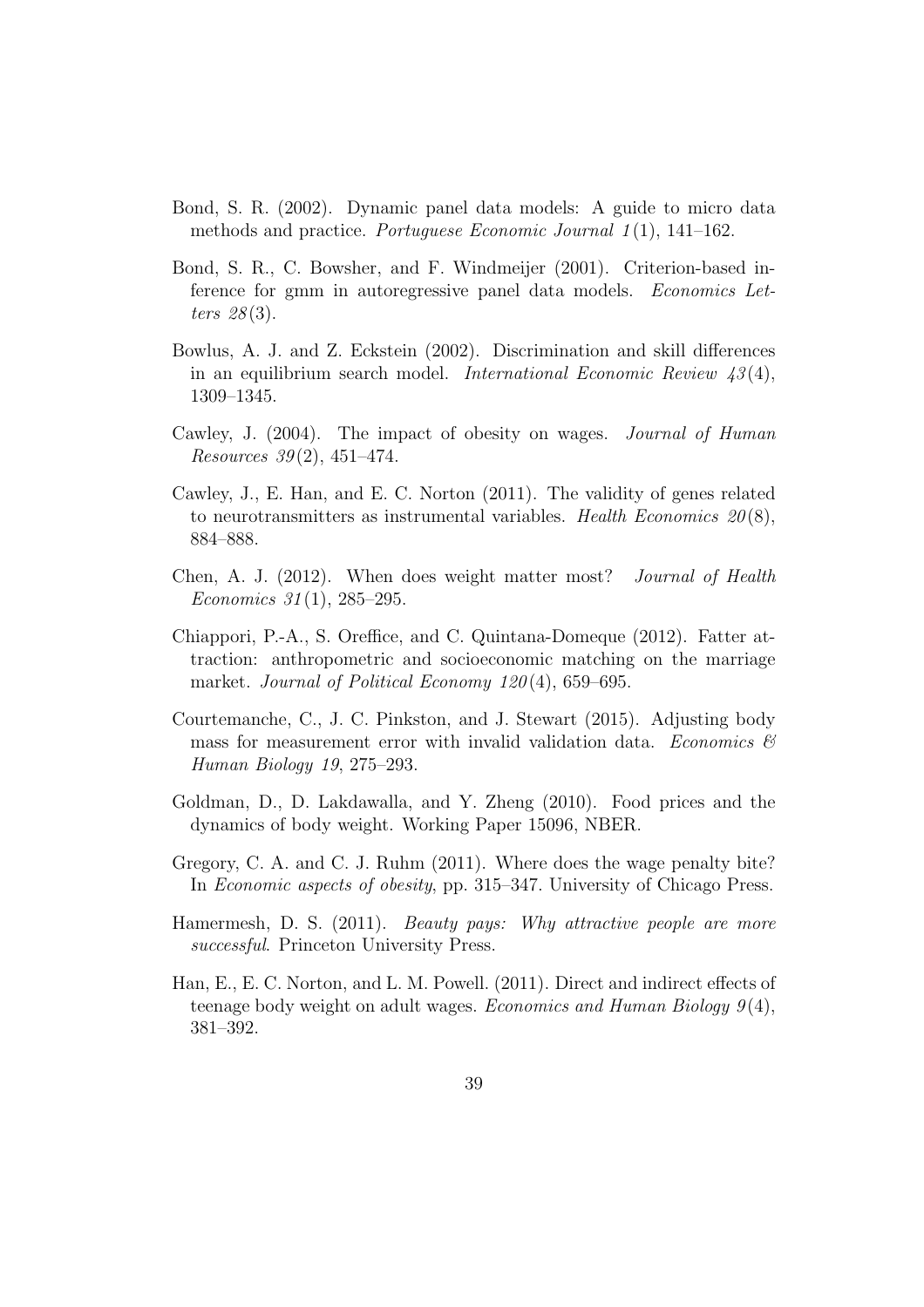Bond, S. R. (2002). Dynamic panel data models: A guide to micro data methods and practice. *Portuguese Economic Journal 1*(1), 141–162.

Bond, S. R., C. Bowsher, and F. Windmeijer (2001). Criterion-based inference for gmm in autoregressive panel data models. *Economics Letters 28*(3).

Bowlus, A. J. and Z. Eckstein (2002). Discrimination and skill differences in an equilibrium search model. *International Economic Review 43*(4), 1309–1345.

Cawley, J. (2004). The impact of obesity on wages. *Journal of Human Resources 39*(2), 451–474.

Cawley, J., E. Han, and E. C. Norton (2011). The validity of genes related to neurotransmitters as instrumental variables. *Health Economics 20*(8), 884–888.

Chen, A. J. (2012). When does weight matter most? *Journal of Health Economics 31*(1), 285–295.

Chiappori, P.-A., S. Oreffice, and C. Quintana-Domeque (2012). Fatter attraction: anthropometric and socioeconomic matching on the marriage market. *Journal of Political Economy 120*(4), 659–695.

Courtemanche, C., J. C. Pinkston, and J. Stewart (2015). Adjusting body mass for measurement error with invalid validation data. *Economics & Human Biology 19*, 275–293.

Goldman, D., D. Lakdawalla, and Y. Zheng (2010). Food prices and the dynamics of body weight. Working Paper 15096, NBER.

Gregory, C. A. and C. J. Ruhm (2011). Where does the wage penalty bite? In *Economic aspects of obesity*, pp. 315–347. University of Chicago Press.

Hamermesh, D. S. (2011). *Beauty pays: Why attractive people are more successful*. Princeton University Press.

Han, E., E. C. Norton, and L. M. Powell. (2011). Direct and indirect effects of teenage body weight on adult wages. *Economics and Human Biology 9*(4), 381–392.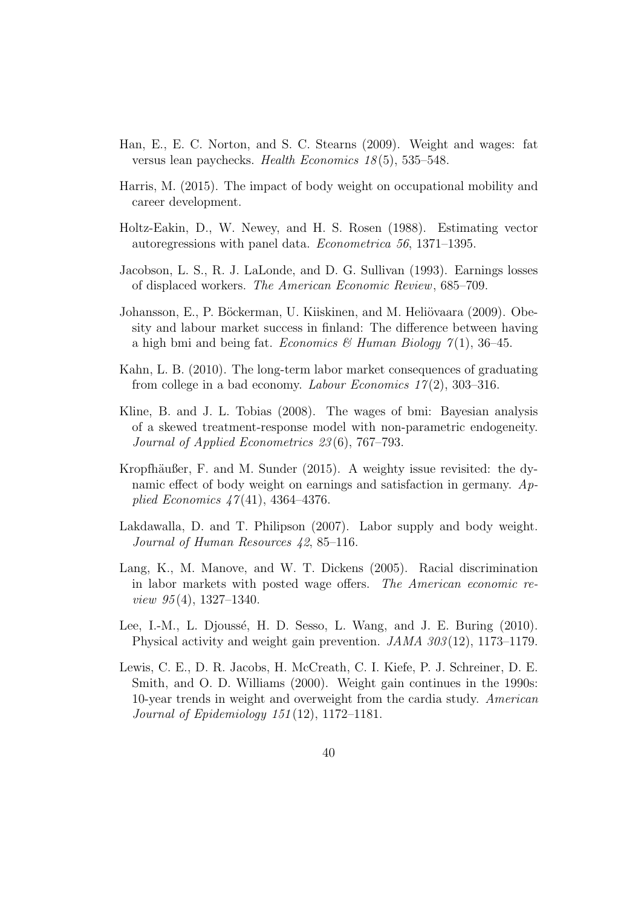Han, E., E. C. Norton, and S. C. Stearns (2009). Weight and wages: fat versus lean paychecks. *Health Economics 18*(5), 535–548.

Harris, M. (2015). The impact of body weight on occupational mobility and career development.

Holtz-Eakin, D., W. Newey, and H. S. Rosen (1988). Estimating vector autoregressions with panel data. *Econometrica 56*, 1371–1395.

Jacobson, L. S., R. J. LaLonde, and D. G. Sullivan (1993). Earnings losses of displaced workers. *The American Economic Review*, 685–709.

Johansson, E., P. Böckerman, U. Kiiskinen, and M. Heliövaara (2009). Obesity and labour market success in finland: The difference between having a high bmi and being fat. *Economics & Human Biology 7*(1), 36–45.

Kahn, L. B. (2010). The long-term labor market consequences of graduating from college in a bad economy. *Labour Economics 17*(2), 303–316.

Kline, B. and J. L. Tobias (2008). The wages of bmi: Bayesian analysis of a skewed treatment-response model with non-parametric endogeneity. *Journal of Applied Econometrics 23*(6), 767–793.

Kropfhäußer, F. and M. Sunder (2015). A weighty issue revisited: the dynamic effect of body weight on earnings and satisfaction in germany. *Applied Economics 47*(41), 4364–4376.

Lakdawalla, D. and T. Philipson (2007). Labor supply and body weight. *Journal of Human Resources 42*, 85–116.

Lang, K., M. Manove, and W. T. Dickens (2005). Racial discrimination in labor markets with posted wage offers. *The American economic review 95*(4), 1327–1340.

Lee, I.-M., L. Djoussé, H. D. Sesso, L. Wang, and J. E. Buring (2010). Physical activity and weight gain prevention. *JAMA 303*(12), 1173–1179.

Lewis, C. E., D. R. Jacobs, H. McCreath, C. I. Kiefe, P. J. Schreiner, D. E. Smith, and O. D. Williams (2000). Weight gain continues in the 1990s: 10-year trends in weight and overweight from the cardia study. *American Journal of Epidemiology 151*(12), 1172–1181.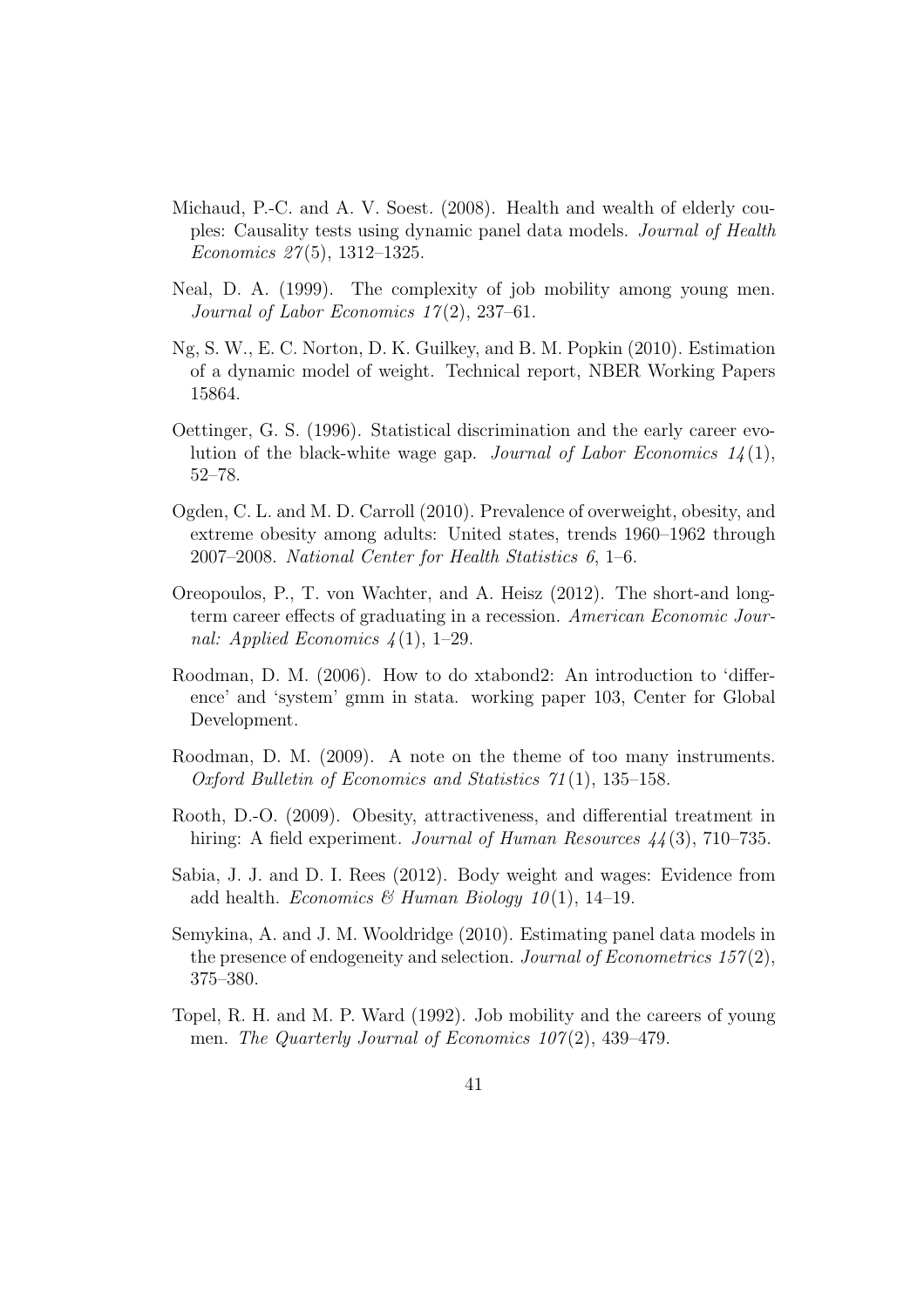Michaud, P.-C. and A. V. Soest. (2008). Health and wealth of elderly couples: Causality tests using dynamic panel data models. *Journal of Health Economics 27*(5), 1312–1325.

Neal, D. A. (1999). The complexity of job mobility among young men. *Journal of Labor Economics 17*(2), 237–61.

Ng, S. W., E. C. Norton, D. K. Guilkey, and B. M. Popkin (2010). Estimation of a dynamic model of weight. Technical report, NBER Working Papers 15864.

Oettinger, G. S. (1996). Statistical discrimination and the early career evolution of the black-white wage gap. *Journal of Labor Economics 14*(1), 52–78.

Ogden, C. L. and M. D. Carroll (2010). Prevalence of overweight, obesity, and extreme obesity among adults: United states, trends 1960–1962 through 2007–2008. *National Center for Health Statistics 6*, 1–6.

Oreopoulos, P., T. von Wachter, and A. Heisz (2012). The short-and long-term career effects of graduating in a recession. *American Economic Journal: Applied Economics 4*(1), 1–29.

Roodman, D. M. (2006). How to do xtabond2: An introduction to 'difference' and 'system' gmm in stata. working paper 103, Center for Global Development.

Roodman, D. M. (2009). A note on the theme of too many instruments. *Oxford Bulletin of Economics and Statistics 71*(1), 135–158.

Rooth, D.-O. (2009). Obesity, attractiveness, and differential treatment in hiring: A field experiment. *Journal of Human Resources 44*(3), 710–735.

Sabia, J. J. and D. I. Rees (2012). Body weight and wages: Evidence from add health. *Economics & Human Biology 10*(1), 14–19.

Semykina, A. and J. M. Wooldridge (2010). Estimating panel data models in the presence of endogeneity and selection. *Journal of Econometrics 157*(2), 375–380.

Topel, R. H. and M. P. Ward (1992). Job mobility and the careers of young men. *The Quarterly Journal of Economics 107*(2), 439–479.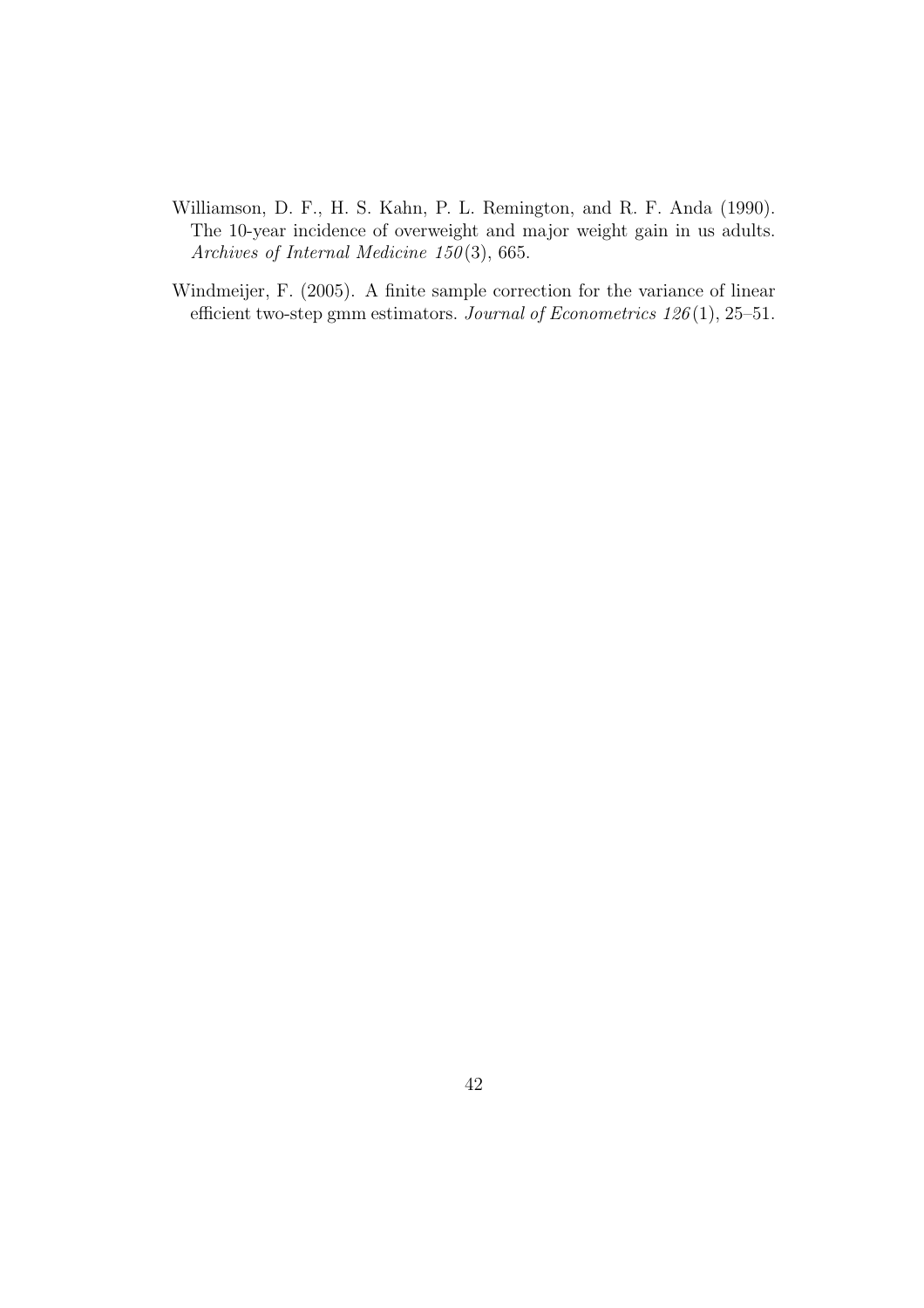Williamson, D. F., H. S. Kahn, P. L. Remington, and R. F. Anda (1990). The 10-year incidence of overweight and major weight gain in us adults. *Archives of Internal Medicine 150*(3), 665.

Windmeijer, F. (2005). A finite sample correction for the variance of linear efficient two-step gmm estimators. *Journal of Econometrics 126*(1), 25–51.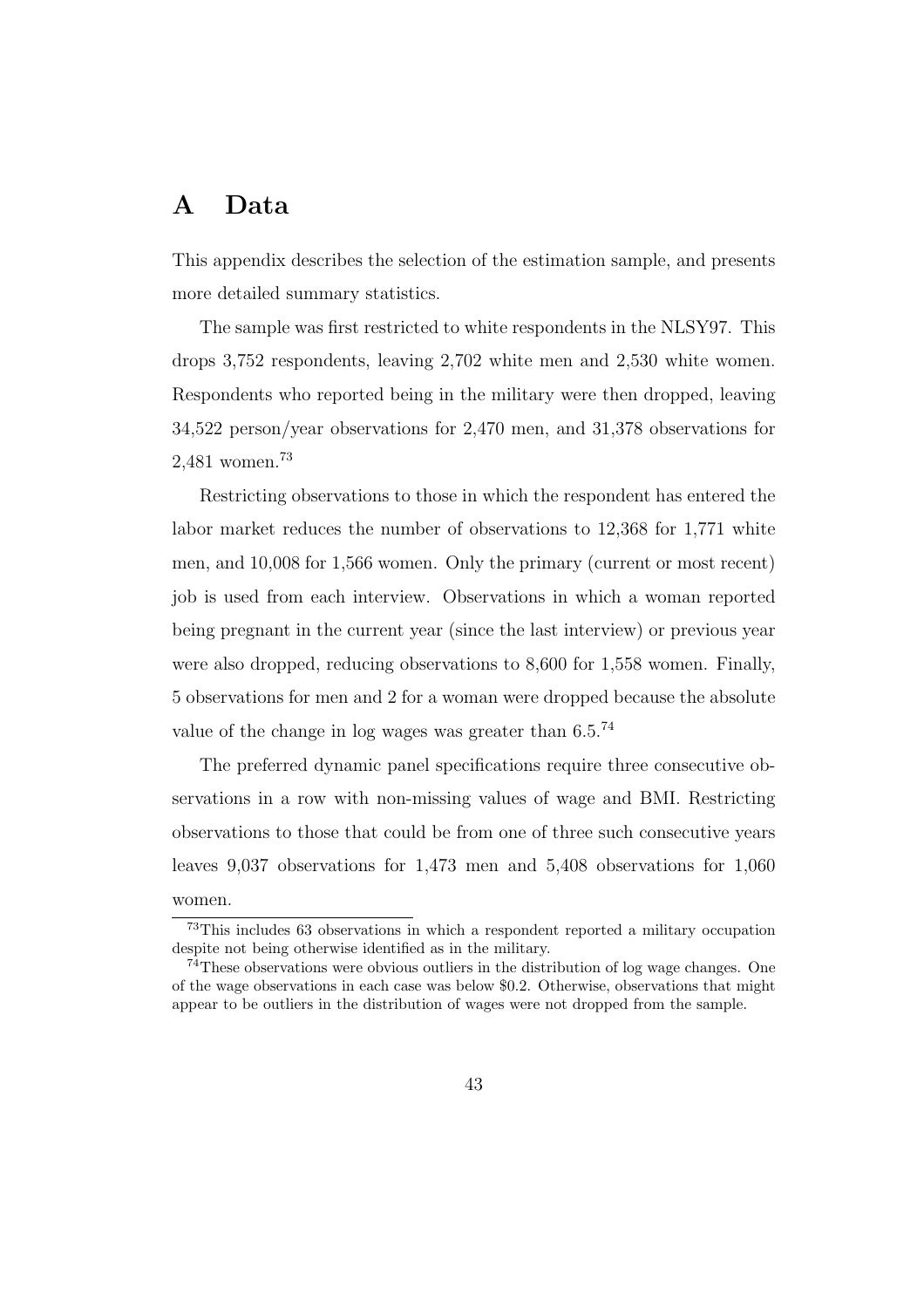# A Data

This appendix describes the selection of the estimation sample, and presents more detailed summary statistics.

The sample was first restricted to white respondents in the NLSY97. This drops 3,752 respondents, leaving 2,702 white men and 2,530 white women. Respondents who reported being in the military were then dropped, leaving 34,522 person/year observations for 2,470 men, and 31,378 observations for 2,481 women.[73]

Restricting observations to those in which the respondent has entered the labor market reduces the number of observations to 12,368 for 1,771 white men, and 10,008 for 1,566 women. Only the primary (current or most recent) job is used from each interview. Observations in which a woman reported being pregnant in the current year (since the last interview) or previous year were also dropped, reducing observations to 8,600 for 1,558 women. Finally, 5 observations for men and 2 for a woman were dropped because the absolute value of the change in log wages was greater than 6.5.[74]

The preferred dynamic panel specifications require three consecutive observations in a row with non-missing values of wage and BMI. Restricting observations to those that could be from one of three such consecutive years leaves 9,037 observations for 1,473 men and 5,408 observations for 1,060 women.

[73] This includes 63 observations in which a respondent reported a military occupation despite not being otherwise identified as in the military.

[74] These observations were obvious outliers in the distribution of log wage changes. One of the wage observations in each case was below $0.2. Otherwise, observations that might appear to be outliers in the distribution of wages were not dropped from the sample.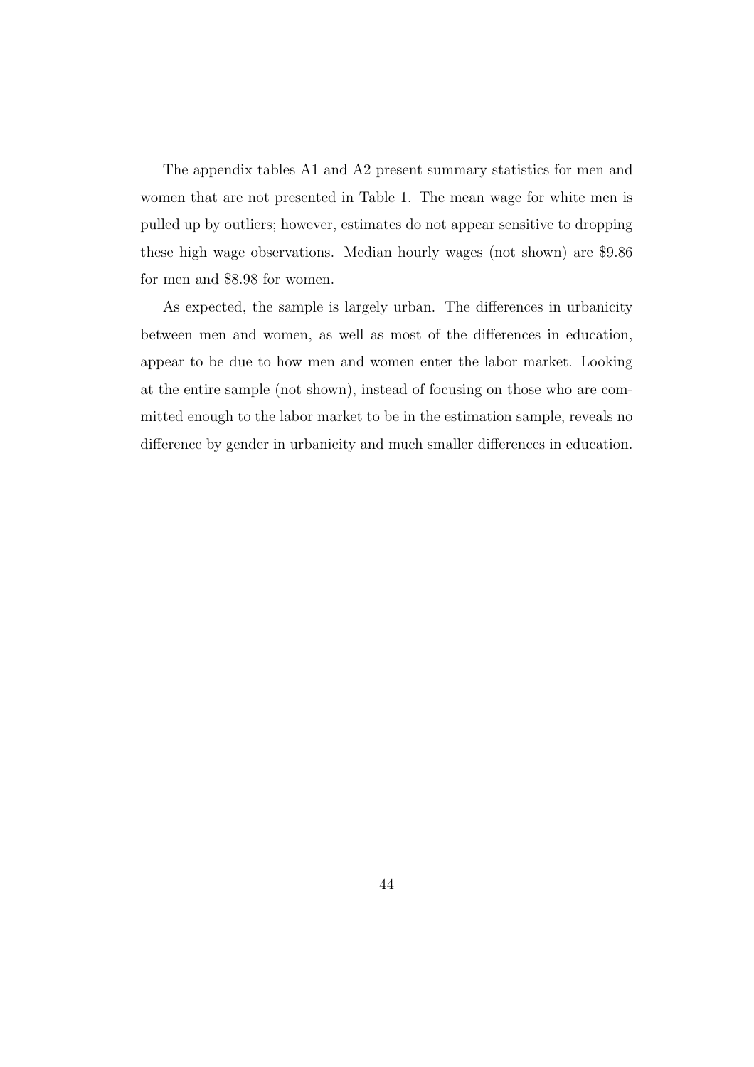The appendix tables A1 and A2 present summary statistics for men and women that are not presented in Table 1. The mean wage for white men is pulled up by outliers; however, estimates do not appear sensitive to dropping these high wage observations. Median hourly wages (not shown) are \$9.86 for men and \$8.98 for women.

As expected, the sample is largely urban. The differences in urbanicity between men and women, as well as most of the differences in education, appear to be due to how men and women enter the labor market. Looking at the entire sample (not shown), instead of focusing on those who are committed enough to the labor market to be in the estimation sample, reveals no difference by gender in urbanicity and much smaller differences in education.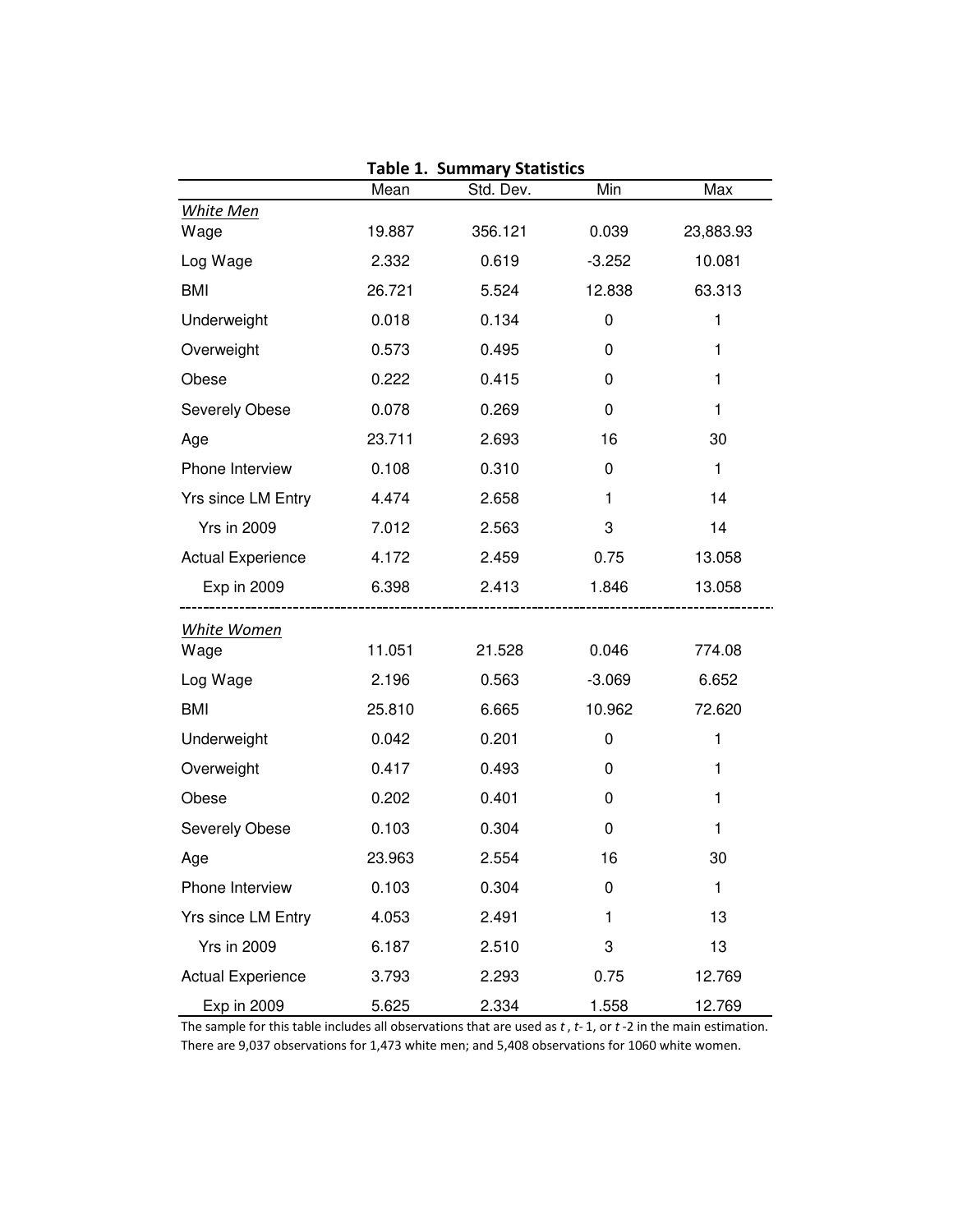**Table 1. Summary Statistics**

| | Mean | Std. Dev. | Min | Max |
|---|---|---|---|---|
| *White Men* | | | | |
| Wage | 19.887 | 356.121 | 0.039 | 23,883.93 |
| Log Wage | 2.332 | 0.619 | -3.252 | 10.081 |
| BMI | 26.721 | 5.524 | 12.838 | 63.313 |
| Underweight | 0.018 | 0.134 | 0 | 1 |
| Overweight | 0.573 | 0.495 | 0 | 1 |
| Obese | 0.222 | 0.415 | 0 | 1 |
| Severely Obese | 0.078 | 0.269 | 0 | 1 |
| Age | 23.711 | 2.693 | 16 | 30 |
| Phone Interview | 0.108 | 0.310 | 0 | 1 |
| Yrs since LM Entry | 4.474 | 2.658 | 1 | 14 |
| Yrs in 2009 | 7.012 | 2.563 | 3 | 14 |
| Actual Experience | 4.172 | 2.459 | 0.75 | 13.058 |
| Exp in 2009 | 6.398 | 2.413 | 1.846 | 13.058 |
| *White Women* | | | | |
| Wage | 11.051 | 21.528 | 0.046 | 774.08 |
| Log Wage | 2.196 | 0.563 | -3.069 | 6.652 |
| BMI | 25.810 | 6.665 | 10.962 | 72.620 |
| Underweight | 0.042 | 0.201 | 0 | 1 |
| Overweight | 0.417 | 0.493 | 0 | 1 |
| Obese | 0.202 | 0.401 | 0 | 1 |
| Severely Obese | 0.103 | 0.304 | 0 | 1 |
| Age | 23.963 | 2.554 | 16 | 30 |
| Phone Interview | 0.103 | 0.304 | 0 | 1 |
| Yrs since LM Entry | 4.053 | 2.491 | 1 | 13 |
| Yrs in 2009 | 6.187 | 2.510 | 3 | 13 |
| Actual Experience | 3.793 | 2.293 | 0.75 | 12.769 |
| Exp in 2009 | 5.625 | 2.334 | 1.558 | 12.769 |

The sample for this table includes all observations that are used as $t$, $t-1$, or $t-2$ in the main estimation. There are 9,037 observations for 1,473 white men; and 5,408 observations for 1060 white women.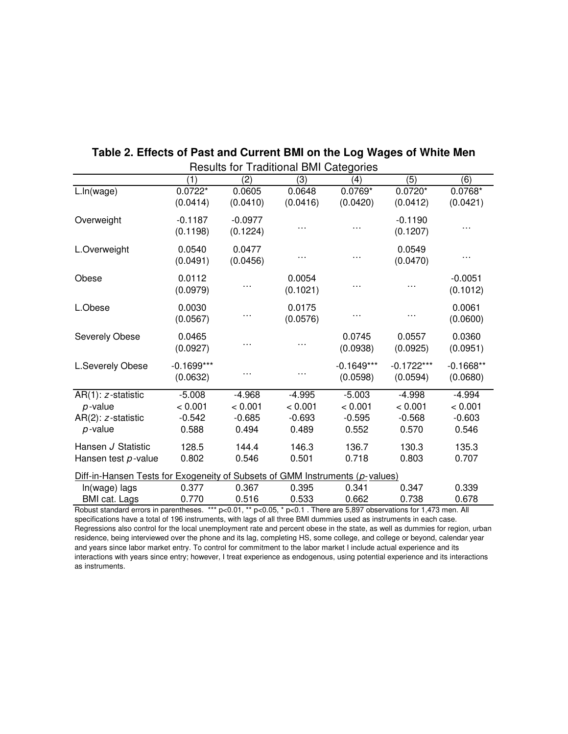**Table 2. Effects of Past and Current BMI on the Log Wages of White Men**

Results for Traditional BMI Categories

| | (1) | (2) | (3) | (4) | (5) | (6) |
|---|---|---|---|---|---|---|
| L.ln(wage) | 0.0722* | 0.0605 | 0.0648 | 0.0769* | 0.0720* | 0.0768* |
| | (0.0414) | (0.0410) | (0.0416) | (0.0420) | (0.0412) | (0.0421) |
| Overweight | -0.1187 | -0.0977 | … | … | -0.1190 | … |
| | (0.1198) | (0.1224) | | | (0.1207) | |
| L.Overweight | 0.0540 | 0.0477 | … | … | 0.0549 | … |
| | (0.0491) | (0.0456) | | | (0.0470) | |
| Obese | 0.0112 | … | 0.0054 | … | … | -0.0051 |
| | (0.0979) | | (0.1021) | | | (0.1012) |
| L.Obese | 0.0030 | … | 0.0175 | … | … | 0.0061 |
| | (0.0567) | | (0.0576) | | | (0.0600) |
| Severely Obese | 0.0465 | … | … | 0.0745 | 0.0557 | 0.0360 |
| | (0.0927) | | | (0.0938) | (0.0925) | (0.0951) |
| L.Severely Obese | -0.1699*** | … | … | -0.1649*** | -0.1722*** | -0.1668** |
| | (0.0632) | | | (0.0598) | (0.0594) | (0.0680) |
| AR(1): $z$-statistic | -5.008 | -4.968 | -4.995 | -5.003 | -4.998 | -4.994 |
| $p$-value | < 0.001 | < 0.001 | < 0.001 | < 0.001 | < 0.001 | < 0.001 |
| AR(2): $z$-statistic | -0.542 | -0.685 | -0.693 | -0.595 | -0.568 | -0.603 |
| $p$-value | 0.588 | 0.494 | 0.489 | 0.552 | 0.570 | 0.546 |
| Hansen $J$ Statistic | 128.5 | 144.4 | 146.3 | 136.7 | 130.3 | 135.3 |
| Hansen test $p$-value | 0.802 | 0.546 | 0.501 | 0.718 | 0.803 | 0.707 |
| Diff-in-Hansen Tests for Exogeneity of Subsets of GMM Instruments ($p$-values) | | | | | | |
| ln(wage) lags | 0.377 | 0.367 | 0.395 | 0.341 | 0.347 | 0.339 |
| BMI cat. Lags | 0.770 | 0.516 | 0.533 | 0.662 | 0.738 | 0.678 |

Robust standard errors in parentheses. *** p<0.01, ** p<0.05, * p<0.1 . There are 5,897 observations for 1,473 men. All specifications have a total of 196 instruments, with lags of all three BMI dummies used as instruments in each case. Regressions also control for the local unemployment rate and percent obese in the state, as well as dummies for region, urban residence, being interviewed over the phone and its lag, completing HS, some college, and college or beyond, calendar year and years since labor market entry. To control for commitment to the labor market I include actual experience and its interactions with years since entry; however, I treat experience as endogenous, using potential experience and its interactions as instruments.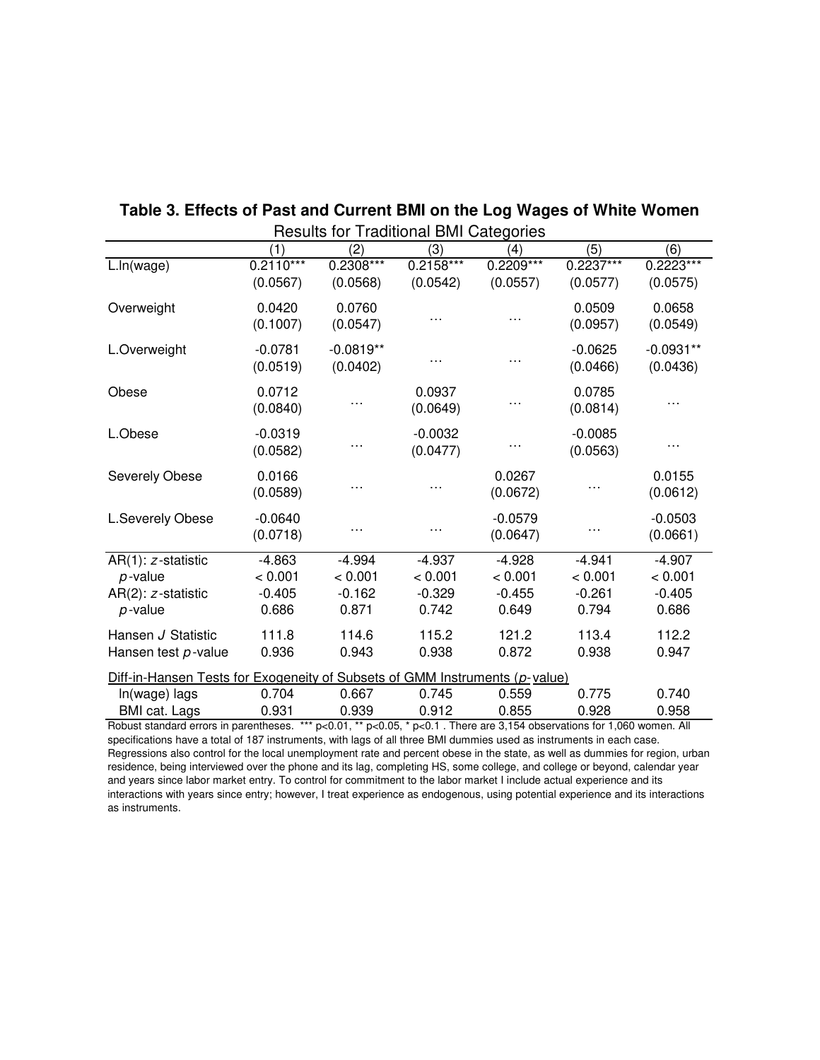**Table 3. Effects of Past and Current BMI on the Log Wages of White Women**

Results for Traditional BMI Categories

| | (1) | (2) | (3) | (4) | (5) | (6) |
|---|---|---|---|---|---|---|
| L.ln(wage) | 0.2110*** | 0.2308*** | 0.2158*** | 0.2209*** | 0.2237*** | 0.2223*** |
| | (0.0567) | (0.0568) | (0.0542) | (0.0557) | (0.0577) | (0.0575) |
| Overweight | 0.0420 | 0.0760 | … | … | 0.0509 | 0.0658 |
| | (0.1007) | (0.0547) | | | (0.0957) | (0.0549) |
| L.Overweight | -0.0781 | -0.0819** | … | … | -0.0625 | -0.0931** |
| | (0.0519) | (0.0402) | | | (0.0466) | (0.0436) |
| Obese | 0.0712 | … | 0.0937 | … | 0.0785 | … |
| | (0.0840) | | (0.0649) | | (0.0814) | |
| L.Obese | -0.0319 | … | -0.0032 | … | -0.0085 | … |
| | (0.0582) | | (0.0477) | | (0.0563) | |
| Severely Obese | 0.0166 | … | … | 0.0267 | … | 0.0155 |
| | (0.0589) | | | (0.0672) | | (0.0612) |
| L.Severely Obese | -0.0640 | … | … | -0.0579 | … | -0.0503 |
| | (0.0718) | | | (0.0647) | | (0.0661) |
| AR(1): $z$-statistic | -4.863 | -4.994 | -4.937 | -4.928 | -4.941 | -4.907 |
| $p$-value | < 0.001 | < 0.001 | < 0.001 | < 0.001 | < 0.001 | < 0.001 |
| AR(2): $z$-statistic | -0.405 | -0.162 | -0.329 | -0.455 | -0.261 | -0.405 |
| $p$-value | 0.686 | 0.871 | 0.742 | 0.649 | 0.794 | 0.686 |
| Hansen $J$ Statistic | 111.8 | 114.6 | 115.2 | 121.2 | 113.4 | 112.2 |
| Hansen test $p$-value | 0.936 | 0.943 | 0.938 | 0.872 | 0.938 | 0.947 |
| Diff-in-Hansen Tests for Exogeneity of Subsets of GMM Instruments ($p$-value) | | | | | | |
| ln(wage) lags | 0.704 | 0.667 | 0.745 | 0.559 | 0.775 | 0.740 |
| BMI cat. Lags | 0.931 | 0.939 | 0.912 | 0.855 | 0.928 | 0.958 |

Robust standard errors in parentheses. *** p<0.01, ** p<0.05, * p<0.1 . There are 3,154 observations for 1,060 women. All specifications have a total of 187 instruments, with lags of all three BMI dummies used as instruments in each case. Regressions also control for the local unemployment rate and percent obese in the state, as well as dummies for region, urban residence, being interviewed over the phone and its lag, completing HS, some college, and college or beyond, calendar year and years since labor market entry. To control for commitment to the labor market I include actual experience and its interactions with years since entry; however, I treat experience as endogenous, using potential experience and its interactions as instruments.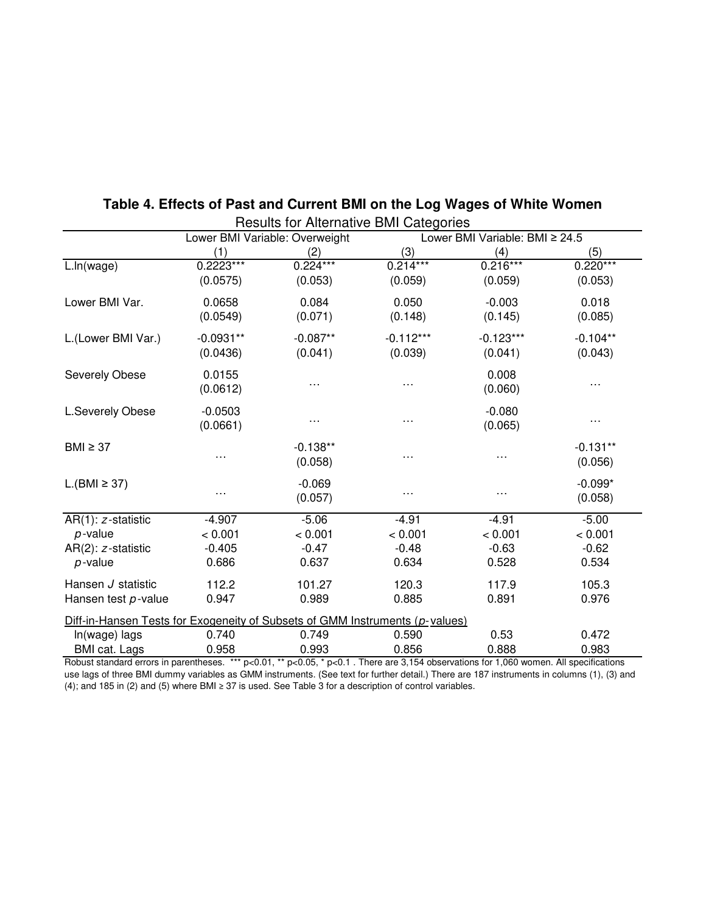**Table 4. Effects of Past and Current BMI on the Log Wages of White Women**

Results for Alternative BMI Categories

| | Lower BMI Variable: Overweight | | Lower BMI Variable: BMI ≥ 24.5 | | |
|---|---|---|---|---|---|
| | (1) | (2) | (3) | (4) | (5) |
| L.ln(wage) | 0.2223*** | 0.224*** | 0.214*** | 0.216*** | 0.220*** |
| | (0.0575) | (0.053) | (0.059) | (0.059) | (0.053) |
| Lower BMI Var. | 0.0658 | 0.084 | 0.050 | -0.003 | 0.018 |
| | (0.0549) | (0.071) | (0.148) | (0.145) | (0.085) |
| L.(Lower BMI Var.) | -0.0931** | -0.087** | -0.112*** | -0.123*** | -0.104** |
| | (0.0436) | (0.041) | (0.039) | (0.041) | (0.043) |
| Severely Obese | 0.0155 | … | … | 0.008 | … |
| | (0.0612) | | | (0.060) | |
| L.Severely Obese | -0.0503 | … | … | -0.080 | … |
| | (0.0661) | | | (0.065) | |
| BMI ≥ 37 | … | -0.138** | … | … | -0.131** |
| | | (0.058) | | | (0.056) |
| L.(BMI ≥ 37) | … | -0.069 | … | … | -0.099* |
| | | (0.057) | | | (0.058) |
| AR(1): *z*-statistic | -4.907 | -5.06 | -4.91 | -4.91 | -5.00 |
| *p*-value | < 0.001 | < 0.001 | < 0.001 | < 0.001 | < 0.001 |
| AR(2): *z*-statistic | -0.405 | -0.47 | -0.48 | -0.63 | -0.62 |
| *p*-value | 0.686 | 0.637 | 0.634 | 0.528 | 0.534 |
| Hansen *J* statistic | 112.2 | 101.27 | 120.3 | 117.9 | 105.3 |
| Hansen test *p*-value | 0.947 | 0.989 | 0.885 | 0.891 | 0.976 |
| Diff-in-Hansen Tests for Exogeneity of Subsets of GMM Instruments (*p*-values) | | | | | |
| ln(wage) lags | 0.740 | 0.749 | 0.590 | 0.53 | 0.472 |
| BMI cat. Lags | 0.958 | 0.993 | 0.856 | 0.888 | 0.983 |

Robust standard errors in parentheses. *** p<0.01, ** p<0.05, * p<0.1 . There are 3,154 observations for 1,060 women. All specifications use lags of three BMI dummy variables as GMM instruments. (See text for further detail.) There are 187 instruments in columns (1), (3) and (4); and 185 in (2) and (5) where BMI ≥ 37 is used. See Table 3 for a description of control variables.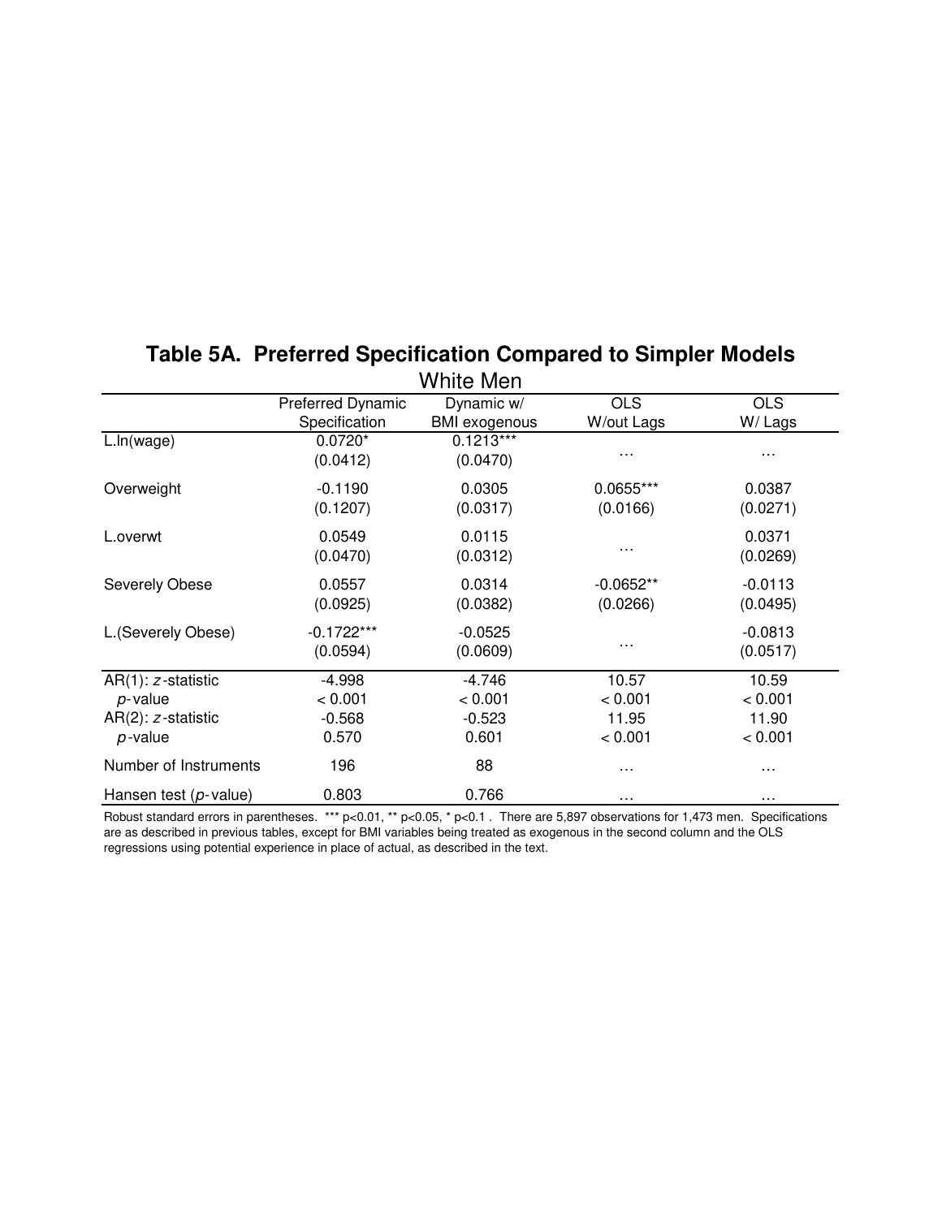# Table 5A. Preferred Specification Compared to Simpler Models

White Men

| | Preferred Dynamic Specification | Dynamic w/ BMI exogenous | OLS W/out Lags | OLS W/ Lags |
|---|---|---|---|---|
| L.ln(wage) | 0.0720* | 0.1213*** | … | … |
| | (0.0412) | (0.0470) | | |
| Overweight | -0.1190 | 0.0305 | 0.0655*** | 0.0387 |
| | (0.1207) | (0.0317) | (0.0166) | (0.0271) |
| L.overwt | 0.0549 | 0.0115 | … | 0.0371 |
| | (0.0470) | (0.0312) | | (0.0269) |
| Severely Obese | 0.0557 | 0.0314 | -0.0652** | -0.0113 |
| | (0.0925) | (0.0382) | (0.0266) | (0.0495) |
| L.(Severely Obese) | -0.1722*** | -0.0525 | … | -0.0813 |
| | (0.0594) | (0.0609) | | (0.0517) |
| AR(1): *z*-statistic | -4.998 | -4.746 | 10.57 | 10.59 |
| *p*-value | < 0.001 | < 0.001 | < 0.001 | < 0.001 |
| AR(2): *z*-statistic | -0.568 | -0.523 | 11.95 | 11.90 |
| *p*-value | 0.570 | 0.601 | < 0.001 | < 0.001 |
| Number of Instruments | 196 | 88 | … | … |
| Hansen test (*p*-value) | 0.803 | 0.766 | … | … |

Robust standard errors in parentheses. *** p<0.01, ** p<0.05, * p<0.1 . There are 5,897 observations for 1,473 men. Specifications are as described in previous tables, except for BMI variables being treated as exogenous in the second column and the OLS regressions using potential experience in place of actual, as described in the text.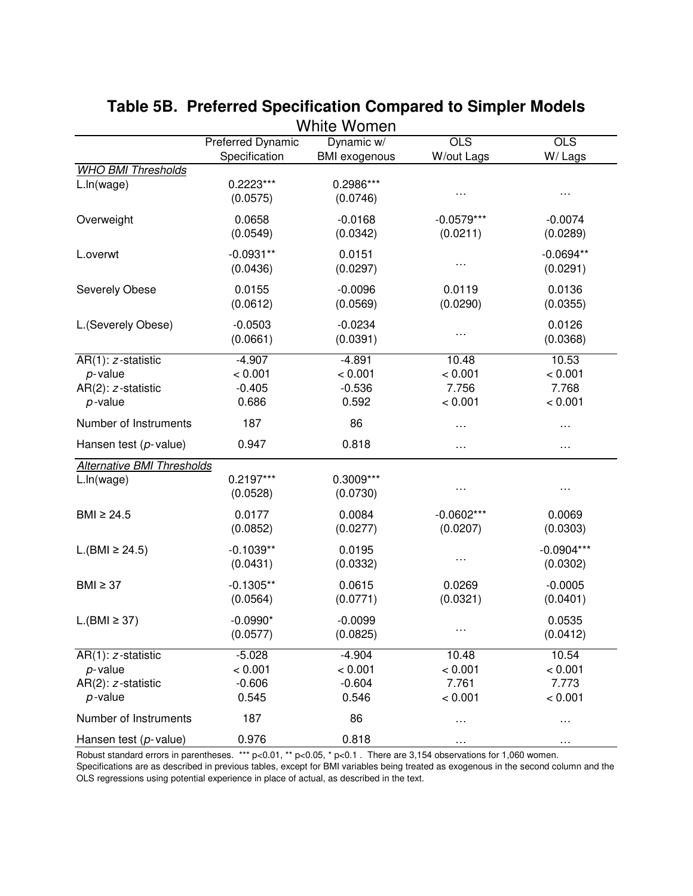# Table 5B. Preferred Specification Compared to Simpler Models

White Women

| | Preferred Dynamic Specification | Dynamic w/ BMI exogenous | OLS W/out Lags | OLS W/ Lags |
|---|---|---|---|---|
| *WHO BMI Thresholds* | | | | |
| L.ln(wage) | 0.2223*** | 0.2986*** | … | … |
| | (0.0575) | (0.0746) | | |
| Overweight | 0.0658 | -0.0168 | -0.0579*** | -0.0074 |
| | (0.0549) | (0.0342) | (0.0211) | (0.0289) |
| L.overwt | -0.0931** | 0.0151 | … | -0.0694** |
| | (0.0436) | (0.0297) | | (0.0291) |
| Severely Obese | 0.0155 | -0.0096 | 0.0119 | 0.0136 |
| | (0.0612) | (0.0569) | (0.0290) | (0.0355) |
| L.(Severely Obese) | -0.0503 | -0.0234 | … | 0.0126 |
| | (0.0661) | (0.0391) | | (0.0368) |
| AR(1): *z*-statistic | -4.907 | -4.891 | 10.48 | 10.53 |
| *p*-value | < 0.001 | < 0.001 | < 0.001 | < 0.001 |
| AR(2): *z*-statistic | -0.405 | -0.536 | 7.756 | 7.768 |
| *p*-value | 0.686 | 0.592 | < 0.001 | < 0.001 |
| Number of Instruments | 187 | 86 | … | … |
| Hansen test (*p*-value) | 0.947 | 0.818 | … | … |
| *Alternative BMI Thresholds* | | | | |
| L.ln(wage) | 0.2197*** | 0.3009*** | … | … |
| | (0.0528) | (0.0730) | | |
| BMI ≥ 24.5 | 0.0177 | 0.0084 | -0.0602*** | 0.0069 |
| | (0.0852) | (0.0277) | (0.0207) | (0.0303) |
| L.(BMI ≥ 24.5) | -0.1039** | 0.0195 | … | -0.0904*** |
| | (0.0431) | (0.0332) | | (0.0302) |
| BMI ≥ 37 | -0.1305** | 0.0615 | 0.0269 | -0.0005 |
| | (0.0564) | (0.0771) | (0.0321) | (0.0401) |
| L.(BMI ≥ 37) | -0.0990* | -0.0099 | … | 0.0535 |
| | (0.0577) | (0.0825) | | (0.0412) |
| AR(1): *z*-statistic | -5.028 | -4.904 | 10.48 | 10.54 |
| *p*-value | < 0.001 | < 0.001 | < 0.001 | < 0.001 |
| AR(2): *z*-statistic | -0.606 | -0.604 | 7.761 | 7.773 |
| *p*-value | 0.545 | 0.546 | < 0.001 | < 0.001 |
| Number of Instruments | 187 | 86 | … | … |
| Hansen test (*p*-value) | 0.976 | 0.818 | … | … |

Robust standard errors in parentheses. *** p<0.01, ** p<0.05, * p<0.1 . There are 3,154 observations for 1,060 women.
Specifications are as described in previous tables, except for BMI variables being treated as exogenous in the second column and the OLS regressions using potential experience in place of actual, as described in the text.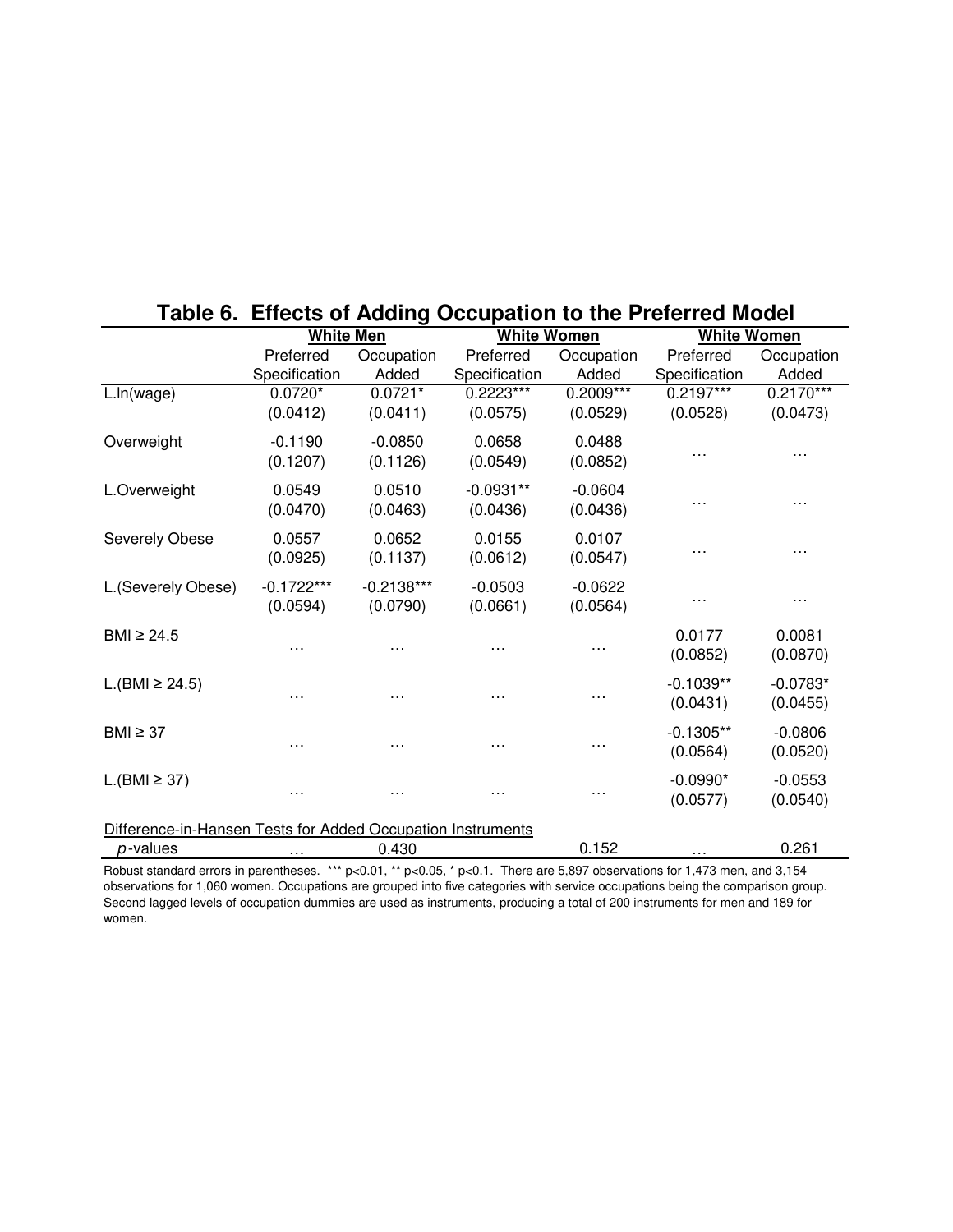# Table 6. Effects of Adding Occupation to the Preferred Model

| | White Men | | White Women | | White Women | |
|---|---|---|---|---|---|---|
| | Preferred Specification | Occupation Added | Preferred Specification | Occupation Added | Preferred Specification | Occupation Added |
| L.ln(wage) | 0.0720* | 0.0721* | 0.2223*** | 0.2009*** | 0.2197*** | 0.2170*** |
| | (0.0412) | (0.0411) | (0.0575) | (0.0529) | (0.0528) | (0.0473) |
| Overweight | -0.1190 | -0.0850 | 0.0658 | 0.0488 | … | … |
| | (0.1207) | (0.1126) | (0.0549) | (0.0852) | | |
| L.Overweight | 0.0549 | 0.0510 | -0.0931** | -0.0604 | … | … |
| | (0.0470) | (0.0463) | (0.0436) | (0.0436) | | |
| Severely Obese | 0.0557 | 0.0652 | 0.0155 | 0.0107 | … | … |
| | (0.0925) | (0.1137) | (0.0612) | (0.0547) | | |
| L.(Severely Obese) | -0.1722*** | -0.2138*** | -0.0503 | -0.0622 | … | … |
| | (0.0594) | (0.0790) | (0.0661) | (0.0564) | | |
| BMI ≥ 24.5 | … | … | … | … | 0.0177 | 0.0081 |
| | | | | | (0.0852) | (0.0870) |
| L.(BMI ≥ 24.5) | … | … | … | … | -0.1039** | -0.0783* |
| | | | | | (0.0431) | (0.0455) |
| BMI ≥ 37 | … | … | … | … | -0.1305** | -0.0806 |
| | | | | | (0.0564) | (0.0520) |
| L.(BMI ≥ 37) | … | … | … | … | -0.0990* | -0.0553 |
| | | | | | (0.0577) | (0.0540) |
| Difference-in-Hansen Tests for Added Occupation Instruments | | | | | | |
| *p*-values | … | 0.430 | | 0.152 | … | 0.261 |

Robust standard errors in parentheses. *** p<0.01, ** p<0.05, * p<0.1. There are 5,897 observations for 1,473 men, and 3,154 observations for 1,060 women. Occupations are grouped into five categories with service occupations being the comparison group. Second lagged levels of occupation dummies are used as instruments, producing a total of 200 instruments for men and 189 for women.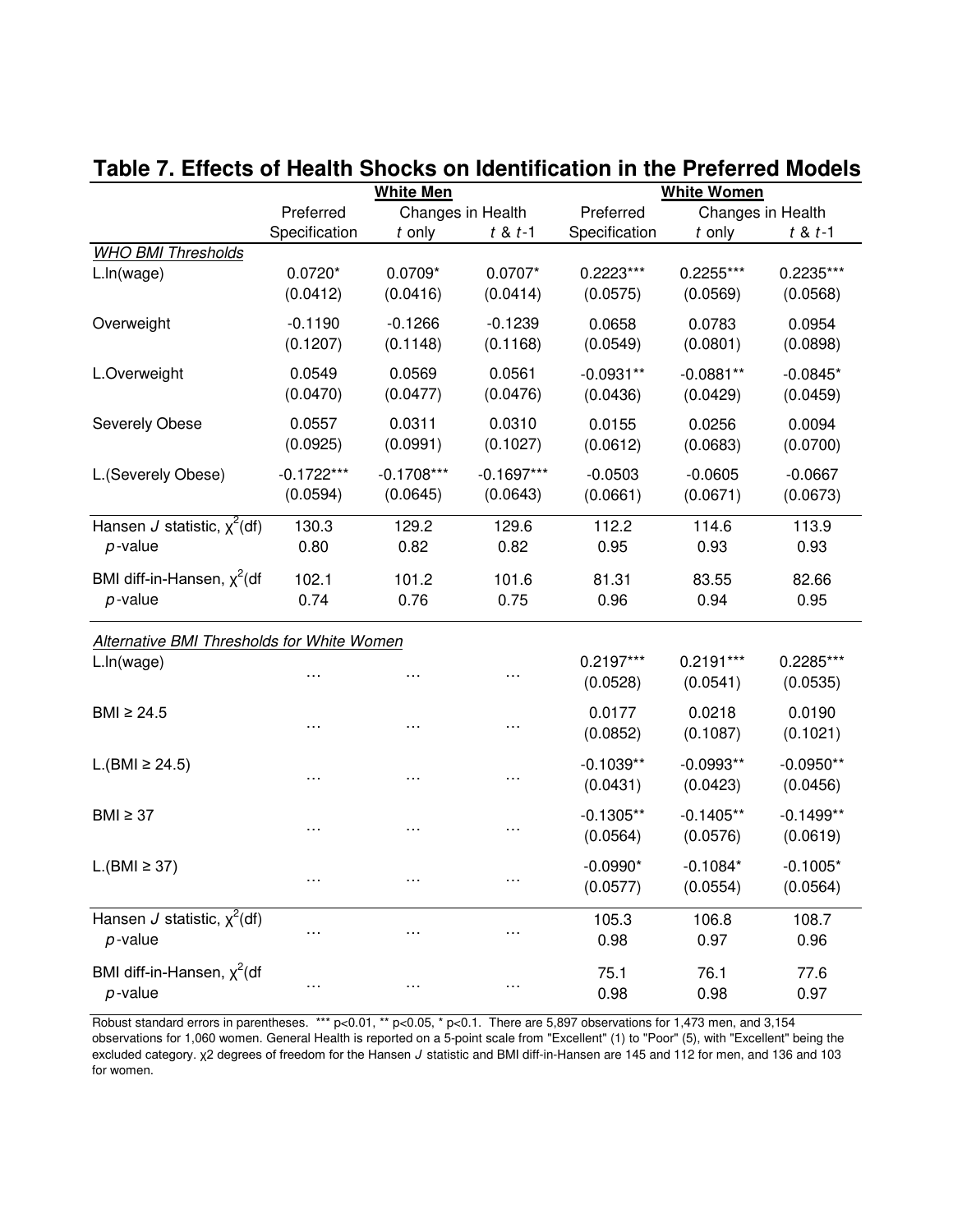# Table 7. Effects of Health Shocks on Identification in the Preferred Models

| | White Men | | | White Women | | |
|---|---|---|---|---|---|---|
| | Preferred Specification | Changes in Health | | Preferred Specification | Changes in Health | |
| | | *t* only | *t* & *t*-1 | | *t* only | *t* & *t*-1 |
| *WHO BMI Thresholds* | | | | | | |
| L.ln(wage) | 0.0720* | 0.0709* | 0.0707* | 0.2223*** | 0.2255*** | 0.2235*** |
| | (0.0412) | (0.0416) | (0.0414) | (0.0575) | (0.0569) | (0.0568) |
| Overweight | -0.1190 | -0.1266 | -0.1239 | 0.0658 | 0.0783 | 0.0954 |
| | (0.1207) | (0.1148) | (0.1168) | (0.0549) | (0.0801) | (0.0898) |
| L.Overweight | 0.0549 | 0.0569 | 0.0561 | -0.0931** | -0.0881** | -0.0845* |
| | (0.0470) | (0.0477) | (0.0476) | (0.0436) | (0.0429) | (0.0459) |
| Severely Obese | 0.0557 | 0.0311 | 0.0310 | 0.0155 | 0.0256 | 0.0094 |
| | (0.0925) | (0.0991) | (0.1027) | (0.0612) | (0.0683) | (0.0700) |
| L.(Severely Obese) | -0.1722*** | -0.1708*** | -0.1697*** | -0.0503 | -0.0605 | -0.0667 |
| | (0.0594) | (0.0645) | (0.0643) | (0.0661) | (0.0671) | (0.0673) |
| Hansen *J* statistic, $\chi^2$(df) | 130.3 | 129.2 | 129.6 | 112.2 | 114.6 | 113.9 |
| *p*-value | 0.80 | 0.82 | 0.82 | 0.95 | 0.93 | 0.93 |
| BMI diff-in-Hansen, $\chi^2$(df | 102.1 | 101.2 | 101.6 | 81.31 | 83.55 | 82.66 |
| *p*-value | 0.74 | 0.76 | 0.75 | 0.96 | 0.94 | 0.95 |
| *Alternative BMI Thresholds for White Women* | | | | | | |
| L.ln(wage) | … | … | … | 0.2197*** | 0.2191*** | 0.2285*** |
| | | | | (0.0528) | (0.0541) | (0.0535) |
| BMI ≥ 24.5 | … | … | … | 0.0177 | 0.0218 | 0.0190 |
| | | | | (0.0852) | (0.1087) | (0.1021) |
| L.(BMI ≥ 24.5) | … | … | … | -0.1039** | -0.0993** | -0.0950** |
| | | | | (0.0431) | (0.0423) | (0.0456) |
| BMI ≥ 37 | … | … | … | -0.1305** | -0.1405** | -0.1499** |
| | | | | (0.0564) | (0.0576) | (0.0619) |
| L.(BMI ≥ 37) | … | … | … | -0.0990* | -0.1084* | -0.1005* |
| | | | | (0.0577) | (0.0554) | (0.0564) |
| Hansen *J* statistic, $\chi^2$(df) | … | … | … | 105.3 | 106.8 | 108.7 |
| *p*-value | | | | 0.98 | 0.97 | 0.96 |
| BMI diff-in-Hansen, $\chi^2$(df | … | … | … | 75.1 | 76.1 | 77.6 |
| *p*-value | | | | 0.98 | 0.98 | 0.97 |

Robust standard errors in parentheses. *** p<0.01, ** p<0.05, * p<0.1. There are 5,897 observations for 1,473 men, and 3,154 observations for 1,060 women. General Health is reported on a 5-point scale from "Excellent" (1) to "Poor" (5), with "Excellent" being the excluded category. χ2 degrees of freedom for the Hansen *J* statistic and BMI diff-in-Hansen are 145 and 112 for men, and 136 and 103 for women.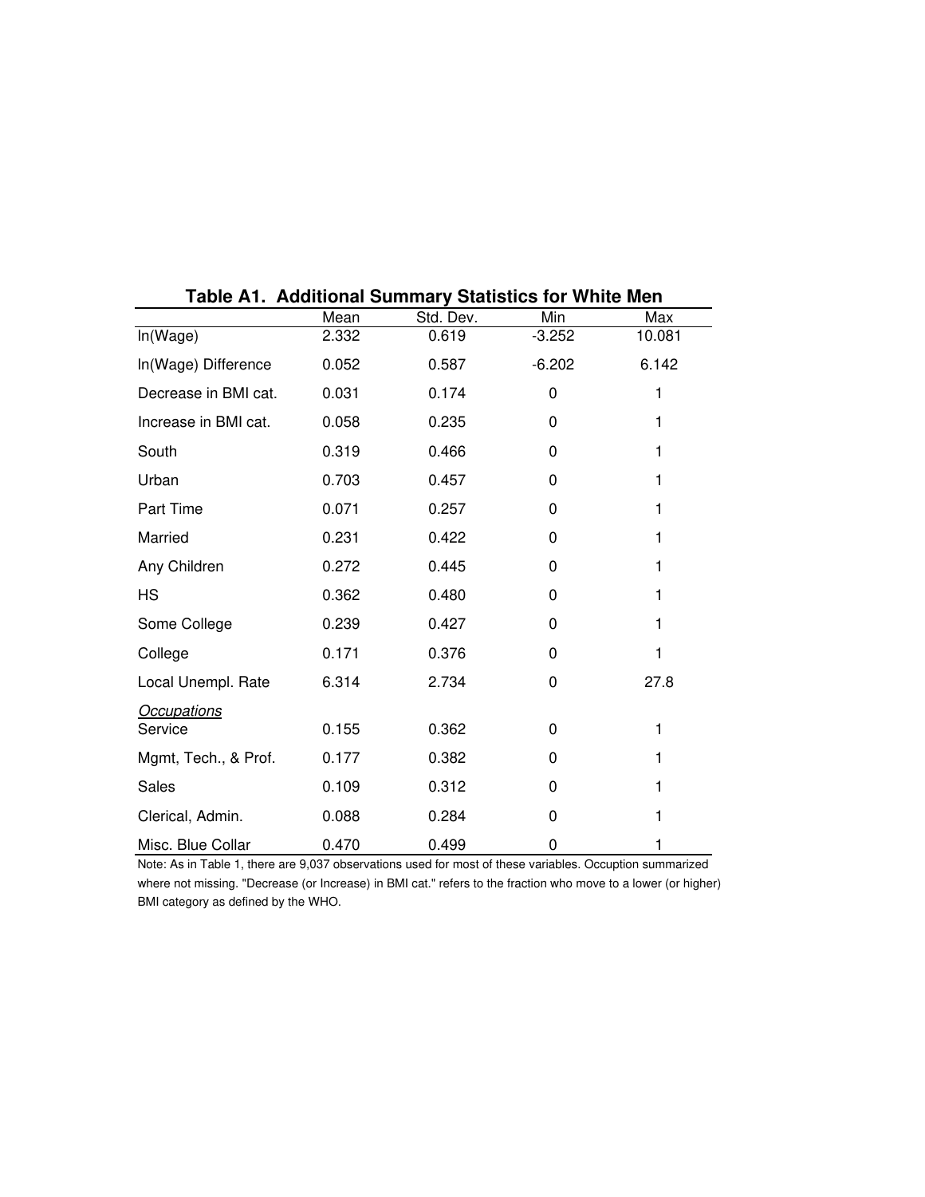**Table A1. Additional Summary Statistics for White Men**

| | Mean | Std. Dev. | Min | Max |
|---|---|---|---|---|
| ln(Wage) | 2.332 | 0.619 | -3.252 | 10.081 |
| ln(Wage) Difference | 0.052 | 0.587 | -6.202 | 6.142 |
| Decrease in BMI cat. | 0.031 | 0.174 | 0 | 1 |
| Increase in BMI cat. | 0.058 | 0.235 | 0 | 1 |
| South | 0.319 | 0.466 | 0 | 1 |
| Urban | 0.703 | 0.457 | 0 | 1 |
| Part Time | 0.071 | 0.257 | 0 | 1 |
| Married | 0.231 | 0.422 | 0 | 1 |
| Any Children | 0.272 | 0.445 | 0 | 1 |
| HS | 0.362 | 0.480 | 0 | 1 |
| Some College | 0.239 | 0.427 | 0 | 1 |
| College | 0.171 | 0.376 | 0 | 1 |
| Local Unempl. Rate | 6.314 | 2.734 | 0 | 27.8 |
| *Occupations* | | | | |
| Service | 0.155 | 0.362 | 0 | 1 |
| Mgmt, Tech., & Prof. | 0.177 | 0.382 | 0 | 1 |
| Sales | 0.109 | 0.312 | 0 | 1 |
| Clerical, Admin. | 0.088 | 0.284 | 0 | 1 |
| Misc. Blue Collar | 0.470 | 0.499 | 0 | 1 |

Note: As in Table 1, there are 9,037 observations used for most of these variables. Occuption summarized where not missing. "Decrease (or Increase) in BMI cat." refers to the fraction who move to a lower (or higher) BMI category as defined by the WHO.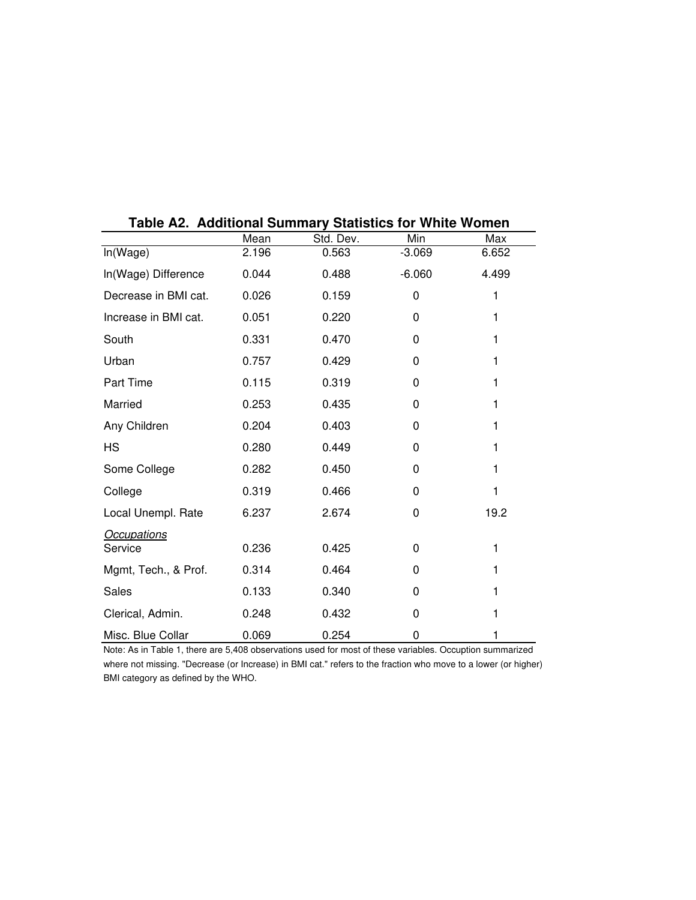**Table A2. Additional Summary Statistics for White Women**

| | Mean | Std. Dev. | Min | Max |
|---|---|---|---|---|
| ln(Wage) | 2.196 | 0.563 | -3.069 | 6.652 |
| ln(Wage) Difference | 0.044 | 0.488 | -6.060 | 4.499 |
| Decrease in BMI cat. | 0.026 | 0.159 | 0 | 1 |
| Increase in BMI cat. | 0.051 | 0.220 | 0 | 1 |
| South | 0.331 | 0.470 | 0 | 1 |
| Urban | 0.757 | 0.429 | 0 | 1 |
| Part Time | 0.115 | 0.319 | 0 | 1 |
| Married | 0.253 | 0.435 | 0 | 1 |
| Any Children | 0.204 | 0.403 | 0 | 1 |
| HS | 0.280 | 0.449 | 0 | 1 |
| Some College | 0.282 | 0.450 | 0 | 1 |
| College | 0.319 | 0.466 | 0 | 1 |
| Local Unempl. Rate | 6.237 | 2.674 | 0 | 19.2 |
| *Occupations* | | | | |
| Service | 0.236 | 0.425 | 0 | 1 |
| Mgmt, Tech., & Prof. | 0.314 | 0.464 | 0 | 1 |
| Sales | 0.133 | 0.340 | 0 | 1 |
| Clerical, Admin. | 0.248 | 0.432 | 0 | 1 |
| Misc. Blue Collar | 0.069 | 0.254 | 0 | 1 |

Note: As in Table 1, there are 5,408 observations used for most of these variables. Occuption summarized where not missing. "Decrease (or Increase) in BMI cat." refers to the fraction who move to a lower (or higher) BMI category as defined by the WHO.